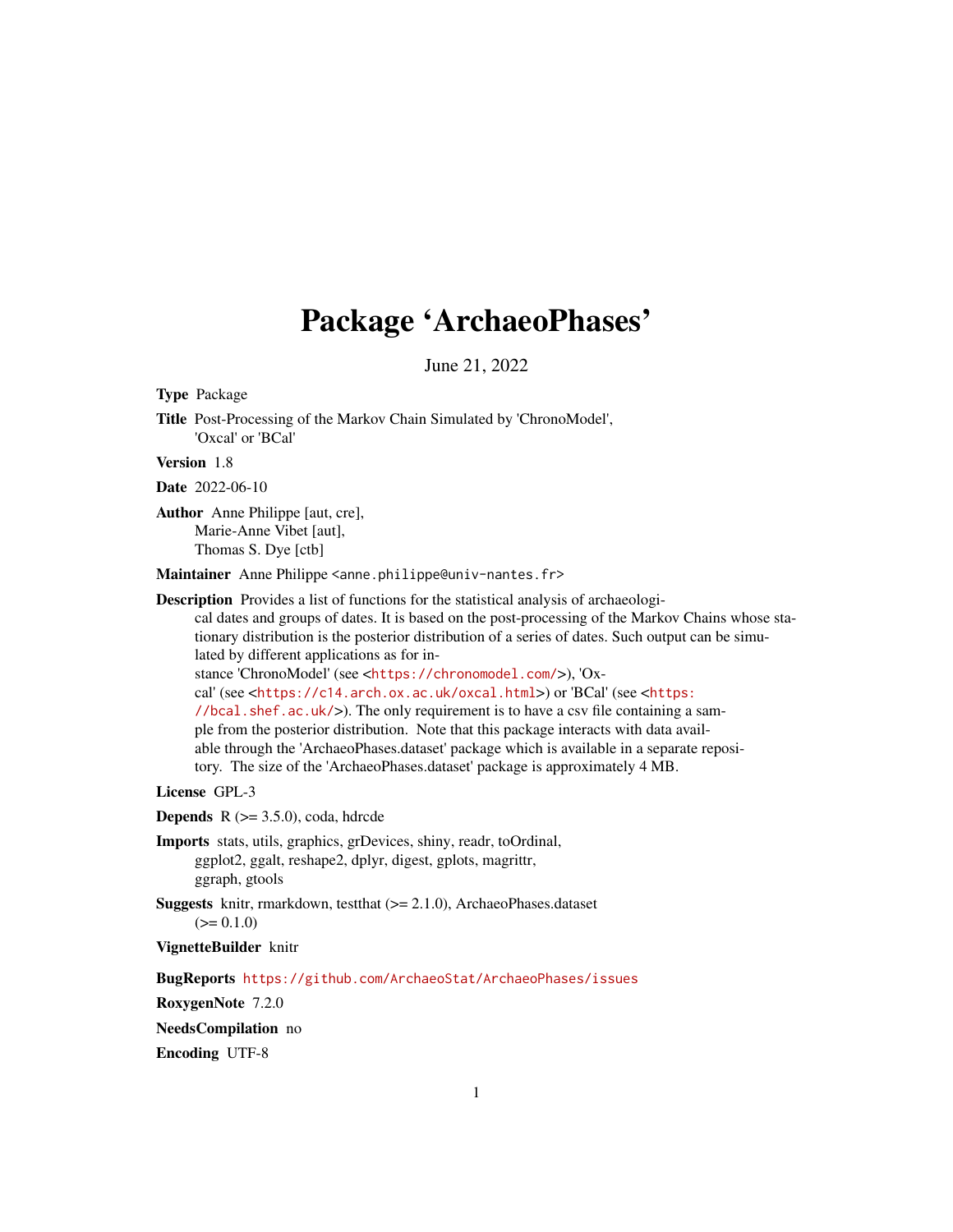# Package 'ArchaeoPhases'

June 21, 2022

**Type** Package

**Title** Post-Processing of the Markov Chain Simulated by 'ChronoModel', 'Oxcal' or 'BCal'

**Version** 1.8

**Date** 2022-06-10

**Author** Anne Philippe [aut, cre], Marie-Anne Vibet [aut], Thomas S. Dye [ctb]

**Maintainer** Anne Philippe <anne.philippe@univ-nantes.fr>

**Description** Provides a list of functions for the statistical analysis of archaeological dates and groups of dates. It is based on the post-processing of the Markov Chains whose stationary distribution is the posterior distribution of a series of dates. Such output can be simulated by different applications as for instance 'ChronoModel' (see <https://chronomodel.com/>), 'Oxcal' (see <https://c14.arch.ox.ac.uk/oxcal.html>) or 'BCal' (see <https://bcal.shef.ac.uk/>). The only requirement is to have a csv file containing a sample from the posterior distribution. Note that this package interacts with data available through the 'ArchaeoPhases.dataset' package which is available in a separate repository. The size of the 'ArchaeoPhases.dataset' package is approximately 4 MB.

**License** GPL-3

**Depends** R (>= 3.5.0), coda, hdrcde

**Imports** stats, utils, graphics, grDevices, shiny, readr, toOrdinal, ggplot2, ggalt, reshape2, dplyr, digest, gplots, magrittr, ggraph, gtools

**Suggests** knitr, rmarkdown, testthat (>= 2.1.0), ArchaeoPhases.dataset (>= 0.1.0)

**VignetteBuilder** knitr

**BugReports** https://github.com/ArchaeoStat/ArchaeoPhases/issues

**RoxygenNote** 7.2.0

**NeedsCompilation** no

**Encoding** UTF-8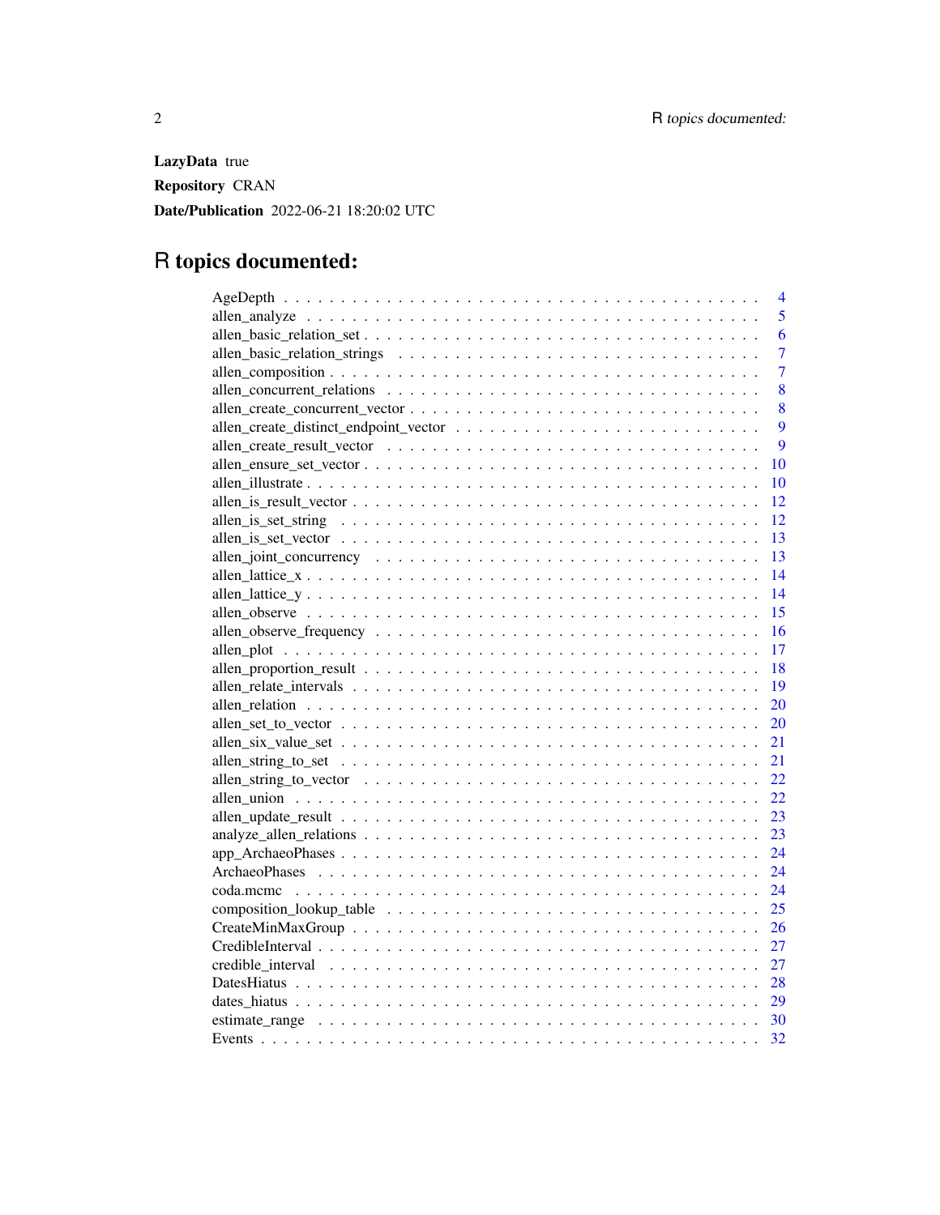**LazyData** true

**Repository** CRAN

**Date/Publication** 2022-06-21 18:20:02 UTC

# R topics documented:

| | |
|---|---|
| AgeDepth | 4 |
| allen_analyze | 5 |
| allen_basic_relation_set | 6 |
| allen_basic_relation_strings | 7 |
| allen_composition | 7 |
| allen_concurrent_relations | 8 |
| allen_create_concurrent_vector | 8 |
| allen_create_distinct_endpoint_vector | 9 |
| allen_create_result_vector | 9 |
| allen_ensure_set_vector | 10 |
| allen_illustrate | 10 |
| allen_is_result_vector | 12 |
| allen_is_set_string | 12 |
| allen_is_set_vector | 13 |
| allen_joint_concurrency | 13 |
| allen_lattice_x | 14 |
| allen_lattice_y | 14 |
| allen_observe | 15 |
| allen_observe_frequency | 16 |
| allen_plot | 17 |
| allen_proportion_result | 18 |
| allen_relate_intervals | 19 |
| allen_relation | 20 |
| allen_set_to_vector | 20 |
| allen_six_value_set | 21 |
| allen_string_to_set | 21 |
| allen_string_to_vector | 22 |
| allen_union | 22 |
| allen_update_result | 23 |
| analyze_allen_relations | 23 |
| app_ArchaeoPhases | 24 |
| ArchaeoPhases | 24 |
| coda.mcmc | 24 |
| composition_lookup_table | 25 |
| CreateMinMaxGroup | 26 |
| CredibleInterval | 27 |
| credible_interval | 27 |
| DatesHiatus | 28 |
| dates_hiatus | 29 |
| estimate_range | 30 |
| Events | 32 |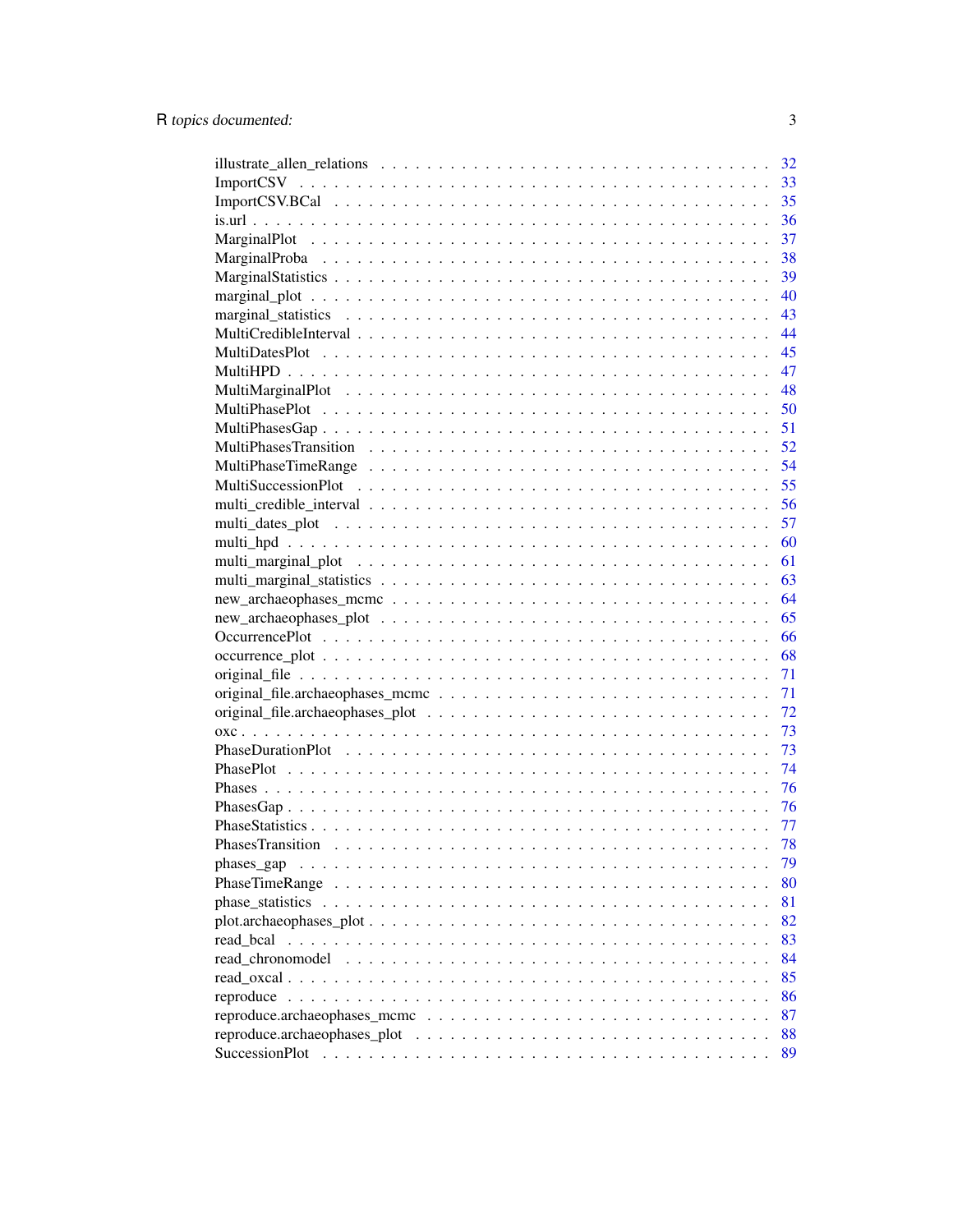illustrate_allen_relations . . . . . . . . . . . . . . . . . . . . . . . . . . . . . . 32
ImportCSV . . . . . . . . . . . . . . . . . . . . . . . . . . . . . . . . . . . . . . 33
ImportCSV.BCal . . . . . . . . . . . . . . . . . . . . . . . . . . . . . . . . . . . 35
is.url . . . . . . . . . . . . . . . . . . . . . . . . . . . . . . . . . . . . . . . . . 36
MarginalPlot . . . . . . . . . . . . . . . . . . . . . . . . . . . . . . . . . . . . . 37
MarginalProba . . . . . . . . . . . . . . . . . . . . . . . . . . . . . . . . . . . . 38
MarginalStatistics . . . . . . . . . . . . . . . . . . . . . . . . . . . . . . . . . . 39
marginal_plot . . . . . . . . . . . . . . . . . . . . . . . . . . . . . . . . . . . . 40
marginal_statistics . . . . . . . . . . . . . . . . . . . . . . . . . . . . . . . . . 43
MultiCredibleInterval . . . . . . . . . . . . . . . . . . . . . . . . . . . . . . . . 44
MultiDatesPlot . . . . . . . . . . . . . . . . . . . . . . . . . . . . . . . . . . . 45
MultiHPD . . . . . . . . . . . . . . . . . . . . . . . . . . . . . . . . . . . . . . 47
MultiMarginalPlot . . . . . . . . . . . . . . . . . . . . . . . . . . . . . . . . . 48
MultiPhasePlot . . . . . . . . . . . . . . . . . . . . . . . . . . . . . . . . . . . 50
MultiPhasesGap . . . . . . . . . . . . . . . . . . . . . . . . . . . . . . . . . . 51
MultiPhasesTransition . . . . . . . . . . . . . . . . . . . . . . . . . . . . . . . 52
MultiPhaseTimeRange . . . . . . . . . . . . . . . . . . . . . . . . . . . . . . . 54
MultiSuccessionPlot . . . . . . . . . . . . . . . . . . . . . . . . . . . . . . . . 55
multi_credible_interval . . . . . . . . . . . . . . . . . . . . . . . . . . . . . . 56
multi_dates_plot . . . . . . . . . . . . . . . . . . . . . . . . . . . . . . . . . . 57
multi_hpd . . . . . . . . . . . . . . . . . . . . . . . . . . . . . . . . . . . . . . 60
multi_marginal_plot . . . . . . . . . . . . . . . . . . . . . . . . . . . . . . . . 61
multi_marginal_statistics . . . . . . . . . . . . . . . . . . . . . . . . . . . . . 63
new_archaeophases_mcmc . . . . . . . . . . . . . . . . . . . . . . . . . . . . . 64
new_archaeophases_plot . . . . . . . . . . . . . . . . . . . . . . . . . . . . . . 65
OccurrencePlot . . . . . . . . . . . . . . . . . . . . . . . . . . . . . . . . . . . 66
occurrence_plot . . . . . . . . . . . . . . . . . . . . . . . . . . . . . . . . . . . 68
original_file . . . . . . . . . . . . . . . . . . . . . . . . . . . . . . . . . . . . 71
original_file.archaeophases_mcmc . . . . . . . . . . . . . . . . . . . . . . . . 71
original_file.archaeophases_plot . . . . . . . . . . . . . . . . . . . . . . . . . 72
oxc . . . . . . . . . . . . . . . . . . . . . . . . . . . . . . . . . . . . . . . . . 73
PhaseDurationPlot . . . . . . . . . . . . . . . . . . . . . . . . . . . . . . . . . 73
PhasePlot . . . . . . . . . . . . . . . . . . . . . . . . . . . . . . . . . . . . . . 74
Phases . . . . . . . . . . . . . . . . . . . . . . . . . . . . . . . . . . . . . . . . 76
PhasesGap . . . . . . . . . . . . . . . . . . . . . . . . . . . . . . . . . . . . . 76
PhaseStatistics . . . . . . . . . . . . . . . . . . . . . . . . . . . . . . . . . . . 77
PhasesTransition . . . . . . . . . . . . . . . . . . . . . . . . . . . . . . . . . . 78
phases_gap . . . . . . . . . . . . . . . . . . . . . . . . . . . . . . . . . . . . . 79
PhaseTimeRange . . . . . . . . . . . . . . . . . . . . . . . . . . . . . . . . . . 80
phase_statistics . . . . . . . . . . . . . . . . . . . . . . . . . . . . . . . . . . 81
plot.archaeophases_plot . . . . . . . . . . . . . . . . . . . . . . . . . . . . . . 82
read_bcal . . . . . . . . . . . . . . . . . . . . . . . . . . . . . . . . . . . . . . 83
read_chronomodel . . . . . . . . . . . . . . . . . . . . . . . . . . . . . . . . . 84
read_oxcal . . . . . . . . . . . . . . . . . . . . . . . . . . . . . . . . . . . . . 85
reproduce . . . . . . . . . . . . . . . . . . . . . . . . . . . . . . . . . . . . . . 86
reproduce.archaeophases_mcmc . . . . . . . . . . . . . . . . . . . . . . . . . . 87
reproduce.archaeophases_plot . . . . . . . . . . . . . . . . . . . . . . . . . . . 88
SuccessionPlot . . . . . . . . . . . . . . . . . . . . . . . . . . . . . . . . . . . 89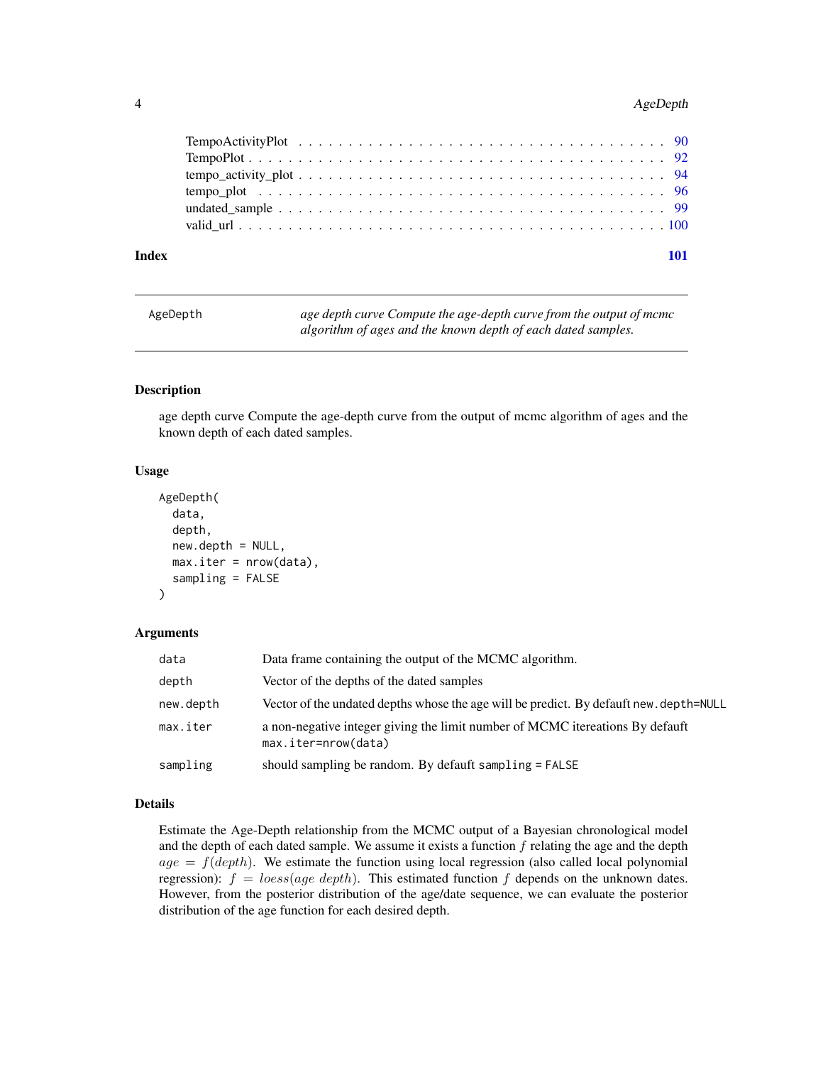TempoActivityPlot . . . . . . . . . . . . . . . . . . . . . . . . . . . . . . . . . . . . 90
TempoPlot . . . . . . . . . . . . . . . . . . . . . . . . . . . . . . . . . . . . . . . . 92
tempo_activity_plot . . . . . . . . . . . . . . . . . . . . . . . . . . . . . . . . . . . 94
tempo_plot . . . . . . . . . . . . . . . . . . . . . . . . . . . . . . . . . . . . . . . 96
undated_sample . . . . . . . . . . . . . . . . . . . . . . . . . . . . . . . . . . . . . 99
valid_url . . . . . . . . . . . . . . . . . . . . . . . . . . . . . . . . . . . . . . . . 100

**Index** **101**

---

`AgeDepth` *age depth curve Compute the age-depth curve from the output of mcmc algorithm of ages and the known depth of each dated samples.*

---

## Description

age depth curve Compute the age-depth curve from the output of mcmc algorithm of ages and the known depth of each dated samples.

## Usage

```
AgeDepth(
  data,
  depth,
  new.depth = NULL,
  max.iter = nrow(data),
  sampling = FALSE
)
```

## Arguments

| | |
|---|---|
| `data` | Data frame containing the output of the MCMC algorithm. |
| `depth` | Vector of the depths of the dated samples |
| `new.depth` | Vector of the undated depths whose the age will be predict. By defauft `new.depth=NULL` |
| `max.iter` | a non-negative integer giving the limit number of MCMC itereations By defauft `max.iter=nrow(data)` |
| `sampling` | should sampling be random. By defauft `sampling = FALSE` |

## Details

Estimate the Age-Depth relationship from the MCMC output of a Bayesian chronological model and the depth of each dated sample. We assume it exists a function $f$ relating the age and the depth $age = f(depth)$. We estimate the function using local regression (also called local polynomial regression): $f = loess(age \; depth)$. This estimated function $f$ depends on the unknown dates. However, from the posterior distribution of the age/date sequence, we can evaluate the posterior distribution of the age function for each desired depth.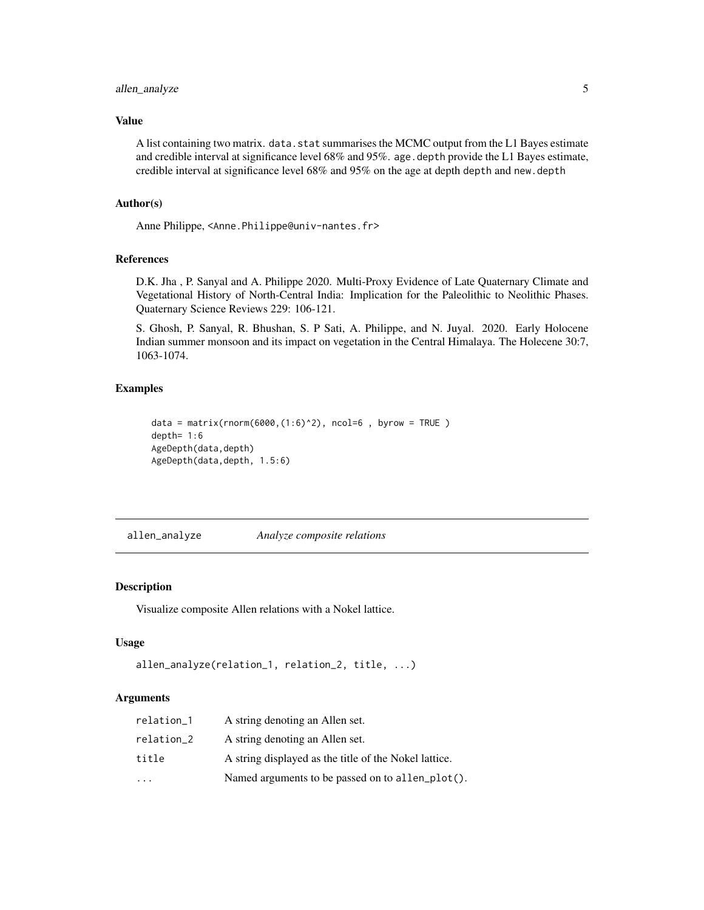### Value

A list containing two matrix. `data.stat` summarises the MCMC output from the L1 Bayes estimate and credible interval at significance level 68% and 95%. `age.depth` provide the L1 Bayes estimate, credible interval at significance level 68% and 95% on the age at depth `depth` and `new.depth`

### Author(s)

Anne Philippe, <Anne.Philippe@univ-nantes.fr>

### References

D.K. Jha , P. Sanyal and A. Philippe 2020. Multi-Proxy Evidence of Late Quaternary Climate and Vegetational History of North-Central India: Implication for the Paleolithic to Neolithic Phases. Quaternary Science Reviews 229: 106-121.

S. Ghosh, P. Sanyal, R. Bhushan, S. P Sati, A. Philippe, and N. Juyal. 2020. Early Holocene Indian summer monsoon and its impact on vegetation in the Central Himalaya. The Holecene 30:7, 1063-1074.

### Examples

```
data = matrix(rnorm(6000,(1:6)^2), ncol=6 , byrow = TRUE )
depth= 1:6
AgeDepth(data,depth)
AgeDepth(data,depth, 1.5:6)
```

---

## allen_analyze — *Analyze composite relations*

### Description

Visualize composite Allen relations with a Nokel lattice.

### Usage

```
allen_analyze(relation_1, relation_2, title, ...)
```

### Arguments

| | |
|---|---|
| relation_1 | A string denoting an Allen set. |
| relation_2 | A string denoting an Allen set. |
| title | A string displayed as the title of the Nokel lattice. |
| ... | Named arguments to be passed on to `allen_plot()`. |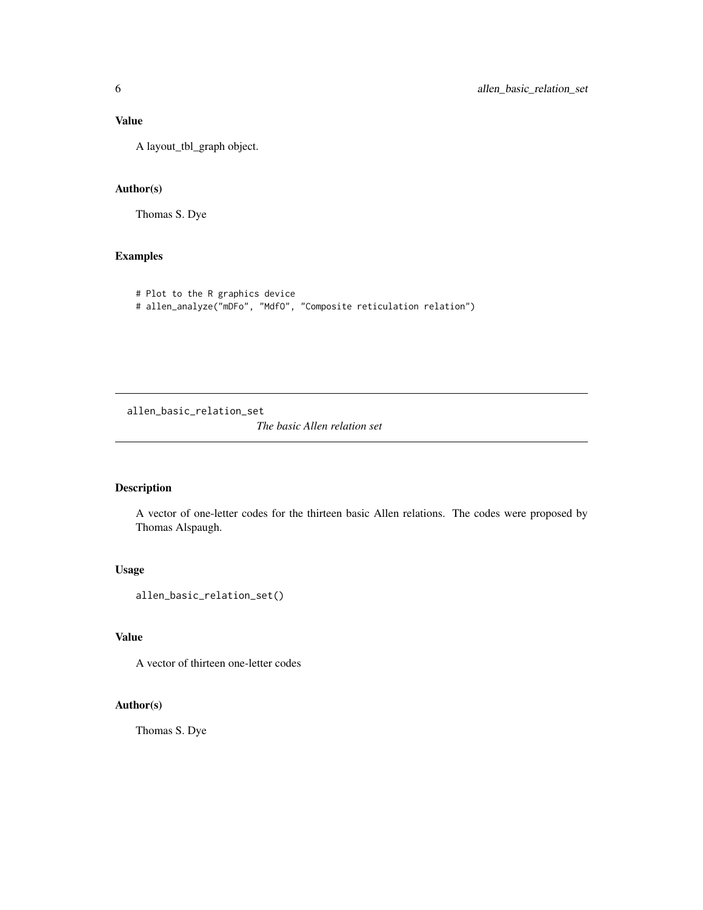## Value

A layout_tbl_graph object.

## Author(s)

Thomas S. Dye

## Examples

```
# Plot to the R graphics device
# allen_analyze("mDFo", "MdfO", "Composite reticulation relation")
```

---

# allen_basic_relation_set

*The basic Allen relation set*

---

## Description

A vector of one-letter codes for the thirteen basic Allen relations. The codes were proposed by Thomas Alspaugh.

## Usage

```
allen_basic_relation_set()
```

## Value

A vector of thirteen one-letter codes

## Author(s)

Thomas S. Dye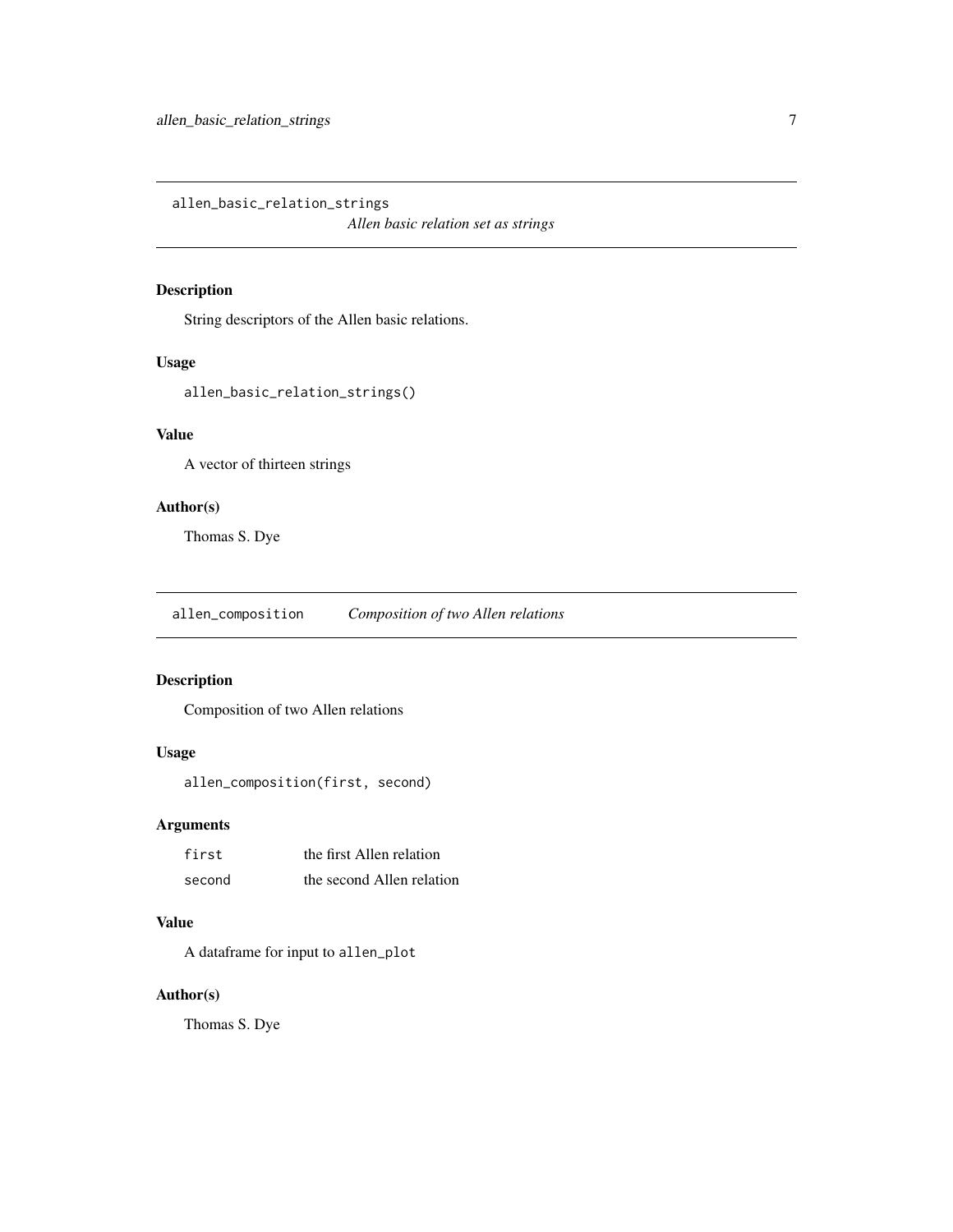## allen_basic_relation_strings

*Allen basic relation set as strings*

### Description

String descriptors of the Allen basic relations.

### Usage

```
allen_basic_relation_strings()
```

### Value

A vector of thirteen strings

### Author(s)

Thomas S. Dye

## allen_composition

*Composition of two Allen relations*

### Description

Composition of two Allen relations

### Usage

```
allen_composition(first, second)
```

### Arguments

| | |
|---|---|
| `first` | the first Allen relation |
| `second` | the second Allen relation |

### Value

A dataframe for input to `allen_plot`

### Author(s)

Thomas S. Dye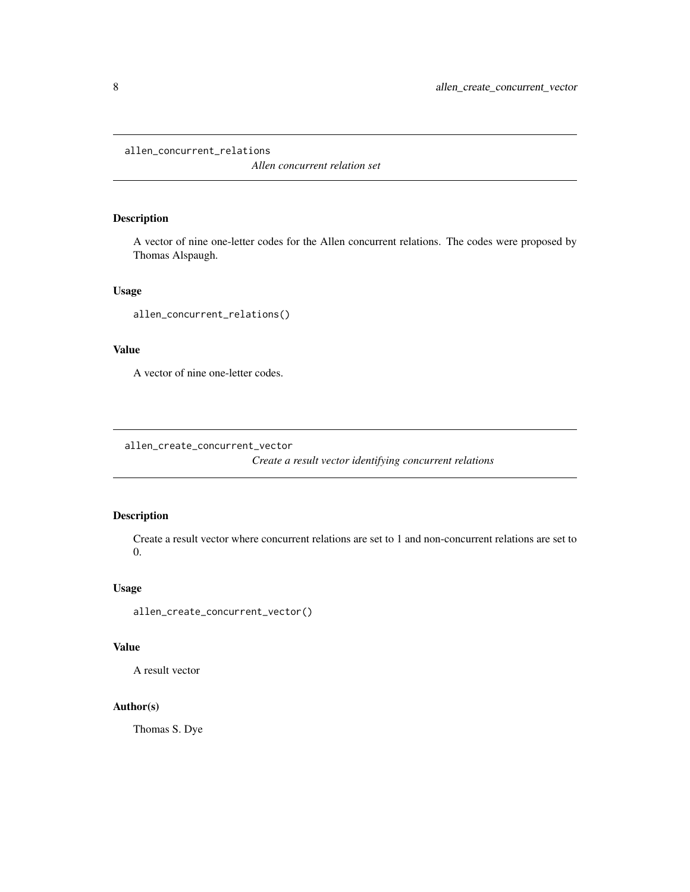## allen_concurrent_relations

*Allen concurrent relation set*

### Description

A vector of nine one-letter codes for the Allen concurrent relations. The codes were proposed by Thomas Alspaugh.

### Usage

```
allen_concurrent_relations()
```

### Value

A vector of nine one-letter codes.

## allen_create_concurrent_vector

*Create a result vector identifying concurrent relations*

### Description

Create a result vector where concurrent relations are set to 1 and non-concurrent relations are set to 0.

### Usage

```
allen_create_concurrent_vector()
```

### Value

A result vector

### Author(s)

Thomas S. Dye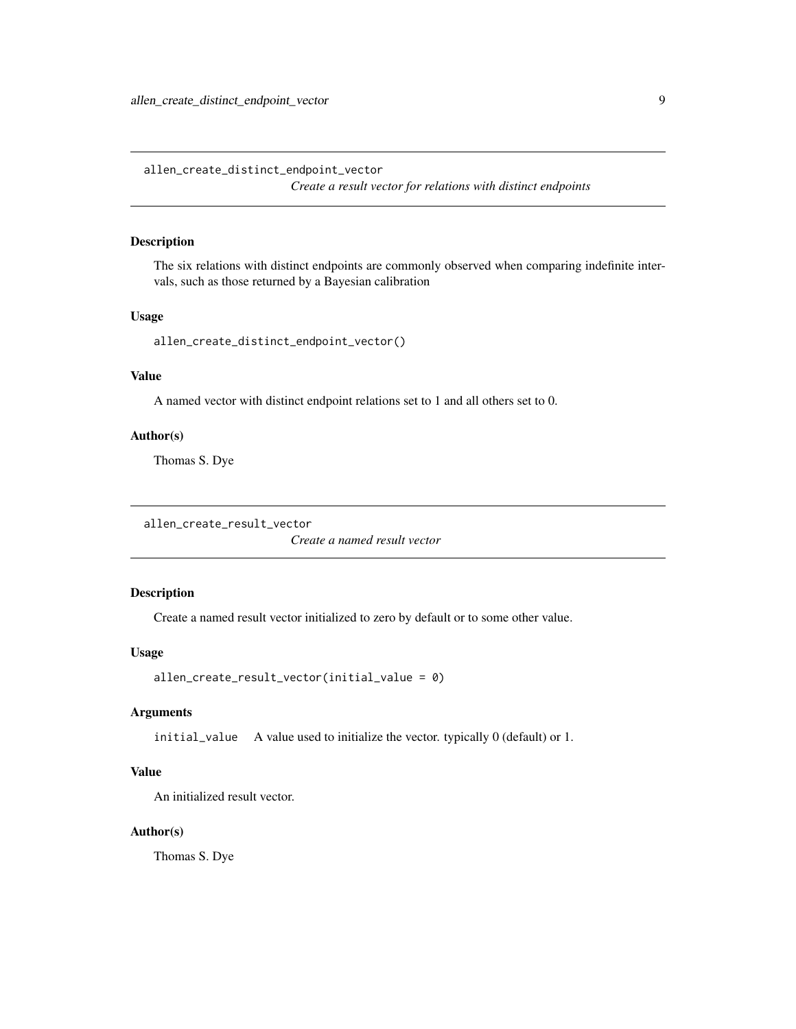## allen_create_distinct_endpoint_vector

*Create a result vector for relations with distinct endpoints*

### Description

The six relations with distinct endpoints are commonly observed when comparing indefinite intervals, such as those returned by a Bayesian calibration

### Usage

```
allen_create_distinct_endpoint_vector()
```

### Value

A named vector with distinct endpoint relations set to 1 and all others set to 0.

### Author(s)

Thomas S. Dye

## allen_create_result_vector

*Create a named result vector*

### Description

Create a named result vector initialized to zero by default or to some other value.

### Usage

```
allen_create_result_vector(initial_value = 0)
```

### Arguments

`initial_value` A value used to initialize the vector. typically 0 (default) or 1.

### Value

An initialized result vector.

### Author(s)

Thomas S. Dye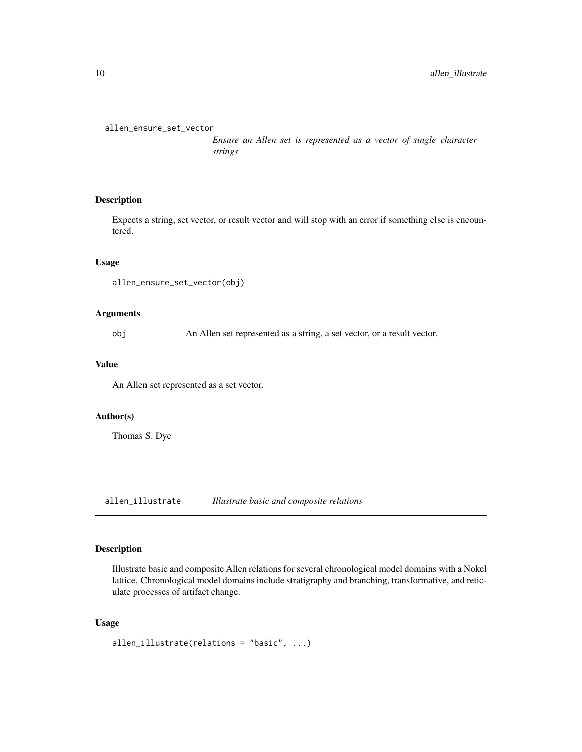## allen_ensure_set_vector

*Ensure an Allen set is represented as a vector of single character strings*

### Description

Expects a string, set vector, or result vector and will stop with an error if something else is encountered.

### Usage

```
allen_ensure_set_vector(obj)
```

### Arguments

obj An Allen set represented as a string, a set vector, or a result vector.

### Value

An Allen set represented as a set vector.

### Author(s)

Thomas S. Dye

## allen_illustrate

*Illustrate basic and composite relations*

### Description

Illustrate basic and composite Allen relations for several chronological model domains with a Nokel lattice. Chronological model domains include stratigraphy and branching, transformative, and reticulate processes of artifact change.

### Usage

```
allen_illustrate(relations = "basic", ...)
```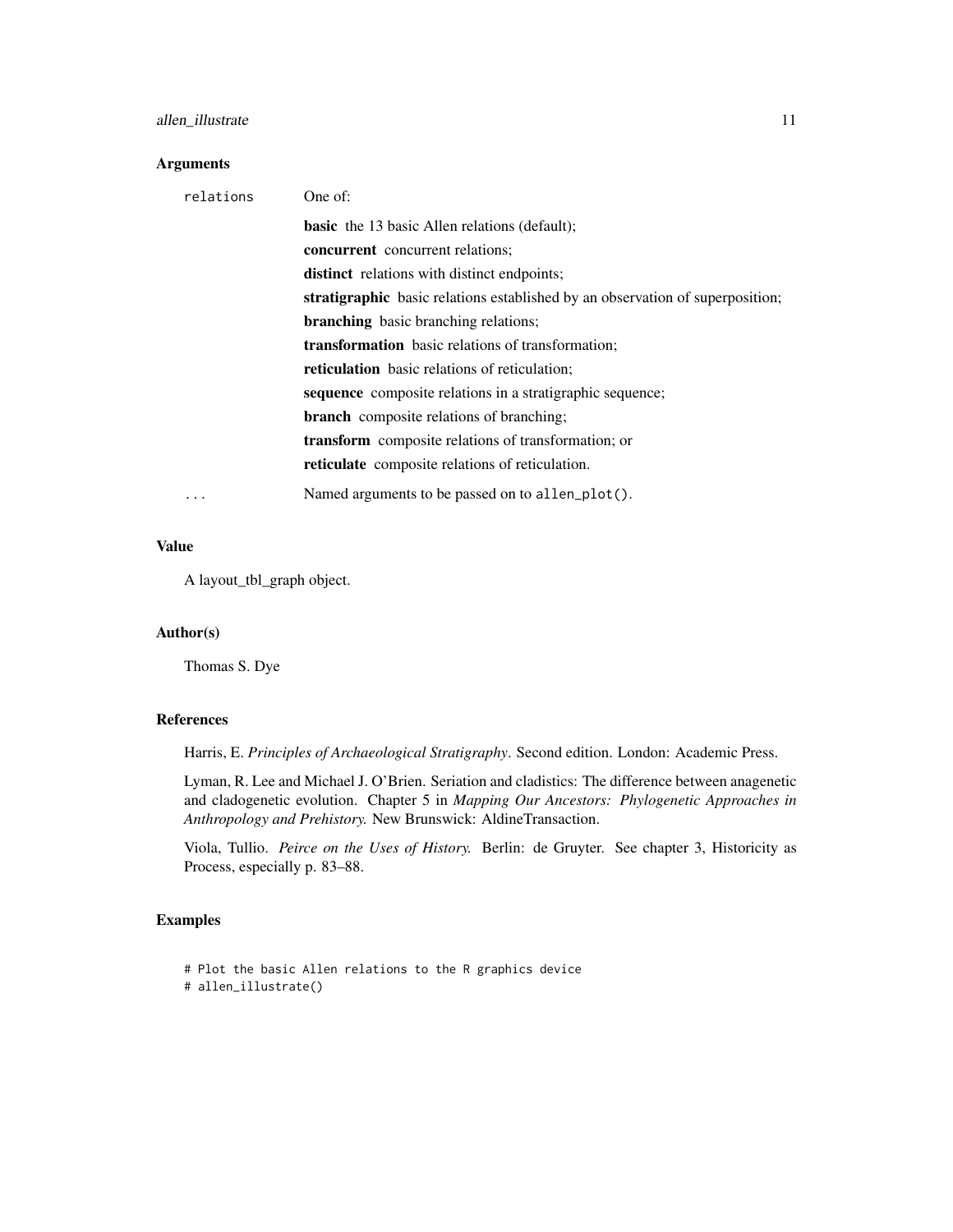## Arguments

relations One of:

- **basic** the 13 basic Allen relations (default);
- **concurrent** concurrent relations;
- **distinct** relations with distinct endpoints;
- **stratigraphic** basic relations established by an observation of superposition;
- **branching** basic branching relations;
- **transformation** basic relations of transformation;
- **reticulation** basic relations of reticulation;
- **sequence** composite relations in a stratigraphic sequence;
- **branch** composite relations of branching;
- **transform** composite relations of transformation; or
- **reticulate** composite relations of reticulation.

... Named arguments to be passed on to `allen_plot()`.

## Value

A layout_tbl_graph object.

## Author(s)

Thomas S. Dye

## References

Harris, E. *Principles of Archaeological Stratigraphy*. Second edition. London: Academic Press.

Lyman, R. Lee and Michael J. O'Brien. Seriation and cladistics: The difference between anagenetic and cladogenetic evolution. Chapter 5 in *Mapping Our Ancestors: Phylogenetic Approaches in Anthropology and Prehistory.* New Brunswick: AldineTransaction.

Viola, Tullio. *Peirce on the Uses of History.* Berlin: de Gruyter. See chapter 3, Historicity as Process, especially p. 83–88.

## Examples

```
# Plot the basic Allen relations to the R graphics device
# allen_illustrate()
```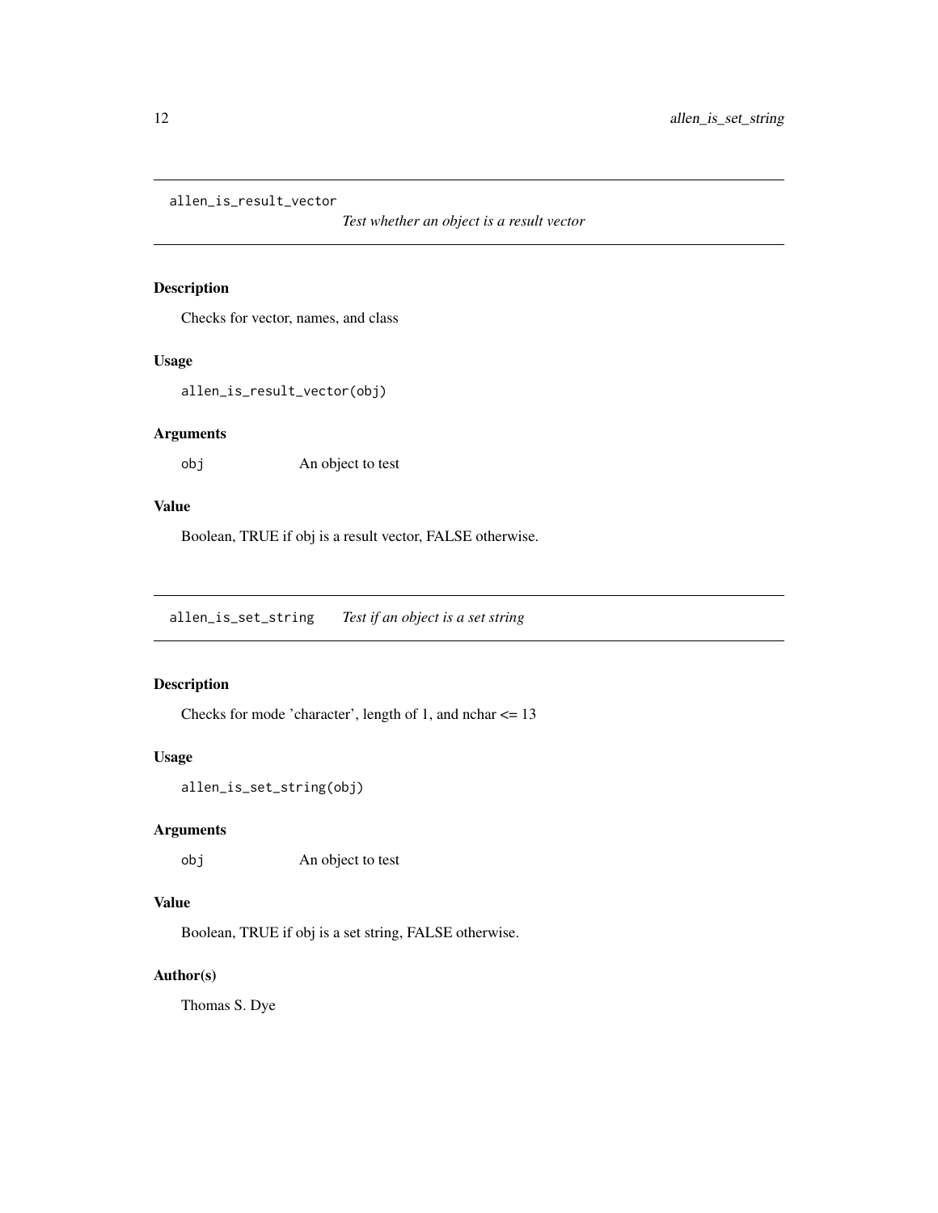## allen_is_result_vector

*Test whether an object is a result vector*

### Description

Checks for vector, names, and class

### Usage

```
allen_is_result_vector(obj)
```

### Arguments

| | |
|---|---|
| obj | An object to test |

### Value

Boolean, TRUE if obj is a result vector, FALSE otherwise.

## allen_is_set_string

*Test if an object is a set string*

### Description

Checks for mode 'character', length of 1, and nchar <= 13

### Usage

```
allen_is_set_string(obj)
```

### Arguments

| | |
|---|---|
| obj | An object to test |

### Value

Boolean, TRUE if obj is a set string, FALSE otherwise.

### Author(s)

Thomas S. Dye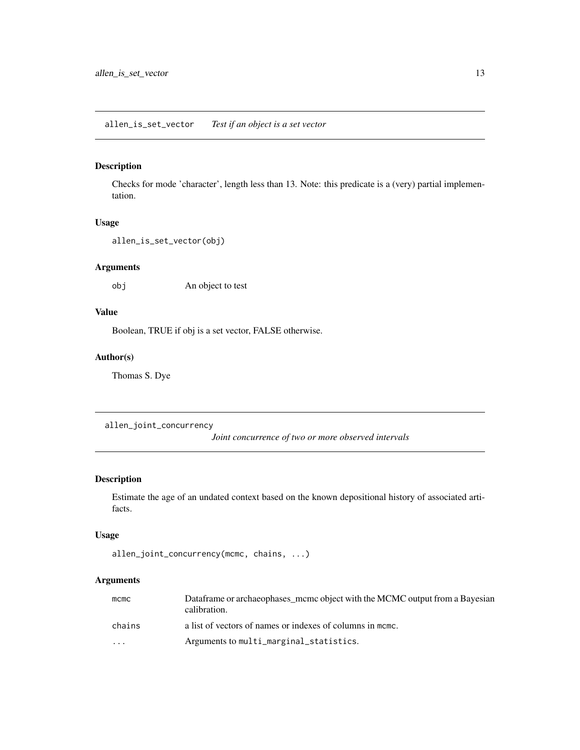## allen_is_set_vector *Test if an object is a set vector*

### Description

Checks for mode 'character', length less than 13. Note: this predicate is a (very) partial implementation.

### Usage

```
allen_is_set_vector(obj)
```

### Arguments

| | |
|---|---|
| obj | An object to test |

### Value

Boolean, TRUE if obj is a set vector, FALSE otherwise.

### Author(s)

Thomas S. Dye

## allen_joint_concurrency *Joint concurrence of two or more observed intervals*

### Description

Estimate the age of an undated context based on the known depositional history of associated artifacts.

### Usage

```
allen_joint_concurrency(mcmc, chains, ...)
```

### Arguments

| | |
|---|---|
| mcmc | Dataframe or archaeophases_mcmc object with the MCMC output from a Bayesian calibration. |
| chains | a list of vectors of names or indexes of columns in mcmc. |
| ... | Arguments to multi_marginal_statistics. |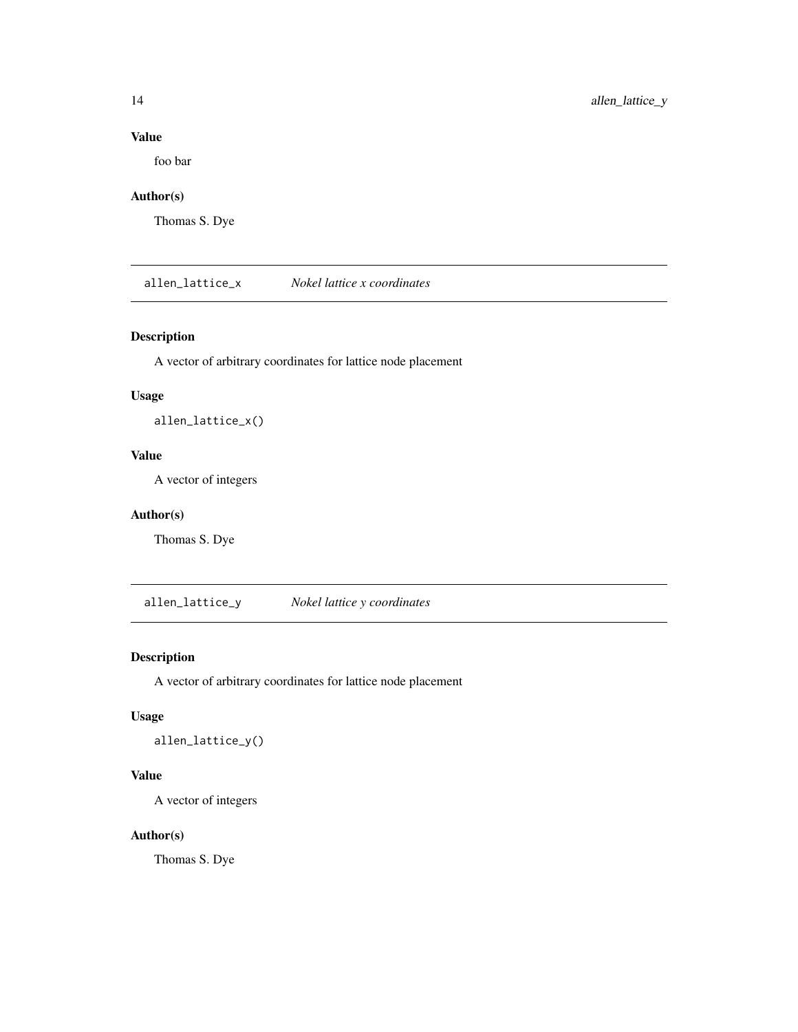### Value

foo bar

### Author(s)

Thomas S. Dye

---

## allen_lattice_x — *Nokel lattice x coordinates*

### Description

A vector of arbitrary coordinates for lattice node placement

### Usage

```
allen_lattice_x()
```

### Value

A vector of integers

### Author(s)

Thomas S. Dye

---

## allen_lattice_y — *Nokel lattice y coordinates*

### Description

A vector of arbitrary coordinates for lattice node placement

### Usage

```
allen_lattice_y()
```

### Value

A vector of integers

### Author(s)

Thomas S. Dye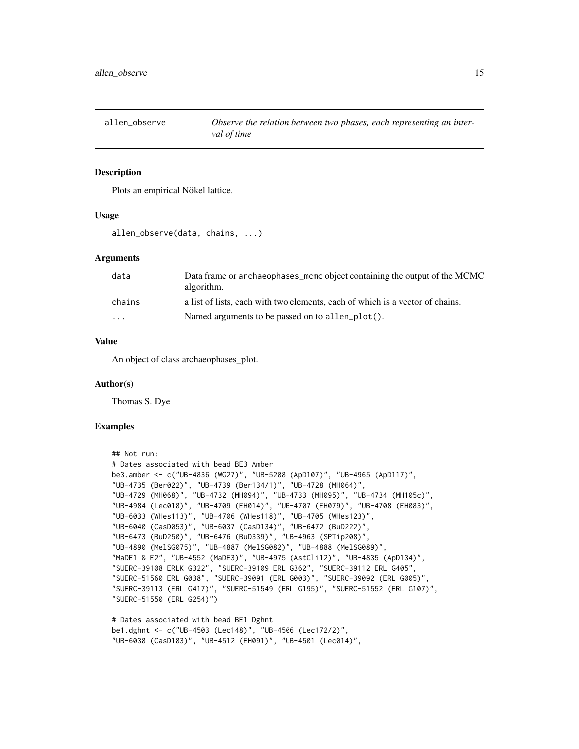# allen_observe

*Observe the relation between two phases, each representing an interval of time*

## Description

Plots an empirical Nökel lattice.

## Usage

```
allen_observe(data, chains, ...)
```

## Arguments

| | |
|---|---|
| data | Data frame or archaeophases_mcmc object containing the output of the MCMC algorithm. |
| chains | a list of lists, each with two elements, each of which is a vector of chains. |
| ... | Named arguments to be passed on to allen_plot(). |

## Value

An object of class archaeophases_plot.

## Author(s)

Thomas S. Dye

## Examples

```
## Not run:
# Dates associated with bead BE3 Amber
be3.amber <- c("UB-4836 (WG27)", "UB-5208 (ApD107)", "UB-4965 (ApD117)",
"UB-4735 (Ber022)", "UB-4739 (Ber134/1)", "UB-4728 (MH064)",
"UB-4729 (MH068)", "UB-4732 (MH094)", "UB-4733 (MH095)", "UB-4734 (MH105c)",
"UB-4984 (Lec018)", "UB-4709 (EH014)", "UB-4707 (EH079)", "UB-4708 (EH083)",
"UB-6033 (WHes113)", "UB-4706 (WHes118)", "UB-4705 (WHes123)",
"UB-6040 (CasD053)", "UB-6037 (CasD134)", "UB-6472 (BuD222)",
"UB-6473 (BuD250)", "UB-6476 (BuD339)", "UB-4963 (SPTip208)",
"UB-4890 (MelSG075)", "UB-4887 (MelSG082)", "UB-4888 (MelSG089)",
"MaDE1 & E2", "UB-4552 (MaDE3)", "UB-4975 (AstCli12)", "UB-4835 (ApD134)",
"SUERC-39108 ERLK G322", "SUERC-39109 ERL G362", "SUERC-39112 ERL G405",
"SUERC-51560 ERL G038", "SUERC-39091 (ERL G003)", "SUERC-39092 (ERL G005)",
"SUERC-39113 (ERL G417)", "SUERC-51549 (ERL G195)", "SUERC-51552 (ERL G107)",
"SUERC-51550 (ERL G254)")

# Dates associated with bead BE1 Dghnt
be1.dghnt <- c("UB-4503 (Lec148)", "UB-4506 (Lec172/2)",
"UB-6038 (CasD183)", "UB-4512 (EH091)", "UB-4501 (Lec014)",
```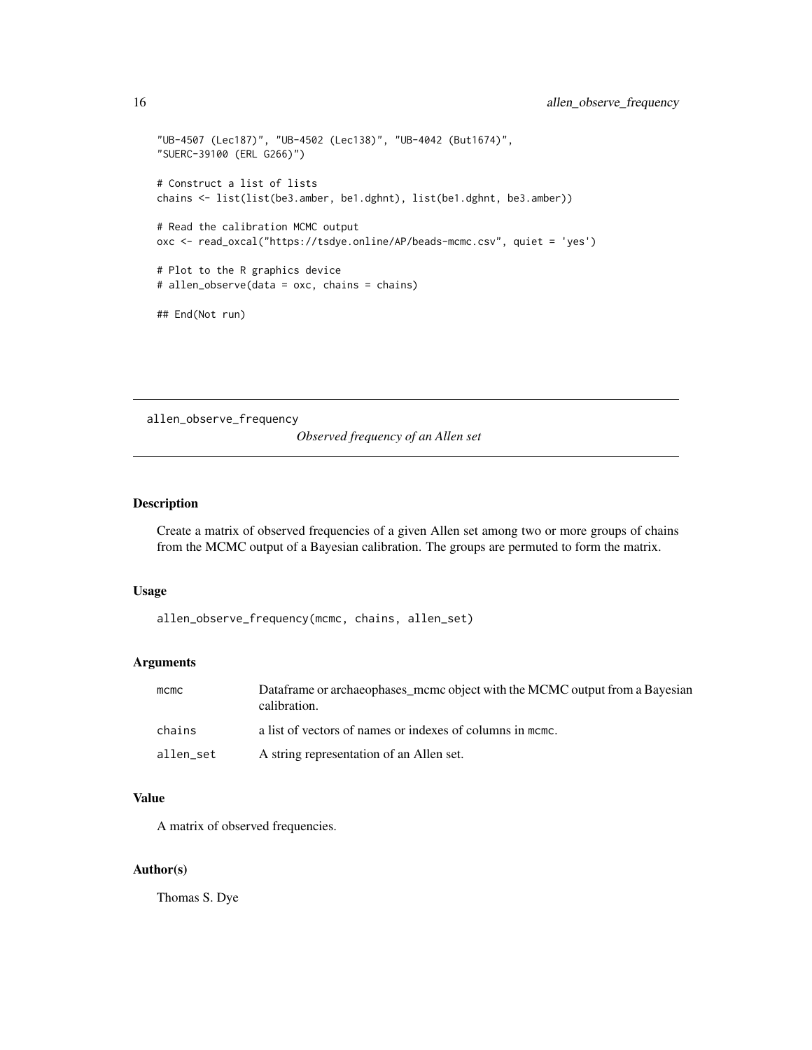```
"UB-4507 (Lec187)", "UB-4502 (Lec138)", "UB-4042 (But1674)",
"SUERC-39100 (ERL G266)")

# Construct a list of lists
chains <- list(list(be3.amber, be1.dghnt), list(be1.dghnt, be3.amber))

# Read the calibration MCMC output
oxc <- read_oxcal("https://tsdye.online/AP/beads-mcmc.csv", quiet = 'yes')

# Plot to the R graphics device
# allen_observe(data = oxc, chains = chains)

## End(Not run)
```

## allen_observe_frequency

*Observed frequency of an Allen set*

### Description

Create a matrix of observed frequencies of a given Allen set among two or more groups of chains from the MCMC output of a Bayesian calibration. The groups are permuted to form the matrix.

### Usage

```
allen_observe_frequency(mcmc, chains, allen_set)
```

### Arguments

| | |
|---|---|
| `mcmc` | Dataframe or archaeophases_mcmc object with the MCMC output from a Bayesian calibration. |
| `chains` | a list of vectors of names or indexes of columns in `mcmc`. |
| `allen_set` | A string representation of an Allen set. |

### Value

A matrix of observed frequencies.

### Author(s)

Thomas S. Dye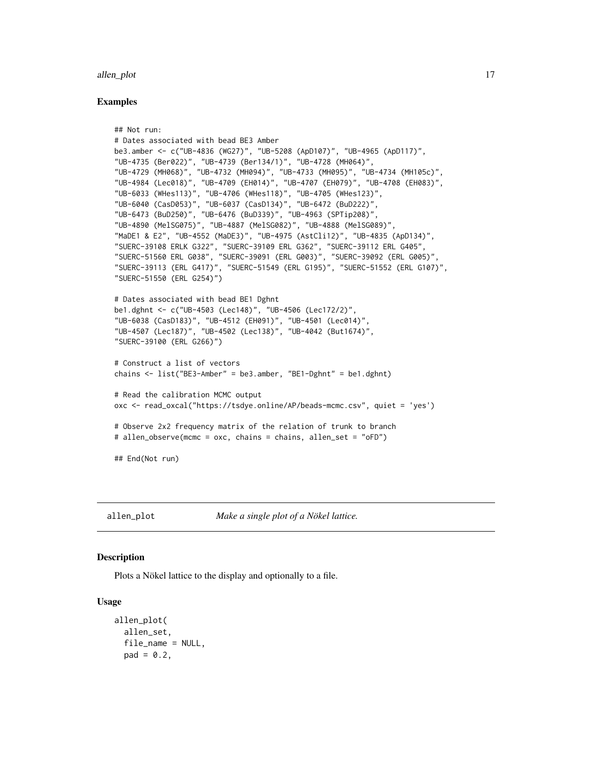### Examples

```
## Not run:
# Dates associated with bead BE3 Amber
be3.amber <- c("UB-4836 (WG27)", "UB-5208 (ApD107)", "UB-4965 (ApD117)",
"UB-4735 (Ber022)", "UB-4739 (Ber134/1)", "UB-4728 (MH064)",
"UB-4729 (MH068)", "UB-4732 (MH094)", "UB-4733 (MH095)", "UB-4734 (MH105c)",
"UB-4984 (Lec018)", "UB-4709 (EH014)", "UB-4707 (EH079)", "UB-4708 (EH083)",
"UB-6033 (WHes113)", "UB-4706 (WHes118)", "UB-4705 (WHes123)",
"UB-6040 (CasD053)", "UB-6037 (CasD134)", "UB-6472 (BuD222)",
"UB-6473 (BuD250)", "UB-6476 (BuD339)", "UB-4963 (SPTip208)",
"UB-4890 (MelSG075)", "UB-4887 (MelSG082)", "UB-4888 (MelSG089)",
"MaDE1 & E2", "UB-4552 (MaDE3)", "UB-4975 (AstCli12)", "UB-4835 (ApD134)",
"SUERC-39108 ERLK G322", "SUERC-39109 ERL G362", "SUERC-39112 ERL G405",
"SUERC-51560 ERL G038", "SUERC-39091 (ERL G003)", "SUERC-39092 (ERL G005)",
"SUERC-39113 (ERL G417)", "SUERC-51549 (ERL G195)", "SUERC-51552 (ERL G107)",
"SUERC-51550 (ERL G254)")

# Dates associated with bead BE1 Dghnt
be1.dghnt <- c("UB-4503 (Lec148)", "UB-4506 (Lec172/2)",
"UB-6038 (CasD183)", "UB-4512 (EH091)", "UB-4501 (Lec014)",
"UB-4507 (Lec187)", "UB-4502 (Lec138)", "UB-4042 (But1674)",
"SUERC-39100 (ERL G266)")

# Construct a list of vectors
chains <- list("BE3-Amber" = be3.amber, "BE1-Dghnt" = be1.dghnt)

# Read the calibration MCMC output
oxc <- read_oxcal("https://tsdye.online/AP/beads-mcmc.csv", quiet = 'yes')

# Observe 2x2 frequency matrix of the relation of trunk to branch
# allen_observe(mcmc = oxc, chains = chains, allen_set = "oFD")

## End(Not run)
```

---

## allen_plot — *Make a single plot of a Nökel lattice.*

### Description

Plots a Nökel lattice to the display and optionally to a file.

### Usage

```
allen_plot(
  allen_set,
  file_name = NULL,
  pad = 0.2,
```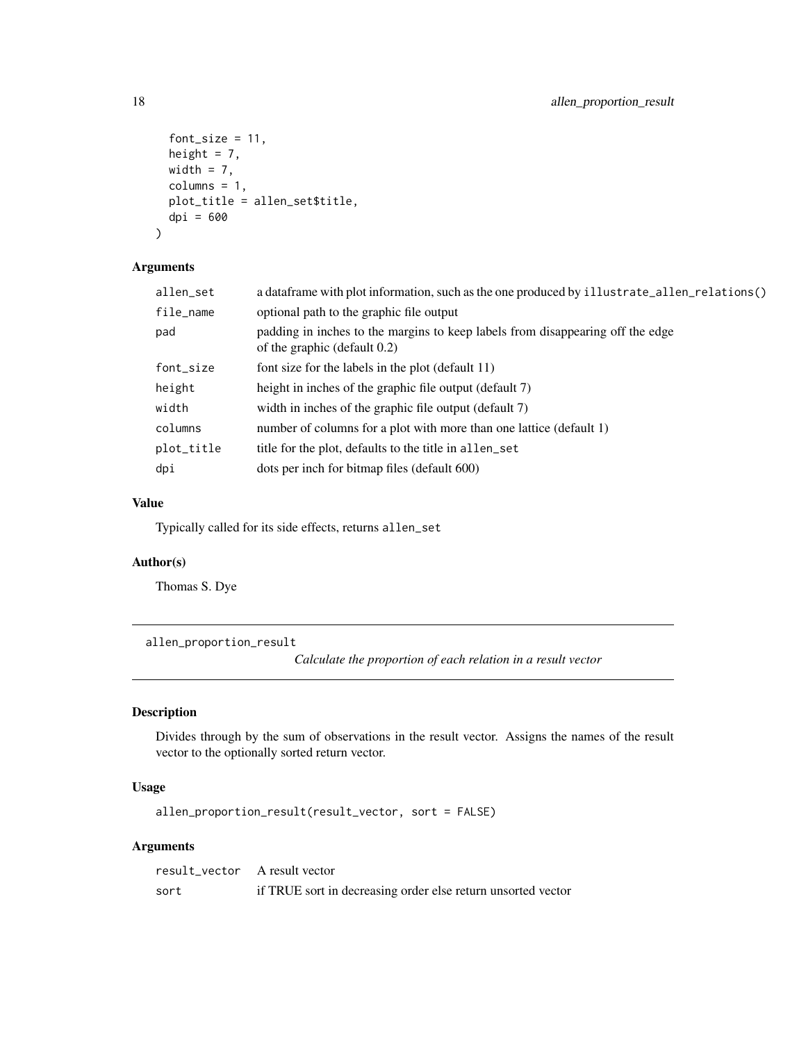```
  font_size = 11,
  height = 7,
  width = 7,
  columns = 1,
  plot_title = allen_set$title,
  dpi = 600
)
```

### Arguments

| | |
|---|---|
| allen_set | a dataframe with plot information, such as the one produced by illustrate_allen_relations() |
| file_name | optional path to the graphic file output |
| pad | padding in inches to the margins to keep labels from disappearing off the edge of the graphic (default 0.2) |
| font_size | font size for the labels in the plot (default 11) |
| height | height in inches of the graphic file output (default 7) |
| width | width in inches of the graphic file output (default 7) |
| columns | number of columns for a plot with more than one lattice (default 1) |
| plot_title | title for the plot, defaults to the title in allen_set |
| dpi | dots per inch for bitmap files (default 600) |

### Value

Typically called for its side effects, returns allen_set

### Author(s)

Thomas S. Dye

---

## allen_proportion_result

*Calculate the proportion of each relation in a result vector*

---

### Description

Divides through by the sum of observations in the result vector. Assigns the names of the result vector to the optionally sorted return vector.

### Usage

```
allen_proportion_result(result_vector, sort = FALSE)
```

### Arguments

| | |
|---|---|
| result_vector | A result vector |
| sort | if TRUE sort in decreasing order else return unsorted vector |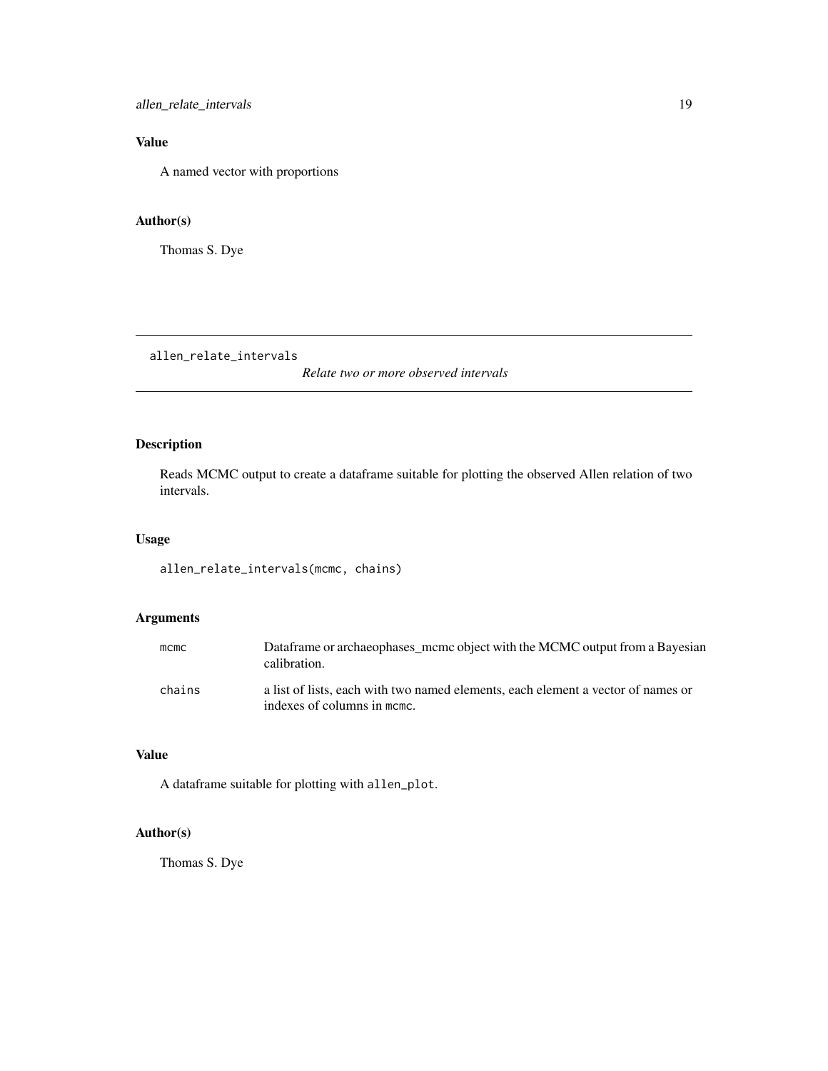### Value

A named vector with proportions

### Author(s)

Thomas S. Dye

---

## allen_relate_intervals

*Relate two or more observed intervals*

### Description

Reads MCMC output to create a dataframe suitable for plotting the observed Allen relation of two intervals.

### Usage

```
allen_relate_intervals(mcmc, chains)
```

### Arguments

| | |
|---|---|
| `mcmc` | Dataframe or archaeophases_mcmc object with the MCMC output from a Bayesian calibration. |
| `chains` | a list of lists, each with two named elements, each element a vector of names or indexes of columns in `mcmc`. |

### Value

A dataframe suitable for plotting with `allen_plot`.

### Author(s)

Thomas S. Dye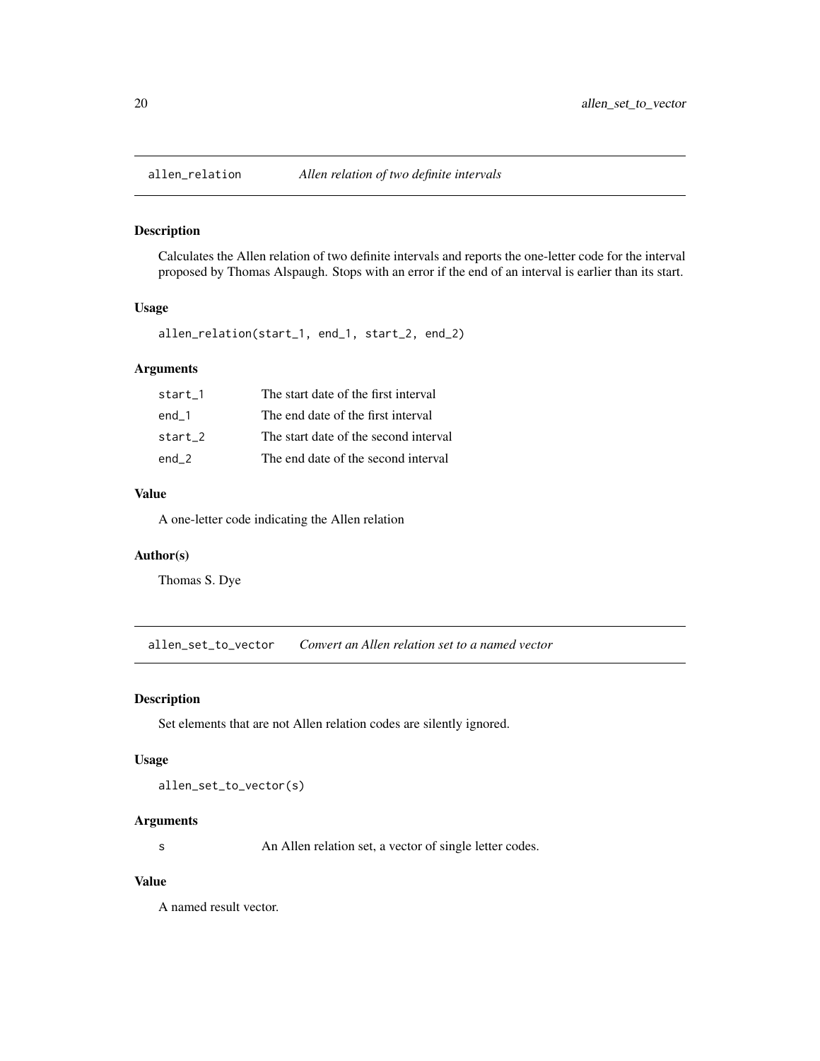## allen_relation *Allen relation of two definite intervals*

### Description

Calculates the Allen relation of two definite intervals and reports the one-letter code for the interval proposed by Thomas Alspaugh. Stops with an error if the end of an interval is earlier than its start.

### Usage

```
allen_relation(start_1, end_1, start_2, end_2)
```

### Arguments

| | |
|---|---|
| start_1 | The start date of the first interval |
| end_1 | The end date of the first interval |
| start_2 | The start date of the second interval |
| end_2 | The end date of the second interval |

### Value

A one-letter code indicating the Allen relation

### Author(s)

Thomas S. Dye

## allen_set_to_vector *Convert an Allen relation set to a named vector*

### Description

Set elements that are not Allen relation codes are silently ignored.

### Usage

```
allen_set_to_vector(s)
```

### Arguments

| | |
|---|---|
| s | An Allen relation set, a vector of single letter codes. |

### Value

A named result vector.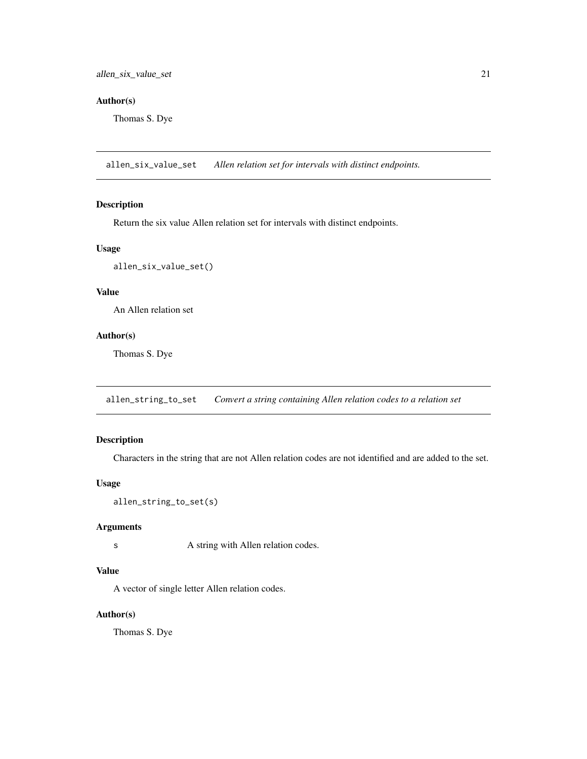### Author(s)

Thomas S. Dye

---

## allen_six_value_set *Allen relation set for intervals with distinct endpoints.*

### Description

Return the six value Allen relation set for intervals with distinct endpoints.

### Usage

```
allen_six_value_set()
```

### Value

An Allen relation set

### Author(s)

Thomas S. Dye

---

## allen_string_to_set *Convert a string containing Allen relation codes to a relation set*

### Description

Characters in the string that are not Allen relation codes are not identified and are added to the set.

### Usage

```
allen_string_to_set(s)
```

### Arguments

| | |
|---|---|
| s | A string with Allen relation codes. |

### Value

A vector of single letter Allen relation codes.

### Author(s)

Thomas S. Dye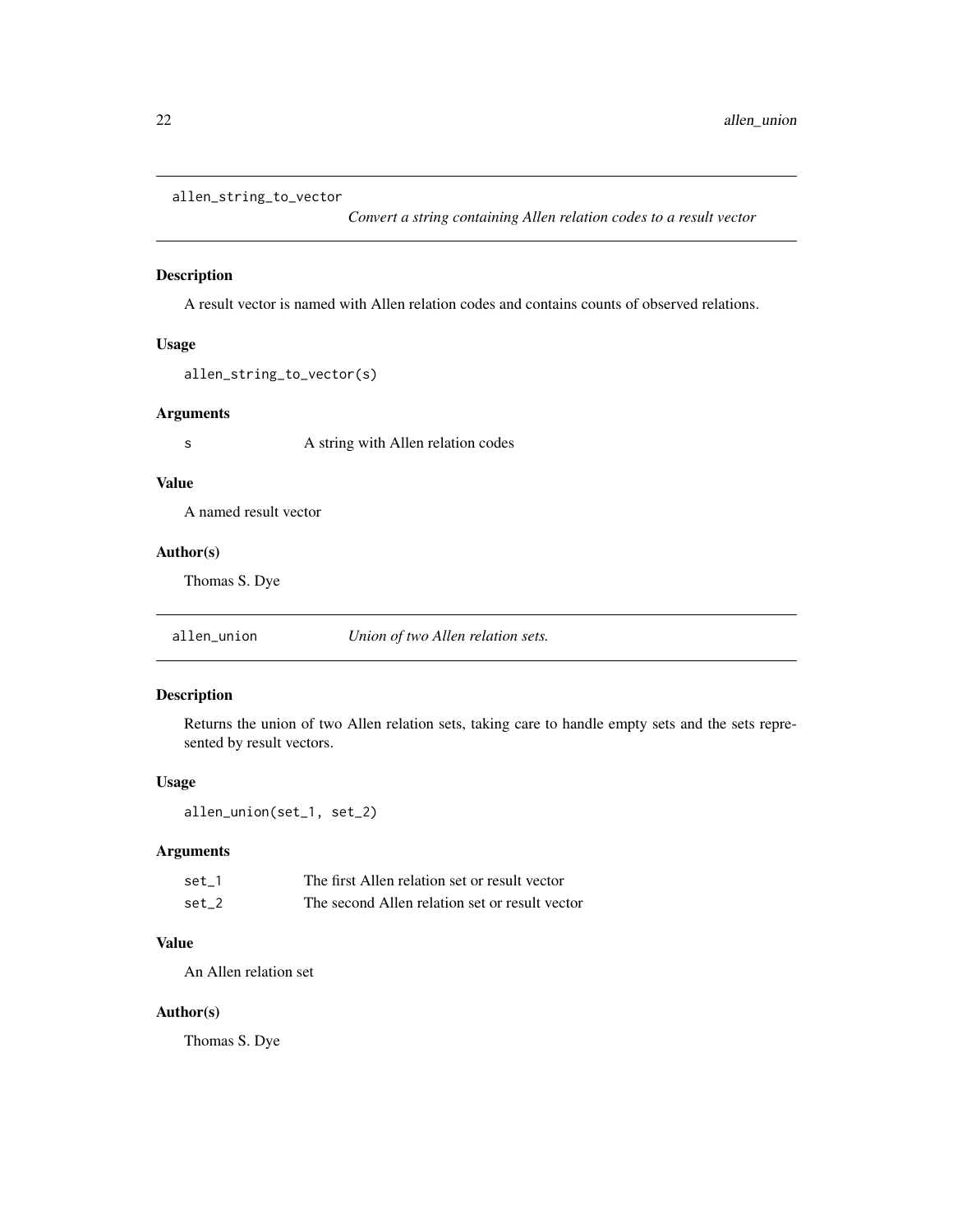## allen_string_to_vector

*Convert a string containing Allen relation codes to a result vector*

### Description

A result vector is named with Allen relation codes and contains counts of observed relations.

### Usage

```
allen_string_to_vector(s)
```

### Arguments

| | |
|---|---|
| s | A string with Allen relation codes |

### Value

A named result vector

### Author(s)

Thomas S. Dye

## allen_union

*Union of two Allen relation sets.*

### Description

Returns the union of two Allen relation sets, taking care to handle empty sets and the sets represented by result vectors.

### Usage

```
allen_union(set_1, set_2)
```

### Arguments

| | |
|---|---|
| set_1 | The first Allen relation set or result vector |
| set_2 | The second Allen relation set or result vector |

### Value

An Allen relation set

### Author(s)

Thomas S. Dye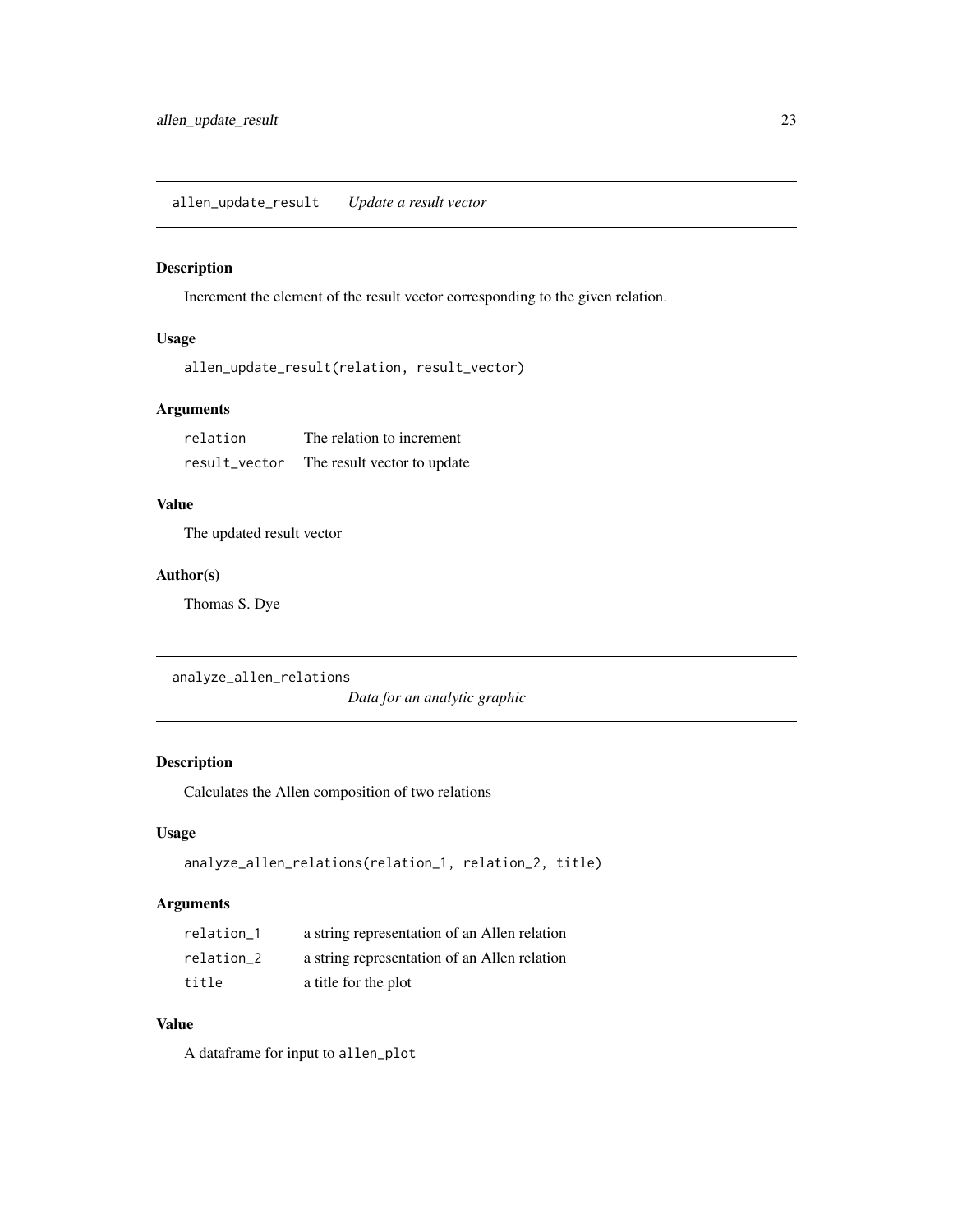## allen_update_result *Update a result vector*

### Description

Increment the element of the result vector corresponding to the given relation.

### Usage

```
allen_update_result(relation, result_vector)
```

### Arguments

| | |
|---|---|
| relation | The relation to increment |
| result_vector | The result vector to update |

### Value

The updated result vector

### Author(s)

Thomas S. Dye

## analyze_allen_relations *Data for an analytic graphic*

### Description

Calculates the Allen composition of two relations

### Usage

```
analyze_allen_relations(relation_1, relation_2, title)
```

### Arguments

| | |
|---|---|
| relation_1 | a string representation of an Allen relation |
| relation_2 | a string representation of an Allen relation |
| title | a title for the plot |

### Value

A dataframe for input to allen_plot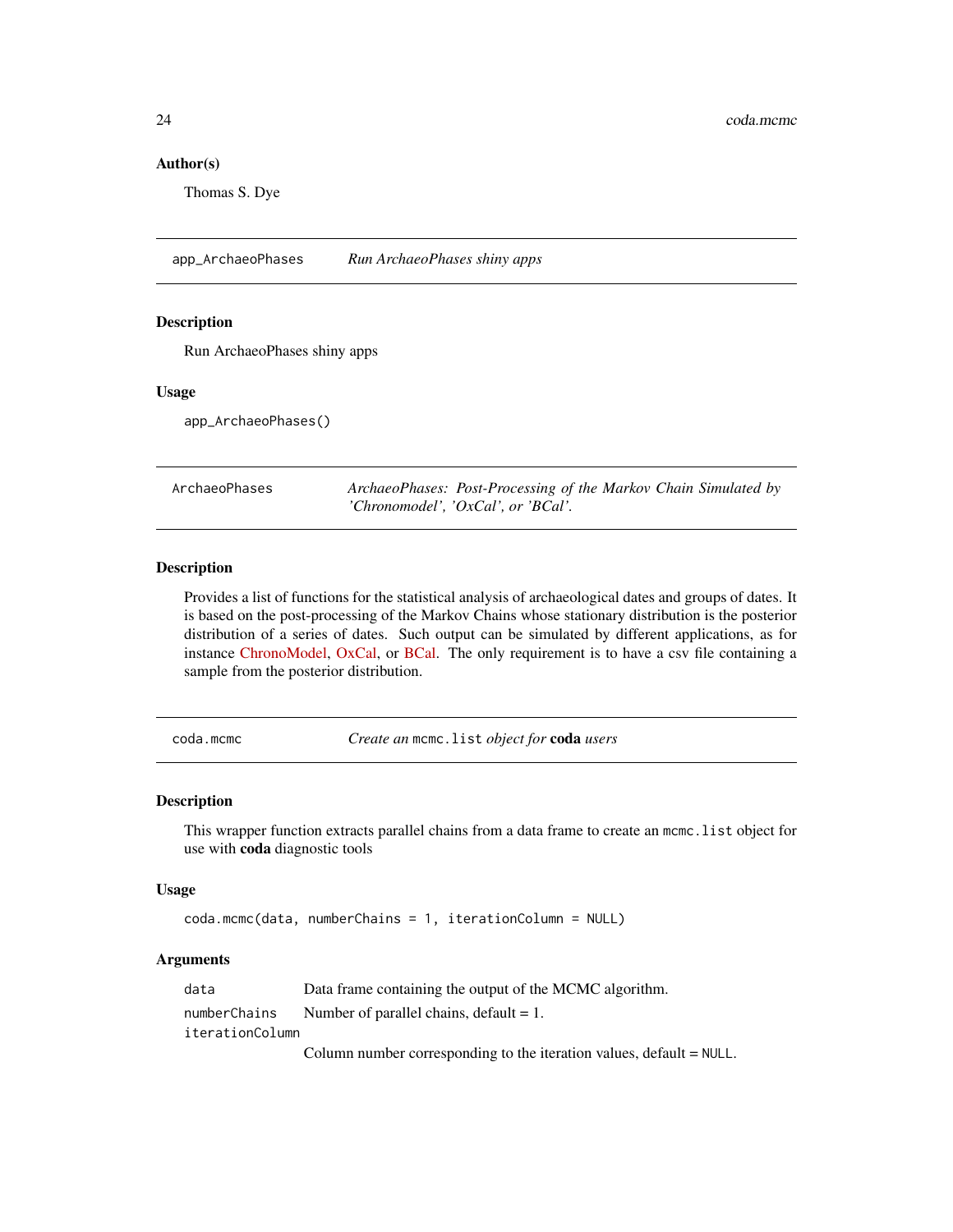## Author(s)

Thomas S. Dye

---

## app_ArchaeoPhases — *Run ArchaeoPhases shiny apps*

### Description

Run ArchaeoPhases shiny apps

### Usage

```
app_ArchaeoPhases()
```

---

## ArchaeoPhases — *ArchaeoPhases: Post-Processing of the Markov Chain Simulated by 'Chronomodel', 'OxCal', or 'BCal'.*

### Description

Provides a list of functions for the statistical analysis of archaeological dates and groups of dates. It is based on the post-processing of the Markov Chains whose stationary distribution is the posterior distribution of a series of dates. Such output can be simulated by different applications, as for instance ChronoModel, OxCal, or BCal. The only requirement is to have a csv file containing a sample from the posterior distribution.

---

## coda.mcmc — *Create an `mcmc.list` object for **coda** users*

### Description

This wrapper function extracts parallel chains from a data frame to create an `mcmc.list` object for use with **coda** diagnostic tools

### Usage

```
coda.mcmc(data, numberChains = 1, iterationColumn = NULL)
```

### Arguments

| | |
|---|---|
| `data` | Data frame containing the output of the MCMC algorithm. |
| `numberChains` | Number of parallel chains, default = 1. |
| `iterationColumn` | Column number corresponding to the iteration values, default = `NULL`. |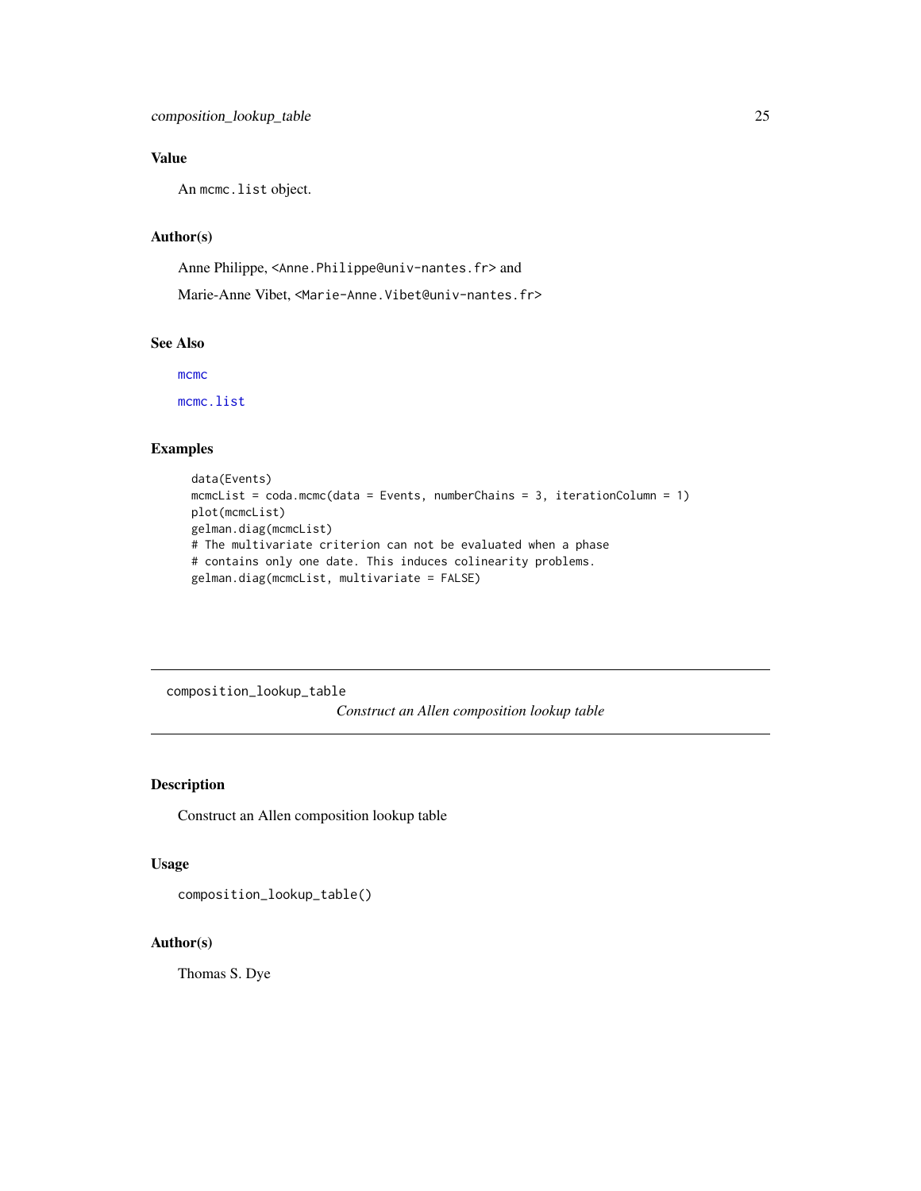## Value

An `mcmc.list` object.

## Author(s)

Anne Philippe, <Anne.Philippe@univ-nantes.fr> and

Marie-Anne Vibet, <Marie-Anne.Vibet@univ-nantes.fr>

## See Also

mcmc

mcmc.list

## Examples

```
data(Events)
mcmcList = coda.mcmc(data = Events, numberChains = 3, iterationColumn = 1)
plot(mcmcList)
gelman.diag(mcmcList)
# The multivariate criterion can not be evaluated when a phase
# contains only one date. This induces colinearity problems.
gelman.diag(mcmcList, multivariate = FALSE)
```

---

# composition_lookup_table

*Construct an Allen composition lookup table*

## Description

Construct an Allen composition lookup table

## Usage

```
composition_lookup_table()
```

## Author(s)

Thomas S. Dye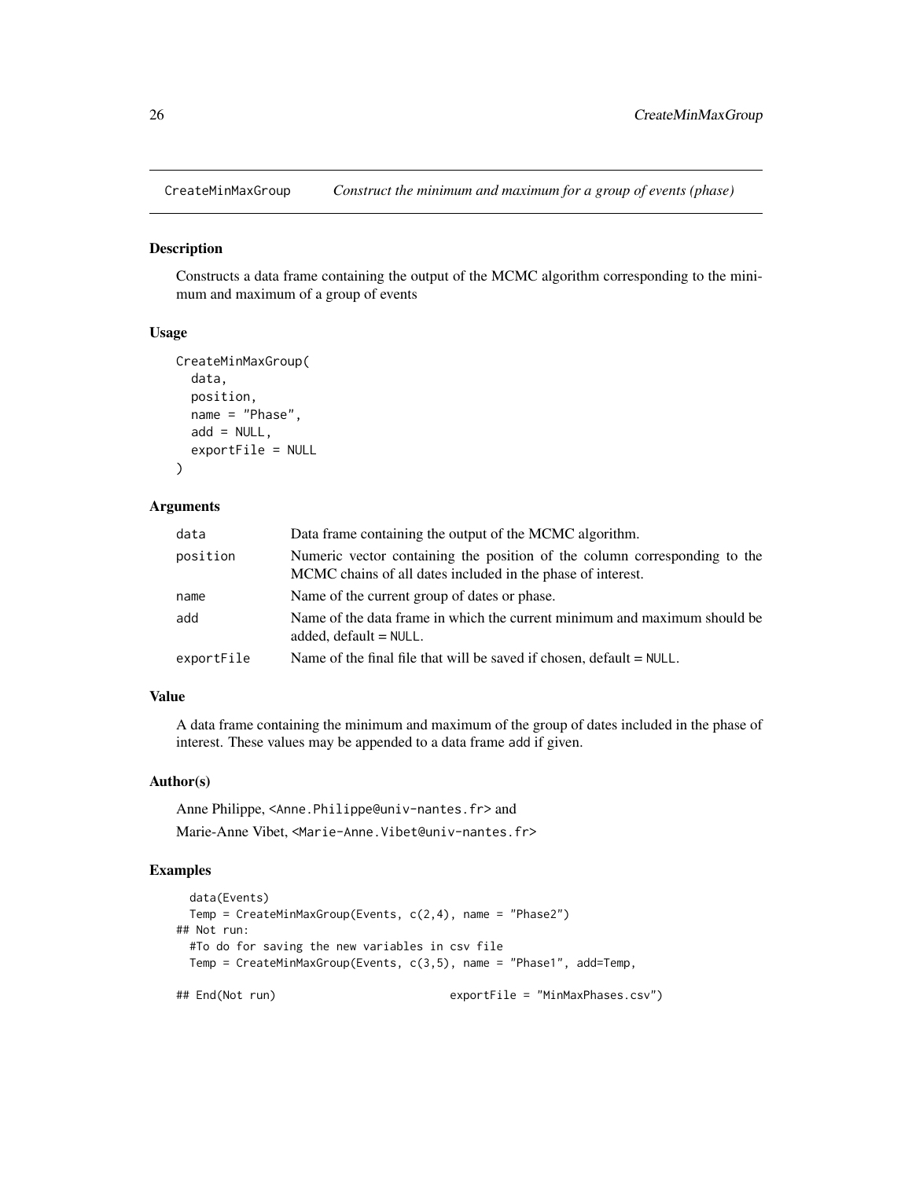# CreateMinMaxGroup — *Construct the minimum and maximum for a group of events (phase)*

## Description

Constructs a data frame containing the output of the MCMC algorithm corresponding to the minimum and maximum of a group of events

## Usage

```
CreateMinMaxGroup(
  data,
  position,
  name = "Phase",
  add = NULL,
  exportFile = NULL
)
```

## Arguments

| | |
|---|---|
| data | Data frame containing the output of the MCMC algorithm. |
| position | Numeric vector containing the position of the column corresponding to the MCMC chains of all dates included in the phase of interest. |
| name | Name of the current group of dates or phase. |
| add | Name of the data frame in which the current minimum and maximum should be added, default = NULL. |
| exportFile | Name of the final file that will be saved if chosen, default = NULL. |

## Value

A data frame containing the minimum and maximum of the group of dates included in the phase of interest. These values may be appended to a data frame add if given.

## Author(s)

Anne Philippe, <Anne.Philippe@univ-nantes.fr> and

Marie-Anne Vibet, <Marie-Anne.Vibet@univ-nantes.fr>

## Examples

```
  data(Events)
  Temp = CreateMinMaxGroup(Events, c(2,4), name = "Phase2")
## Not run:
  #To do for saving the new variables in csv file
  Temp = CreateMinMaxGroup(Events, c(3,5), name = "Phase1", add=Temp,
                                        exportFile = "MinMaxPhases.csv")
## End(Not run)
```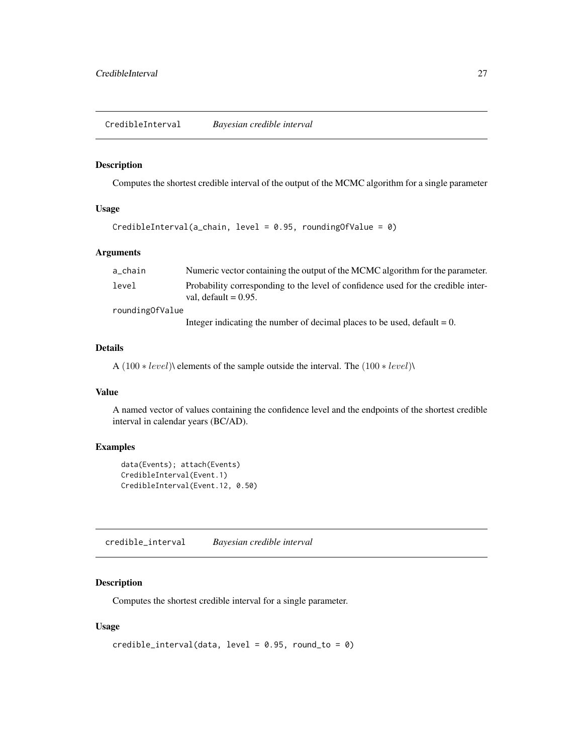## CredibleInterval *Bayesian credible interval*

### Description

Computes the shortest credible interval of the output of the MCMC algorithm for a single parameter

### Usage

```
CredibleInterval(a_chain, level = 0.95, roundingOfValue = 0)
```

### Arguments

| | |
|---|---|
| a_chain | Numeric vector containing the output of the MCMC algorithm for the parameter. |
| level | Probability corresponding to the level of confidence used for the credible interval, default = 0.95. |
| roundingOfValue | Integer indicating the number of decimal places to be used, default = 0. |

### Details

A $(100 * level)\backslash$ elements of the sample outside the interval. The $(100 * level)\backslash$

### Value

A named vector of values containing the confidence level and the endpoints of the shortest credible interval in calendar years (BC/AD).

### Examples

```
data(Events); attach(Events)
CredibleInterval(Event.1)
CredibleInterval(Event.12, 0.50)
```

## credible_interval *Bayesian credible interval*

### Description

Computes the shortest credible interval for a single parameter.

### Usage

```
credible_interval(data, level = 0.95, round_to = 0)
```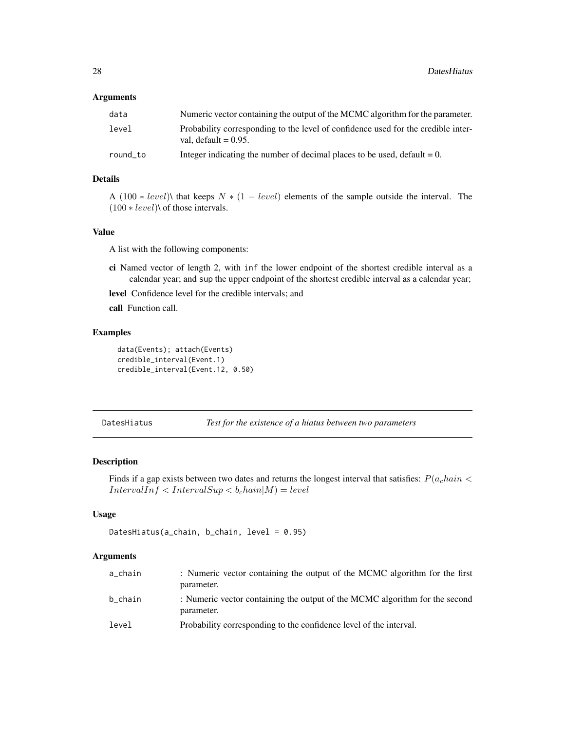## Arguments

| | |
|---|---|
| data | Numeric vector containing the output of the MCMC algorithm for the parameter. |
| level | Probability corresponding to the level of confidence used for the credible interval, default = 0.95. |
| round_to | Integer indicating the number of decimal places to be used, default = 0. |

## Details

A $(100 * level)\backslash$ that keeps $N * (1 - level)$ elements of the sample outside the interval. The $(100 * level)\backslash$ of those intervals.

## Value

A list with the following components:

**ci** Named vector of length 2, with inf the lower endpoint of the shortest credible interval as a calendar year; and sup the upper endpoint of the shortest credible interval as a calendar year;

**level** Confidence level for the credible intervals; and

**call** Function call.

## Examples

```
data(Events); attach(Events)
credible_interval(Event.1)
credible_interval(Event.12, 0.50)
```

---

# DatesHiatus *Test for the existence of a hiatus between two parameters*

## Description

Finds if a gap exists between two dates and returns the longest interval that satisfies: $P(a_chain < IntervalInf < IntervalSup < b_chain|M) = level$

## Usage

```
DatesHiatus(a_chain, b_chain, level = 0.95)
```

## Arguments

| | |
|---|---|
| a_chain | : Numeric vector containing the output of the MCMC algorithm for the first parameter. |
| b_chain | : Numeric vector containing the output of the MCMC algorithm for the second parameter. |
| level | Probability corresponding to the confidence level of the interval. |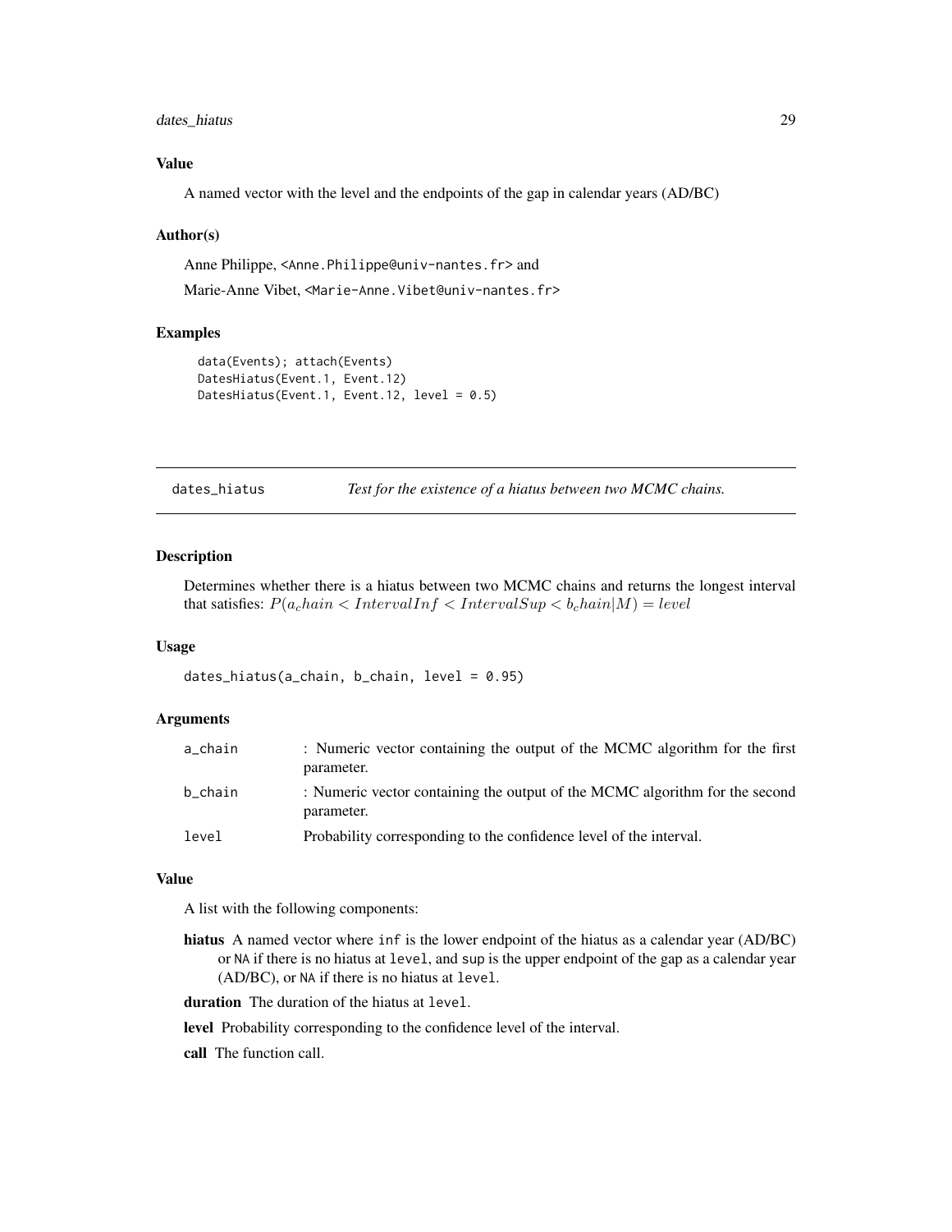### Value

A named vector with the level and the endpoints of the gap in calendar years (AD/BC)

### Author(s)

Anne Philippe, <Anne.Philippe@univ-nantes.fr> and

Marie-Anne Vibet, <Marie-Anne.Vibet@univ-nantes.fr>

### Examples

```
data(Events); attach(Events)
DatesHiatus(Event.1, Event.12)
DatesHiatus(Event.1, Event.12, level = 0.5)
```

---

## dates_hiatus — *Test for the existence of a hiatus between two MCMC chains.*

---

### Description

Determines whether there is a hiatus between two MCMC chains and returns the longest interval that satisfies: $P(a_chain < IntervalInf < IntervalSup < b_chain|M) = level$

### Usage

```
dates_hiatus(a_chain, b_chain, level = 0.95)
```

### Arguments

| | |
|---|---|
| `a_chain` | : Numeric vector containing the output of the MCMC algorithm for the first parameter. |
| `b_chain` | : Numeric vector containing the output of the MCMC algorithm for the second parameter. |
| `level` | Probability corresponding to the confidence level of the interval. |

### Value

A list with the following components:

**hiatus** A named vector where `inf` is the lower endpoint of the hiatus as a calendar year (AD/BC) or `NA` if there is no hiatus at `level`, and `sup` is the upper endpoint of the gap as a calendar year (AD/BC), or `NA` if there is no hiatus at `level`.

**duration** The duration of the hiatus at `level`.

**level** Probability corresponding to the confidence level of the interval.

**call** The function call.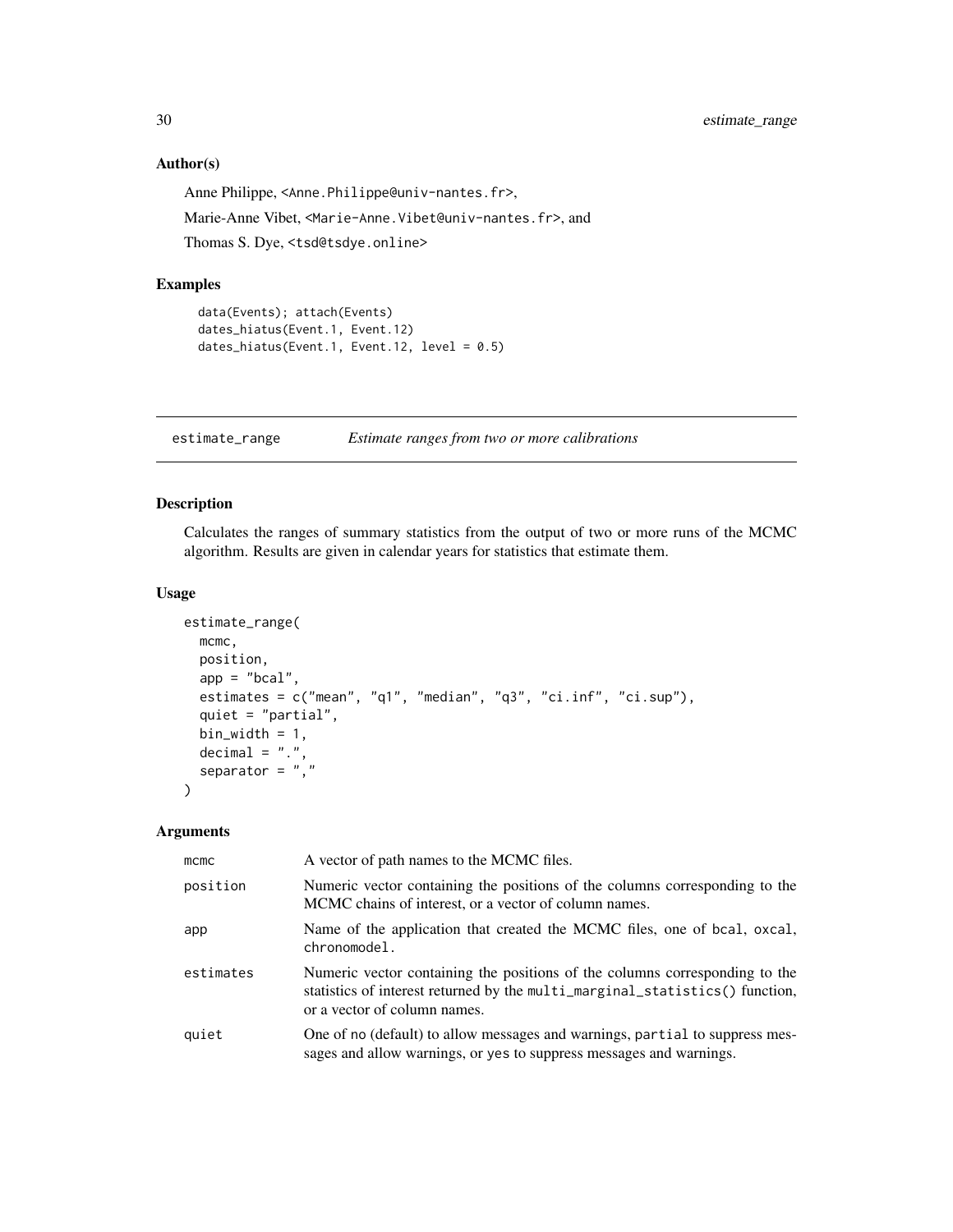## Author(s)

Anne Philippe, <Anne.Philippe@univ-nantes.fr>,

Marie-Anne Vibet, <Marie-Anne.Vibet@univ-nantes.fr>, and

Thomas S. Dye, <tsd@tsdye.online>

## Examples

```
data(Events); attach(Events)
dates_hiatus(Event.1, Event.12)
dates_hiatus(Event.1, Event.12, level = 0.5)
```

---

# estimate_range *Estimate ranges from two or more calibrations*

---

## Description

Calculates the ranges of summary statistics from the output of two or more runs of the MCMC algorithm. Results are given in calendar years for statistics that estimate them.

## Usage

```
estimate_range(
  mcmc,
  position,
  app = "bcal",
  estimates = c("mean", "q1", "median", "q3", "ci.inf", "ci.sup"),
  quiet = "partial",
  bin_width = 1,
  decimal = ".",
  separator = ","
)
```

## Arguments

| | |
|---|---|
| `mcmc` | A vector of path names to the MCMC files. |
| `position` | Numeric vector containing the positions of the columns corresponding to the MCMC chains of interest, or a vector of column names. |
| `app` | Name of the application that created the MCMC files, one of `bcal`, `oxcal`, `chronomodel`. |
| `estimates` | Numeric vector containing the positions of the columns corresponding to the statistics of interest returned by the `multi_marginal_statistics()` function, or a vector of column names. |
| `quiet` | One of `no` (default) to allow messages and warnings, `partial` to suppress messages and allow warnings, or `yes` to suppress messages and warnings. |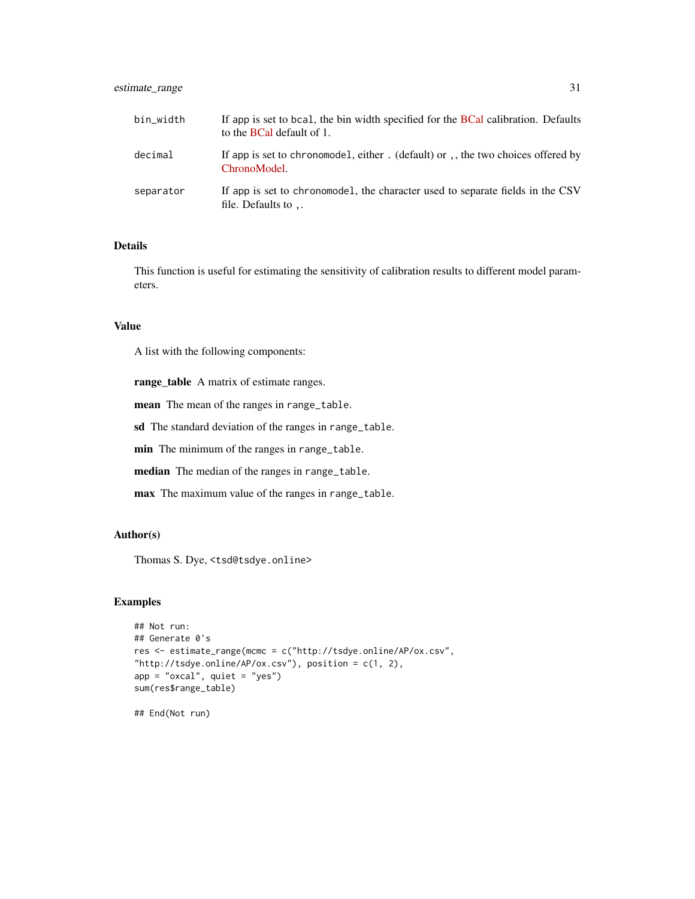| | |
|---|---|
| bin_width | If app is set to bcal, the bin width specified for the BCal calibration. Defaults to the BCal default of 1. |
| decimal | If app is set to chronomodel, either . (default) or ,, the two choices offered by ChronoModel. |
| separator | If app is set to chronomodel, the character used to separate fields in the CSV file. Defaults to ,. |

## Details

This function is useful for estimating the sensitivity of calibration results to different model parameters.

## Value

A list with the following components:

**range_table** A matrix of estimate ranges.

**mean** The mean of the ranges in range_table.

**sd** The standard deviation of the ranges in range_table.

**min** The minimum of the ranges in range_table.

**median** The median of the ranges in range_table.

**max** The maximum value of the ranges in range_table.

## Author(s)

Thomas S. Dye, <tsd@tsdye.online>

## Examples

```
## Not run:
## Generate 0's
res <- estimate_range(mcmc = c("http://tsdye.online/AP/ox.csv",
"http://tsdye.online/AP/ox.csv"), position = c(1, 2),
app = "oxcal", quiet = "yes")
sum(res$range_table)

## End(Not run)
```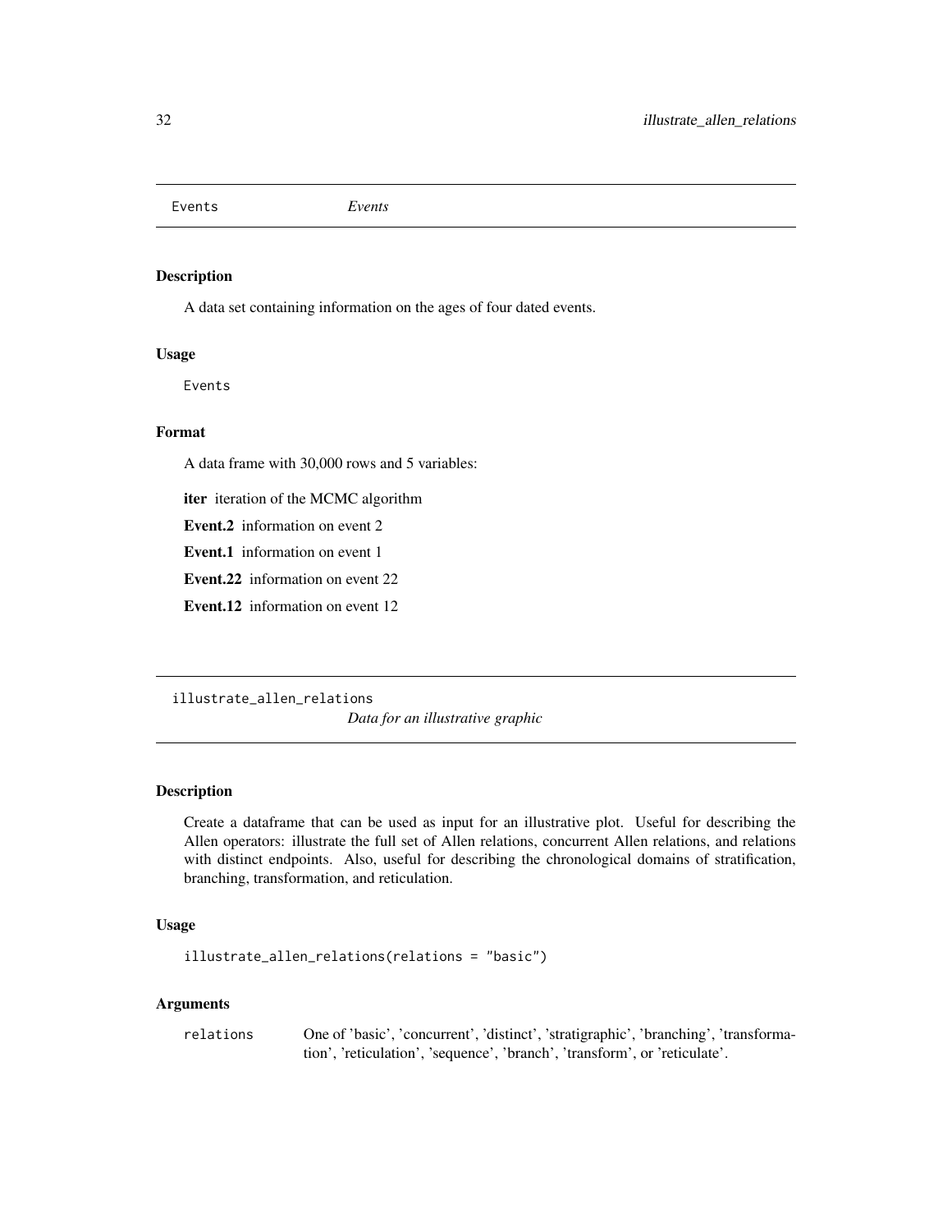## Events *Events*

### Description

A data set containing information on the ages of four dated events.

### Usage

```
Events
```

### Format

A data frame with 30,000 rows and 5 variables:

**iter** iteration of the MCMC algorithm

**Event.2** information on event 2

**Event.1** information on event 1

**Event.22** information on event 22

**Event.12** information on event 12

## illustrate_allen_relations *Data for an illustrative graphic*

### Description

Create a dataframe that can be used as input for an illustrative plot. Useful for describing the Allen operators: illustrate the full set of Allen relations, concurrent Allen relations, and relations with distinct endpoints. Also, useful for describing the chronological domains of stratification, branching, transformation, and reticulation.

### Usage

```
illustrate_allen_relations(relations = "basic")
```

### Arguments

| | |
|---|---|
| relations | One of 'basic', 'concurrent', 'distinct', 'stratigraphic', 'branching', 'transformation', 'reticulation', 'sequence', 'branch', 'transform', or 'reticulate'. |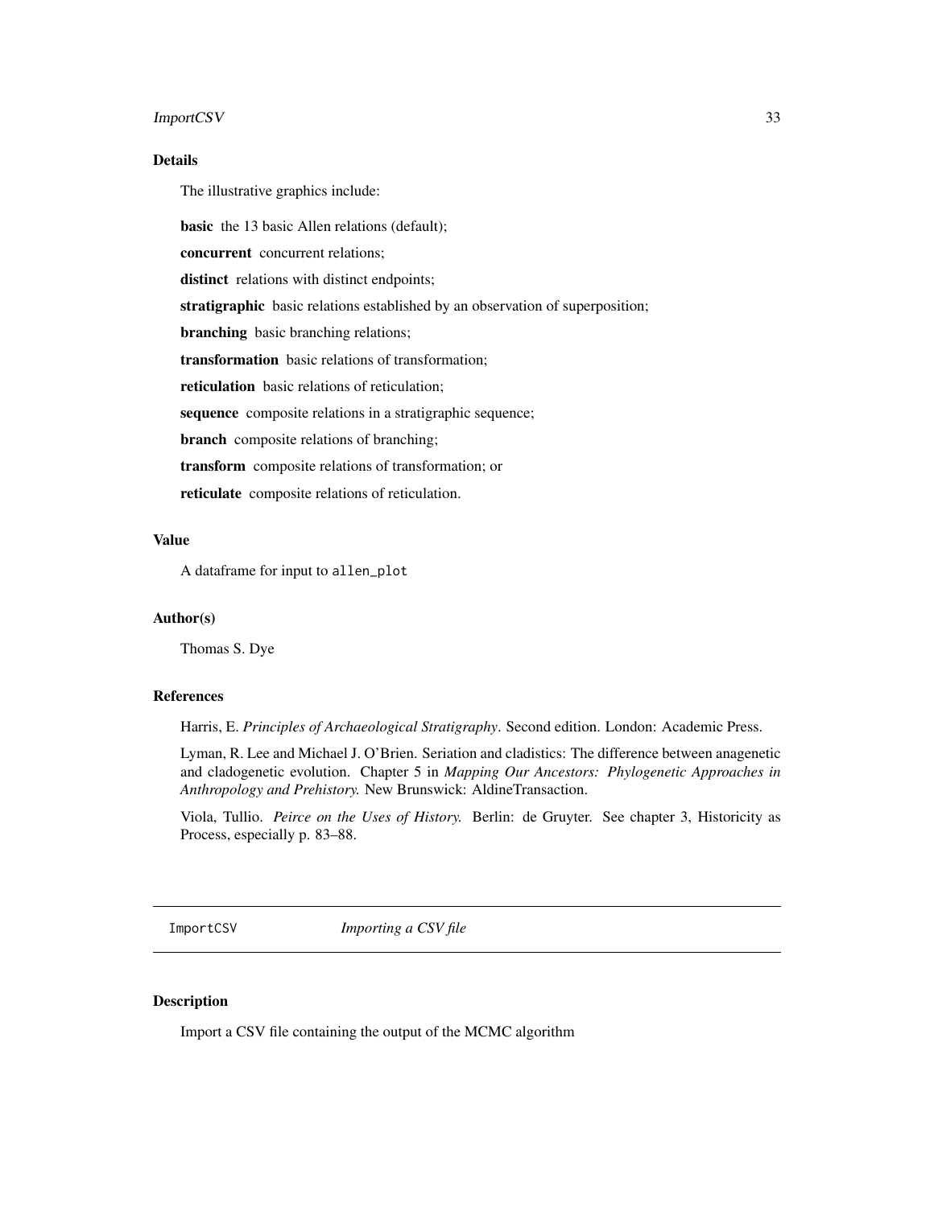### Details

The illustrative graphics include:

**basic** the 13 basic Allen relations (default);

**concurrent** concurrent relations;

**distinct** relations with distinct endpoints;

**stratigraphic** basic relations established by an observation of superposition;

**branching** basic branching relations;

**transformation** basic relations of transformation;

**reticulation** basic relations of reticulation;

**sequence** composite relations in a stratigraphic sequence;

**branch** composite relations of branching;

**transform** composite relations of transformation; or

**reticulate** composite relations of reticulation.

### Value

A dataframe for input to `allen_plot`

### Author(s)

Thomas S. Dye

### References

Harris, E. *Principles of Archaeological Stratigraphy*. Second edition. London: Academic Press.

Lyman, R. Lee and Michael J. O'Brien. Seriation and cladistics: The difference between anagenetic and cladogenetic evolution. Chapter 5 in *Mapping Our Ancestors: Phylogenetic Approaches in Anthropology and Prehistory.* New Brunswick: AldineTransaction.

Viola, Tullio. *Peirce on the Uses of History.* Berlin: de Gruyter. See chapter 3, Historicity as Process, especially p. 83–88.

---

## ImportCSV *Importing a CSV file*

### Description

Import a CSV file containing the output of the MCMC algorithm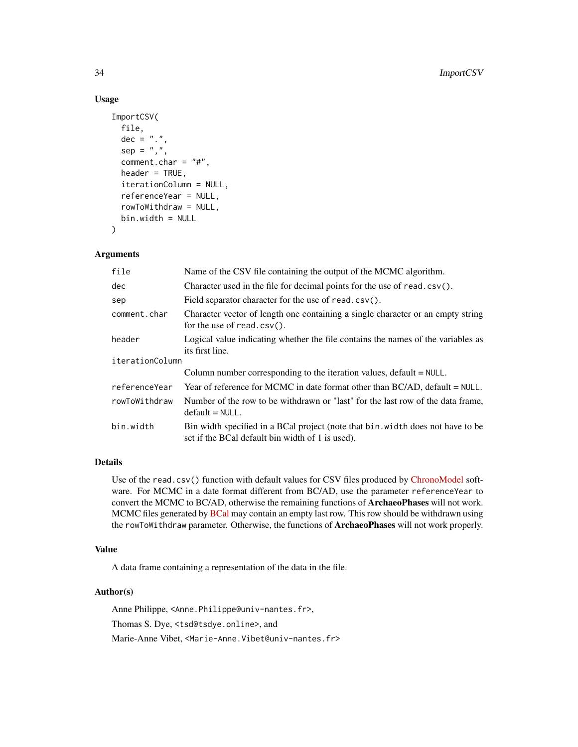## Usage

```
ImportCSV(
  file,
  dec = ".",
  sep = ",",
  comment.char = "#",
  header = TRUE,
  iterationColumn = NULL,
  referenceYear = NULL,
  rowToWithdraw = NULL,
  bin.width = NULL
)
```

## Arguments

| Argument | Description |
|---|---|
| `file` | Name of the CSV file containing the output of the MCMC algorithm. |
| `dec` | Character used in the file for decimal points for the use of `read.csv()`. |
| `sep` | Field separator character for the use of `read.csv()`. |
| `comment.char` | Character vector of length one containing a single character or an empty string for the use of `read.csv()`. |
| `header` | Logical value indicating whether the file contains the names of the variables as its first line. |
| `iterationColumn` | Column number corresponding to the iteration values, default = `NULL`. |
| `referenceYear` | Year of reference for MCMC in date format other than BC/AD, default = `NULL`. |
| `rowToWithdraw` | Number of the row to be withdrawn or "last" for the last row of the data frame, default = `NULL`. |
| `bin.width` | Bin width specified in a BCal project (note that `bin.width` does not have to be set if the BCal default bin width of 1 is used). |

## Details

Use of the `read.csv()` function with default values for CSV files produced by ChronoModel software. For MCMC in a date format different from BC/AD, use the parameter `referenceYear` to convert the MCMC to BC/AD, otherwise the remaining functions of **ArchaeoPhases** will not work. MCMC files generated by BCal may contain an empty last row. This row should be withdrawn using the `rowToWithdraw` parameter. Otherwise, the functions of **ArchaeoPhases** will not work properly.

## Value

A data frame containing a representation of the data in the file.

## Author(s)

Anne Philippe, <Anne.Philippe@univ-nantes.fr>,

Thomas S. Dye, <tsd@tsdye.online>, and

Marie-Anne Vibet, <Marie-Anne.Vibet@univ-nantes.fr>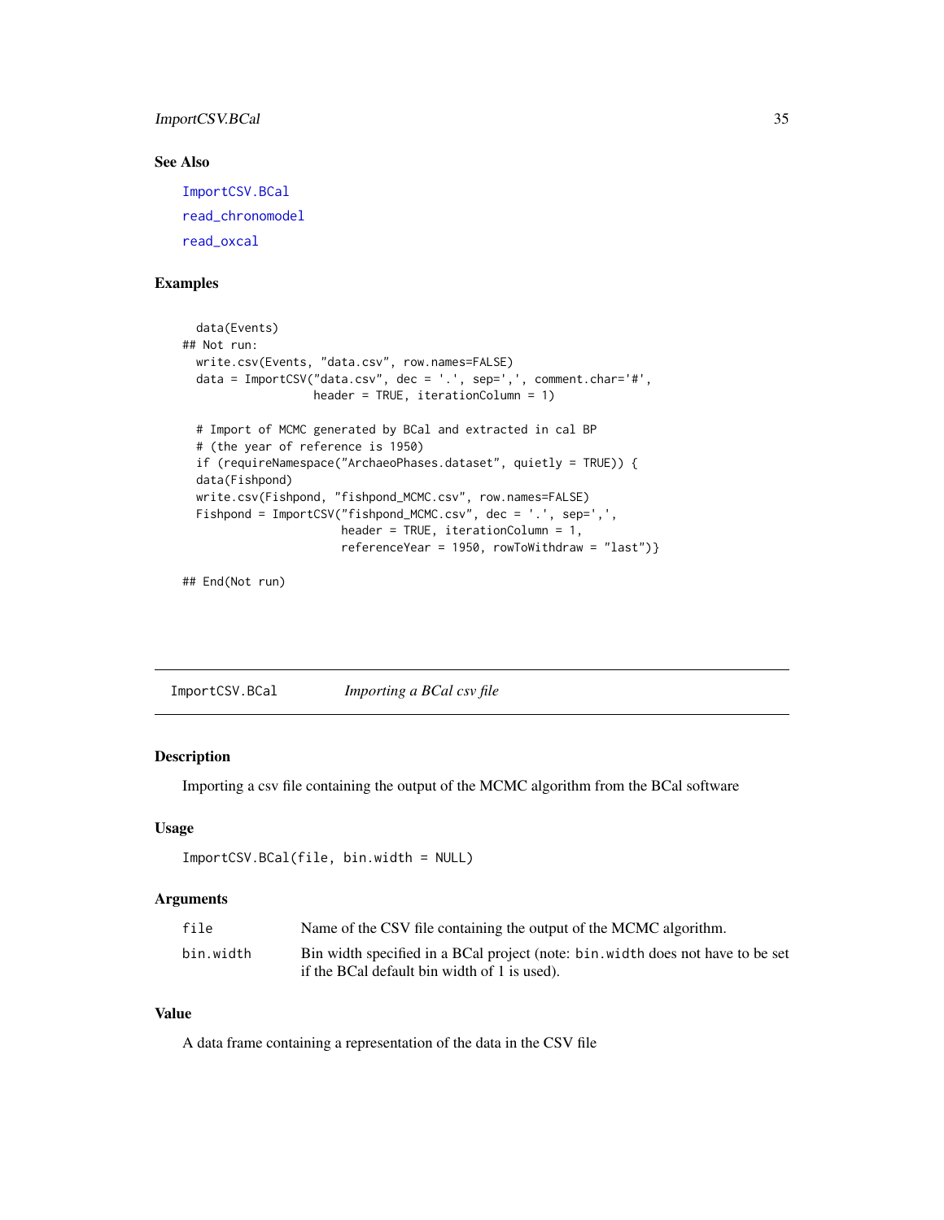### See Also

ImportCSV.BCal
read_chronomodel
read_oxcal

### Examples

```
  data(Events)
## Not run:
  write.csv(Events, "data.csv", row.names=FALSE)
  data = ImportCSV("data.csv", dec = '.', sep=',', comment.char='#',
                   header = TRUE, iterationColumn = 1)

  # Import of MCMC generated by BCal and extracted in cal BP
  # (the year of reference is 1950)
  if (requireNamespace("ArchaeoPhases.dataset", quietly = TRUE)) {
  data(Fishpond)
  write.csv(Fishpond, "fishpond_MCMC.csv", row.names=FALSE)
  Fishpond = ImportCSV("fishpond_MCMC.csv", dec = '.', sep=',',
                       header = TRUE, iterationColumn = 1,
                       referenceYear = 1950, rowToWithdraw = "last")}

## End(Not run)
```

---

## ImportCSV.BCal    *Importing a BCal csv file*

### Description

Importing a csv file containing the output of the MCMC algorithm from the BCal software

### Usage

```
ImportCSV.BCal(file, bin.width = NULL)
```

### Arguments

| | |
|---|---|
| file | Name of the CSV file containing the output of the MCMC algorithm. |
| bin.width | Bin width specified in a BCal project (note: bin.width does not have to be set if the BCal default bin width of 1 is used). |

### Value

A data frame containing a representation of the data in the CSV file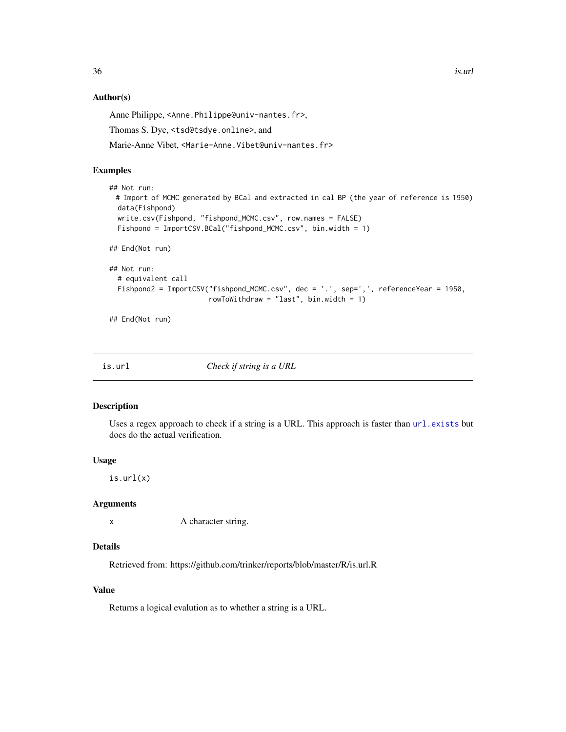### Author(s)

Anne Philippe, <Anne.Philippe@univ-nantes.fr>,

Thomas S. Dye, <tsd@tsdye.online>, and

Marie-Anne Vibet, <Marie-Anne.Vibet@univ-nantes.fr>

### Examples

```
## Not run:
  # Import of MCMC generated by BCal and extracted in cal BP (the year of reference is 1950)
   data(Fishpond)
   write.csv(Fishpond, "fishpond_MCMC.csv", row.names = FALSE)
   Fishpond = ImportCSV.BCal("fishpond_MCMC.csv", bin.width = 1)

## End(Not run)

## Not run:
   # equivalent call
   Fishpond2 = ImportCSV("fishpond_MCMC.csv", dec = '.', sep=',', referenceYear = 1950,
                         rowToWithdraw = "last", bin.width = 1)

## End(Not run)
```

---

## is.url *Check if string is a URL*

### Description

Uses a regex approach to check if a string is a URL. This approach is faster than url.exists but does do the actual verification.

### Usage

```
is.url(x)
```

### Arguments

| | |
|---|---|
| x | A character string. |

### Details

Retrieved from: https://github.com/trinker/reports/blob/master/R/is.url.R

### Value

Returns a logical evalution as to whether a string is a URL.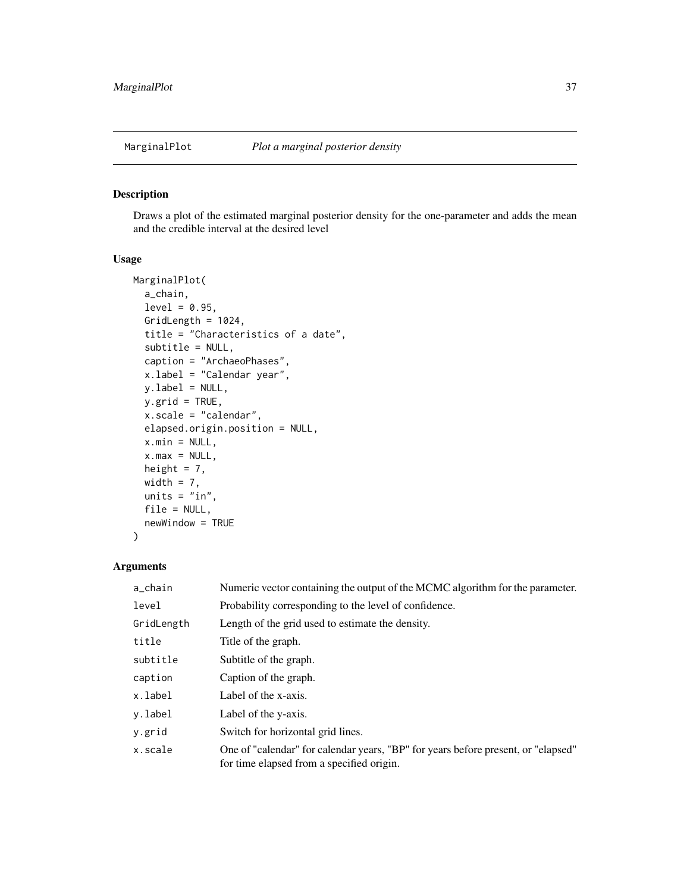MarginalPlot *Plot a marginal posterior density*

## Description

Draws a plot of the estimated marginal posterior density for the one-parameter and adds the mean and the credible interval at the desired level

## Usage

```
MarginalPlot(
  a_chain,
  level = 0.95,
  GridLength = 1024,
  title = "Characteristics of a date",
  subtitle = NULL,
  caption = "ArchaeoPhases",
  x.label = "Calendar year",
  y.label = NULL,
  y.grid = TRUE,
  x.scale = "calendar",
  elapsed.origin.position = NULL,
  x.min = NULL,
  x.max = NULL,
  height = 7,
  width = 7,
  units = "in",
  file = NULL,
  newWindow = TRUE
)
```

## Arguments

| | |
|---|---|
| a_chain | Numeric vector containing the output of the MCMC algorithm for the parameter. |
| level | Probability corresponding to the level of confidence. |
| GridLength | Length of the grid used to estimate the density. |
| title | Title of the graph. |
| subtitle | Subtitle of the graph. |
| caption | Caption of the graph. |
| x.label | Label of the x-axis. |
| y.label | Label of the y-axis. |
| y.grid | Switch for horizontal grid lines. |
| x.scale | One of "calendar" for calendar years, "BP" for years before present, or "elapsed" for time elapsed from a specified origin. |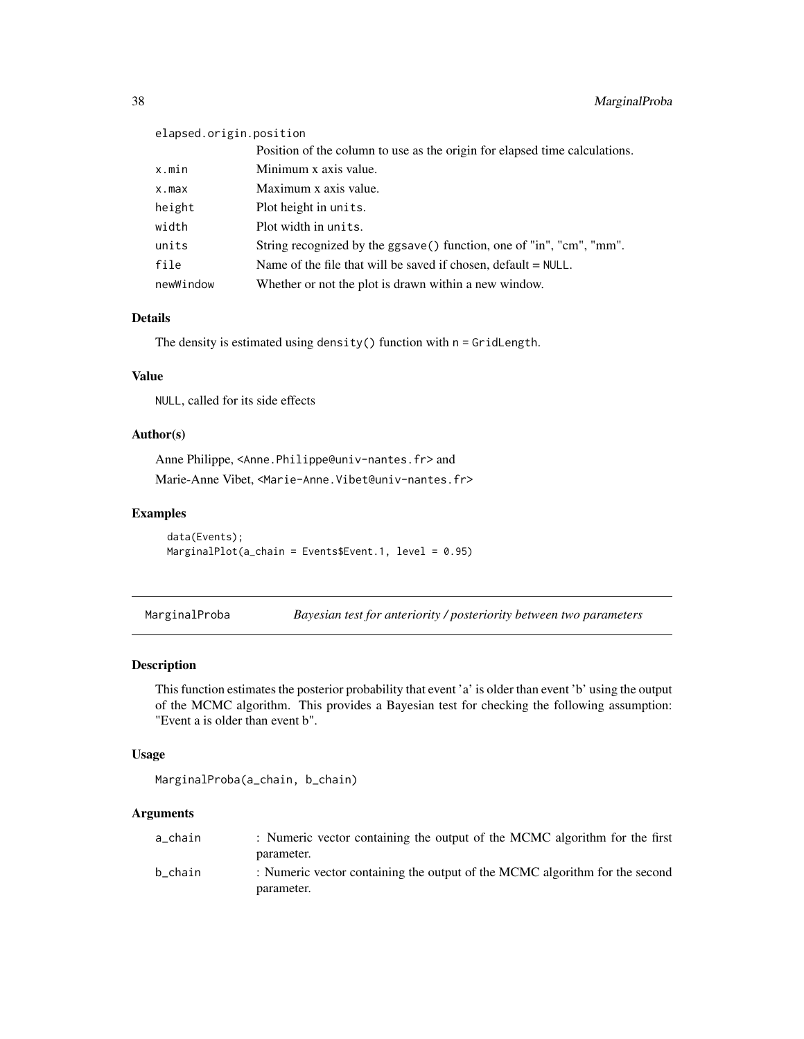| | |
|---|---|
| elapsed.origin.position | Position of the column to use as the origin for elapsed time calculations. |
| x.min | Minimum x axis value. |
| x.max | Maximum x axis value. |
| height | Plot height in units. |
| width | Plot width in units. |
| units | String recognized by the ggsave() function, one of "in", "cm", "mm". |
| file | Name of the file that will be saved if chosen, default = NULL. |
| newWindow | Whether or not the plot is drawn within a new window. |

### Details

The density is estimated using density() function with n = GridLength.

### Value

NULL, called for its side effects

### Author(s)

Anne Philippe, <Anne.Philippe@univ-nantes.fr> and

Marie-Anne Vibet, <Marie-Anne.Vibet@univ-nantes.fr>

### Examples

```
data(Events);
MarginalPlot(a_chain = Events$Event.1, level = 0.95)
```

---

## MarginalProba — *Bayesian test for anteriority / posteriority between two parameters*

### Description

This function estimates the posterior probability that event 'a' is older than event 'b' using the output of the MCMC algorithm. This provides a Bayesian test for checking the following assumption: "Event a is older than event b".

### Usage

```
MarginalProba(a_chain, b_chain)
```

### Arguments

| | |
|---|---|
| a_chain | : Numeric vector containing the output of the MCMC algorithm for the first parameter. |
| b_chain | : Numeric vector containing the output of the MCMC algorithm for the second parameter. |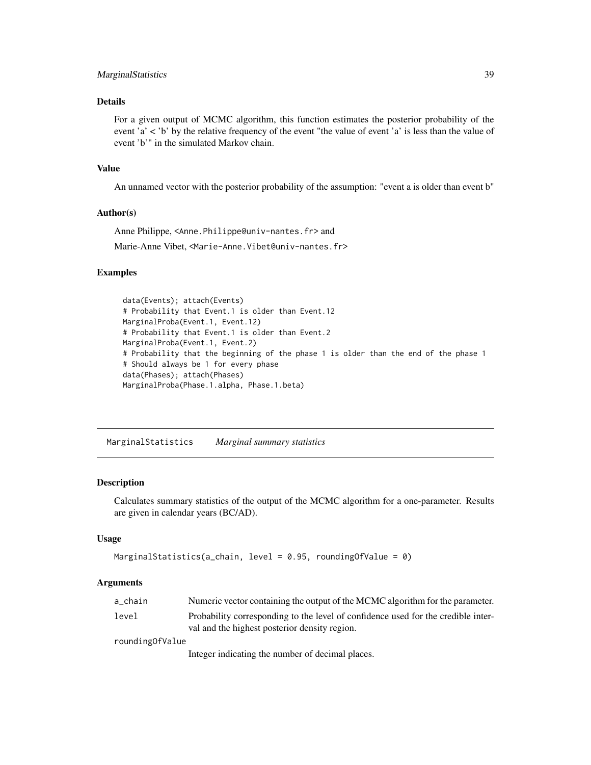### Details

For a given output of MCMC algorithm, this function estimates the posterior probability of the event 'a' < 'b' by the relative frequency of the event "the value of event 'a' is less than the value of event 'b'" in the simulated Markov chain.

### Value

An unnamed vector with the posterior probability of the assumption: "event a is older than event b"

### Author(s)

Anne Philippe, <Anne.Philippe@univ-nantes.fr> and

Marie-Anne Vibet, <Marie-Anne.Vibet@univ-nantes.fr>

### Examples

```
data(Events); attach(Events)
# Probability that Event.1 is older than Event.12
MarginalProba(Event.1, Event.12)
# Probability that Event.1 is older than Event.2
MarginalProba(Event.1, Event.2)
# Probability that the beginning of the phase 1 is older than the end of the phase 1
# Should always be 1 for every phase
data(Phases); attach(Phases)
MarginalProba(Phase.1.alpha, Phase.1.beta)
```

---

## MarginalStatistics *Marginal summary statistics*

### Description

Calculates summary statistics of the output of the MCMC algorithm for a one-parameter. Results are given in calendar years (BC/AD).

### Usage

```
MarginalStatistics(a_chain, level = 0.95, roundingOfValue = 0)
```

### Arguments

| | |
|---|---|
| a_chain | Numeric vector containing the output of the MCMC algorithm for the parameter. |
| level | Probability corresponding to the level of confidence used for the credible interval and the highest posterior density region. |
| roundingOfValue | Integer indicating the number of decimal places. |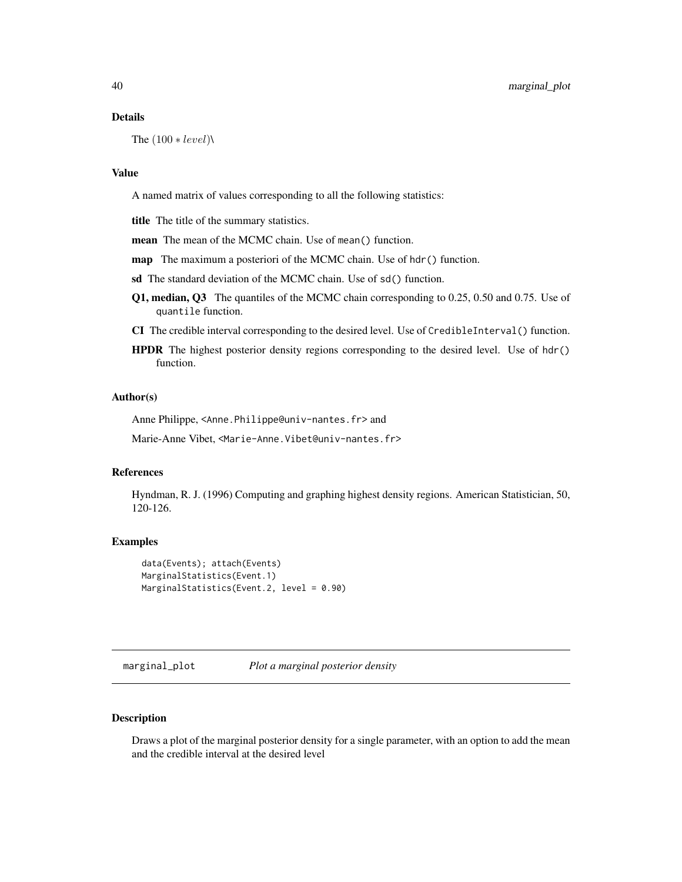### Details

The $(100 * level)\$

### Value

A named matrix of values corresponding to all the following statistics:

**title** The title of the summary statistics.

**mean** The mean of the MCMC chain. Use of `mean()` function.

**map** The maximum a posteriori of the MCMC chain. Use of `hdr()` function.

**sd** The standard deviation of the MCMC chain. Use of `sd()` function.

**Q1, median, Q3** The quantiles of the MCMC chain corresponding to 0.25, 0.50 and 0.75. Use of `quantile` function.

**CI** The credible interval corresponding to the desired level. Use of `CredibleInterval()` function.

**HPDR** The highest posterior density regions corresponding to the desired level. Use of `hdr()` function.

### Author(s)

Anne Philippe, <Anne.Philippe@univ-nantes.fr> and

Marie-Anne Vibet, <Marie-Anne.Vibet@univ-nantes.fr>

### References

Hyndman, R. J. (1996) Computing and graphing highest density regions. American Statistician, 50, 120-126.

### Examples

```
data(Events); attach(Events)
MarginalStatistics(Event.1)
MarginalStatistics(Event.2, level = 0.90)
```

---

## marginal_plot *Plot a marginal posterior density*

### Description

Draws a plot of the marginal posterior density for a single parameter, with an option to add the mean and the credible interval at the desired level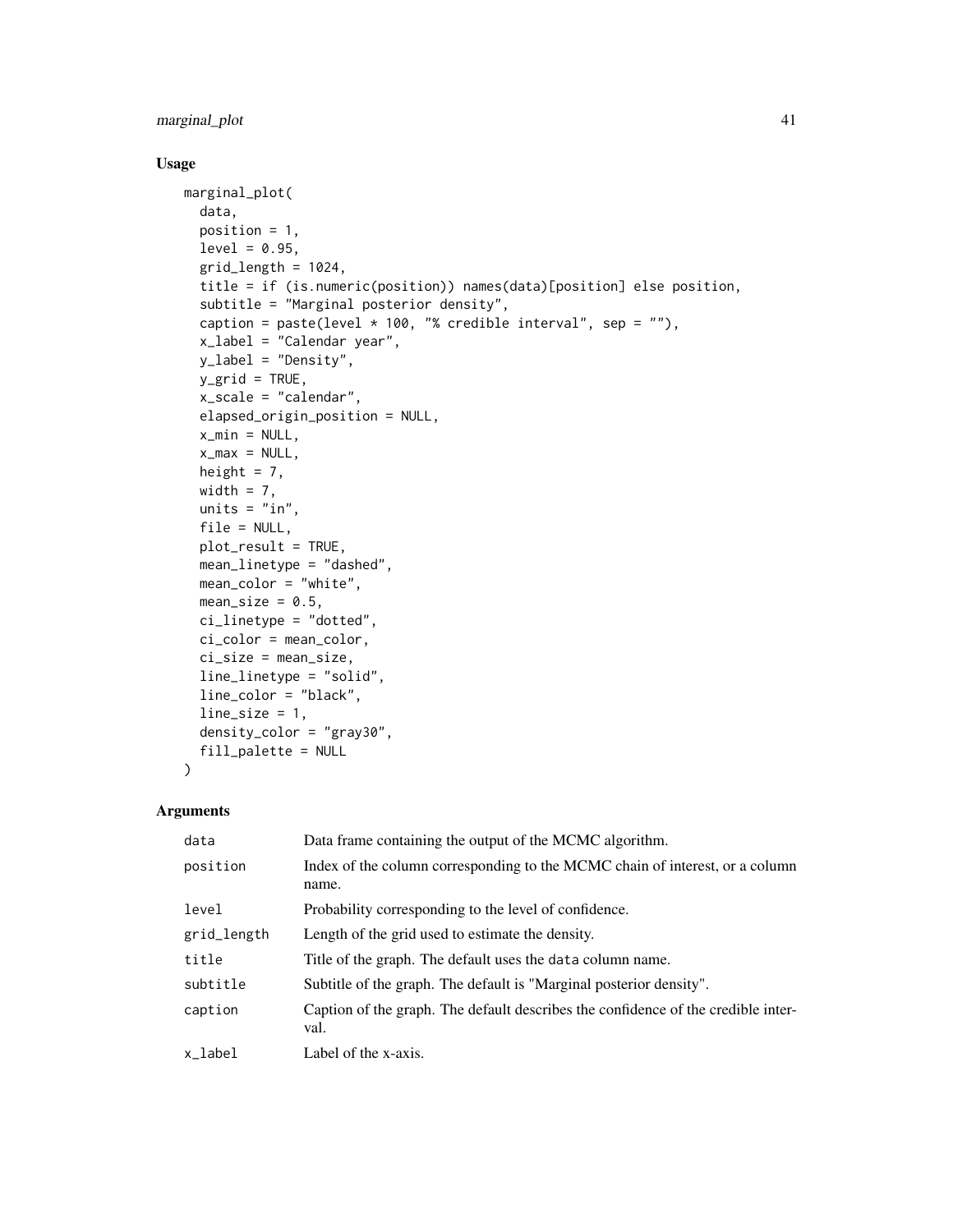## Usage

```
marginal_plot(
  data,
  position = 1,
  level = 0.95,
  grid_length = 1024,
  title = if (is.numeric(position)) names(data)[position] else position,
  subtitle = "Marginal posterior density",
  caption = paste(level * 100, "% credible interval", sep = ""),
  x_label = "Calendar year",
  y_label = "Density",
  y_grid = TRUE,
  x_scale = "calendar",
  elapsed_origin_position = NULL,
  x_min = NULL,
  x_max = NULL,
  height = 7,
  width = 7,
  units = "in",
  file = NULL,
  plot_result = TRUE,
  mean_linetype = "dashed",
  mean_color = "white",
  mean_size = 0.5,
  ci_linetype = "dotted",
  ci_color = mean_color,
  ci_size = mean_size,
  line_linetype = "solid",
  line_color = "black",
  line_size = 1,
  density_color = "gray30",
  fill_palette = NULL
)
```

## Arguments

| | |
|---|---|
| data | Data frame containing the output of the MCMC algorithm. |
| position | Index of the column corresponding to the MCMC chain of interest, or a column name. |
| level | Probability corresponding to the level of confidence. |
| grid_length | Length of the grid used to estimate the density. |
| title | Title of the graph. The default uses the `data` column name. |
| subtitle | Subtitle of the graph. The default is "Marginal posterior density". |
| caption | Caption of the graph. The default describes the confidence of the credible interval. |
| x_label | Label of the x-axis. |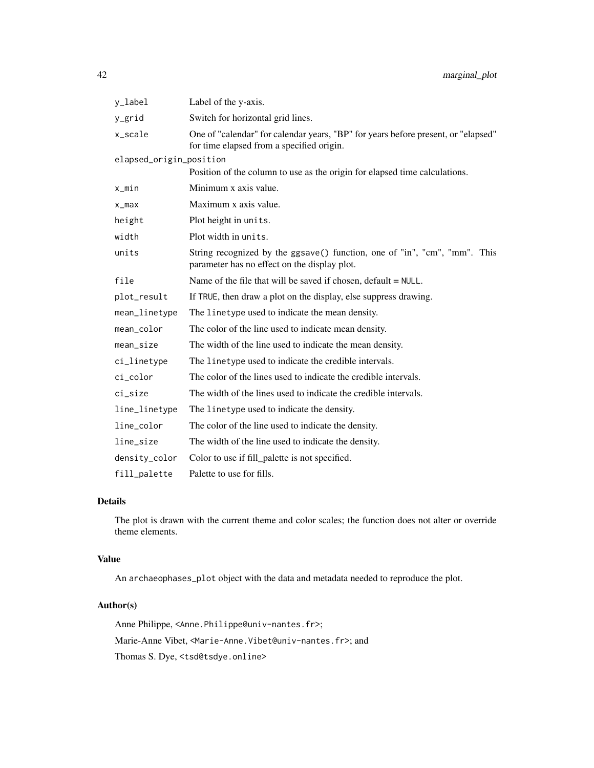| | |
|---|---|
| `y_label` | Label of the y-axis. |
| `y_grid` | Switch for horizontal grid lines. |
| `x_scale` | One of "calendar" for calendar years, "BP" for years before present, or "elapsed" for time elapsed from a specified origin. |
| `elapsed_origin_position` | Position of the column to use as the origin for elapsed time calculations. |
| `x_min` | Minimum x axis value. |
| `x_max` | Maximum x axis value. |
| `height` | Plot height in `units`. |
| `width` | Plot width in `units`. |
| `units` | String recognized by the `ggsave()` function, one of "in", "cm", "mm". This parameter has no effect on the display plot. |
| `file` | Name of the file that will be saved if chosen, default = `NULL`. |
| `plot_result` | If `TRUE`, then draw a plot on the display, else suppress drawing. |
| `mean_linetype` | The `linetype` used to indicate the mean density. |
| `mean_color` | The color of the line used to indicate mean density. |
| `mean_size` | The width of the line used to indicate the mean density. |
| `ci_linetype` | The `linetype` used to indicate the credible intervals. |
| `ci_color` | The color of the lines used to indicate the credible intervals. |
| `ci_size` | The width of the lines used to indicate the credible intervals. |
| `line_linetype` | The `linetype` used to indicate the density. |
| `line_color` | The color of the line used to indicate the density. |
| `line_size` | The width of the line used to indicate the density. |
| `density_color` | Color to use if fill_palette is not specified. |
| `fill_palette` | Palette to use for fills. |

### Details

The plot is drawn with the current theme and color scales; the function does not alter or override theme elements.

### Value

An `archaeophases_plot` object with the data and metadata needed to reproduce the plot.

### Author(s)

Anne Philippe, `<Anne.Philippe@univ-nantes.fr>`;

Marie-Anne Vibet, `<Marie-Anne.Vibet@univ-nantes.fr>`; and

Thomas S. Dye, `<tsd@tsdye.online>`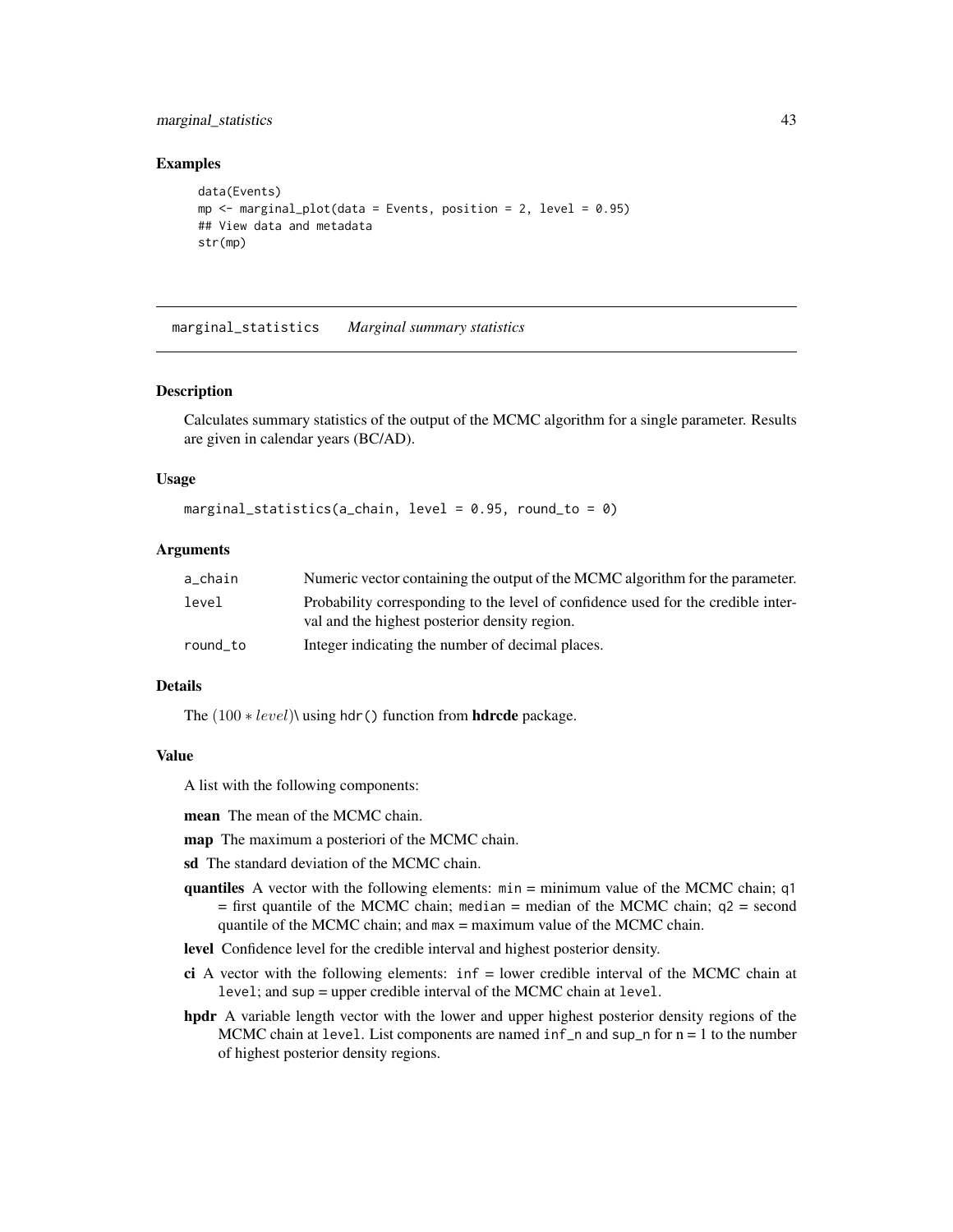### Examples

```
data(Events)
mp <- marginal_plot(data = Events, position = 2, level = 0.95)
## View data and metadata
str(mp)
```

---

## marginal_statistics *Marginal summary statistics*

---

### Description

Calculates summary statistics of the output of the MCMC algorithm for a single parameter. Results are given in calendar years (BC/AD).

### Usage

```
marginal_statistics(a_chain, level = 0.95, round_to = 0)
```

### Arguments

| | |
|---|---|
| a_chain | Numeric vector containing the output of the MCMC algorithm for the parameter. |
| level | Probability corresponding to the level of confidence used for the credible interval and the highest posterior density region. |
| round_to | Integer indicating the number of decimal places. |

### Details

The $(100 * level)\backslash$ using `hdr()` function from **hdrcde** package.

### Value

A list with the following components:

**mean** The mean of the MCMC chain.

**map** The maximum a posteriori of the MCMC chain.

**sd** The standard deviation of the MCMC chain.

**quantiles** A vector with the following elements: `min` = minimum value of the MCMC chain; `q1` = first quantile of the MCMC chain; `median` = median of the MCMC chain; `q2` = second quantile of the MCMC chain; and `max` = maximum value of the MCMC chain.

**level** Confidence level for the credible interval and highest posterior density.

**ci** A vector with the following elements: `inf` = lower credible interval of the MCMC chain at `level`; and `sup` = upper credible interval of the MCMC chain at `level`.

**hpdr** A variable length vector with the lower and upper highest posterior density regions of the MCMC chain at `level`. List components are named `inf_n` and `sup_n` for n = 1 to the number of highest posterior density regions.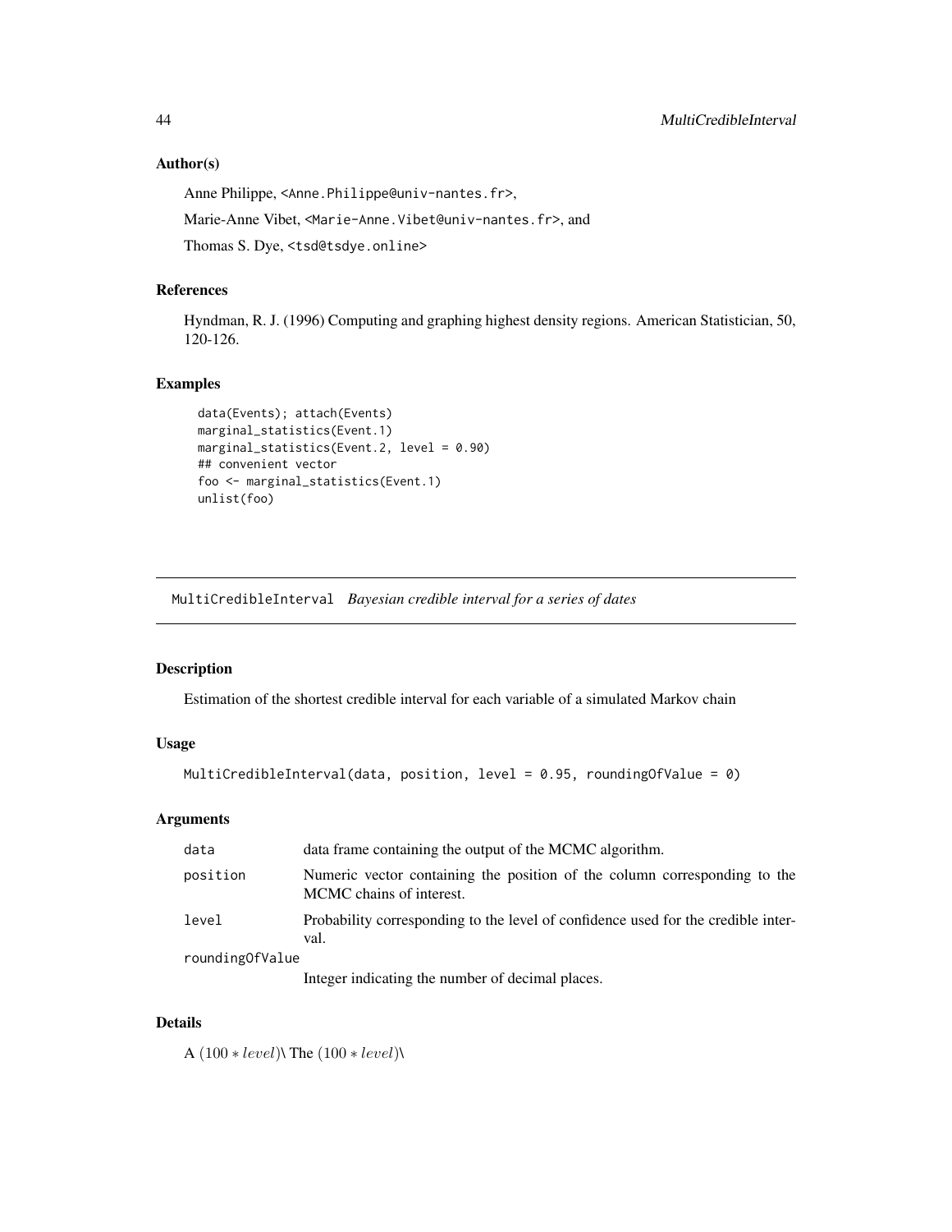### Author(s)

Anne Philippe, <Anne.Philippe@univ-nantes.fr>,

Marie-Anne Vibet, <Marie-Anne.Vibet@univ-nantes.fr>, and

Thomas S. Dye, <tsd@tsdye.online>

### References

Hyndman, R. J. (1996) Computing and graphing highest density regions. American Statistician, 50, 120-126.

### Examples

```
data(Events); attach(Events)
marginal_statistics(Event.1)
marginal_statistics(Event.2, level = 0.90)
## convenient vector
foo <- marginal_statistics(Event.1)
unlist(foo)
```

---

## MultiCredibleInterval *Bayesian credible interval for a series of dates*

---

### Description

Estimation of the shortest credible interval for each variable of a simulated Markov chain

### Usage

```
MultiCredibleInterval(data, position, level = 0.95, roundingOfValue = 0)
```

### Arguments

| | |
|---|---|
| data | data frame containing the output of the MCMC algorithm. |
| position | Numeric vector containing the position of the column corresponding to the MCMC chains of interest. |
| level | Probability corresponding to the level of confidence used for the credible interval. |
| roundingOfValue | Integer indicating the number of decimal places. |

### Details

A $(100 * level)\backslash$ The $(100 * level)\backslash$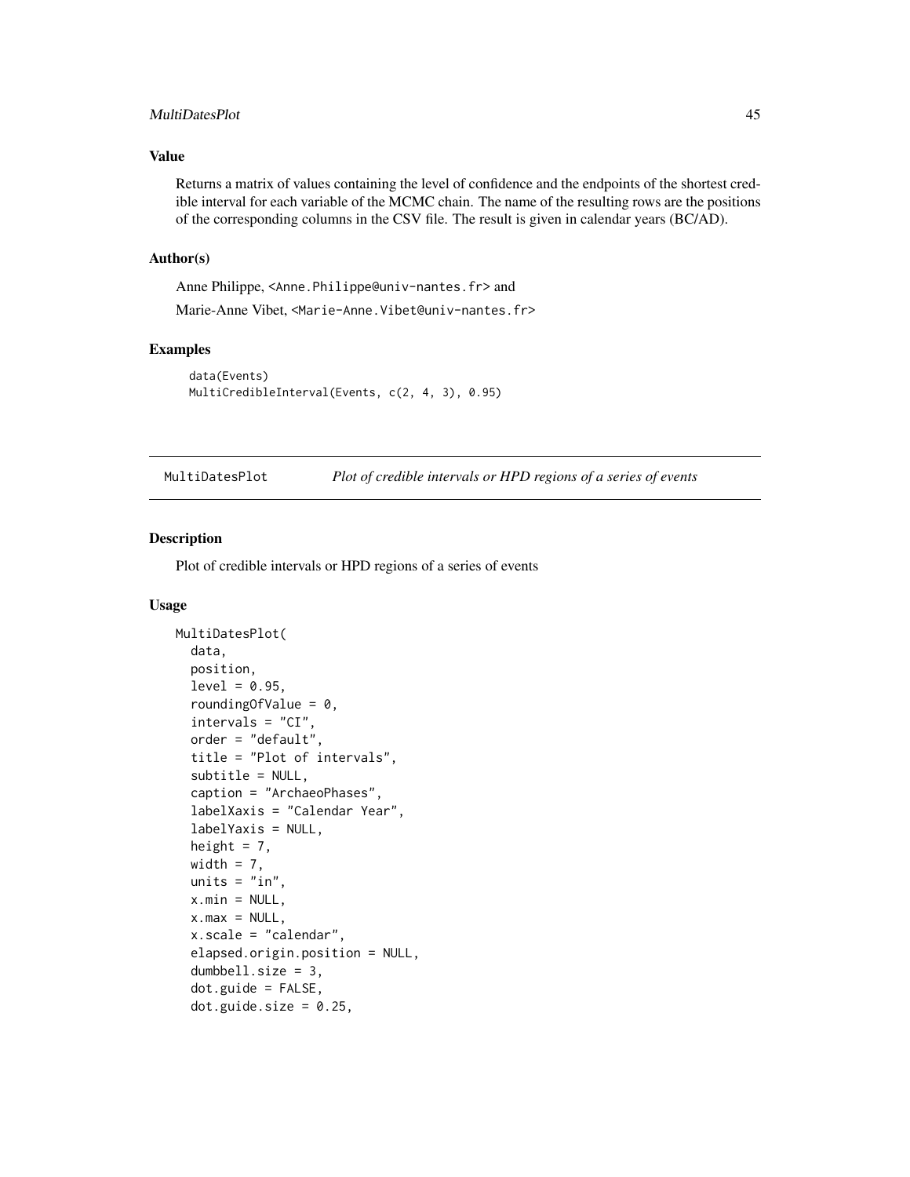### Value

Returns a matrix of values containing the level of confidence and the endpoints of the shortest credible interval for each variable of the MCMC chain. The name of the resulting rows are the positions of the corresponding columns in the CSV file. The result is given in calendar years (BC/AD).

### Author(s)

Anne Philippe, <Anne.Philippe@univ-nantes.fr> and

Marie-Anne Vibet, <Marie-Anne.Vibet@univ-nantes.fr>

### Examples

```
data(Events)
MultiCredibleInterval(Events, c(2, 4, 3), 0.95)
```

---

## MultiDatesPlot *Plot of credible intervals or HPD regions of a series of events*

### Description

Plot of credible intervals or HPD regions of a series of events

### Usage

```
MultiDatesPlot(
  data,
  position,
  level = 0.95,
  roundingOfValue = 0,
  intervals = "CI",
  order = "default",
  title = "Plot of intervals",
  subtitle = NULL,
  caption = "ArchaeoPhases",
  labelXaxis = "Calendar Year",
  labelYaxis = NULL,
  height = 7,
  width = 7,
  units = "in",
  x.min = NULL,
  x.max = NULL,
  x.scale = "calendar",
  elapsed.origin.position = NULL,
  dumbbell.size = 3,
  dot.guide = FALSE,
  dot.guide.size = 0.25,
```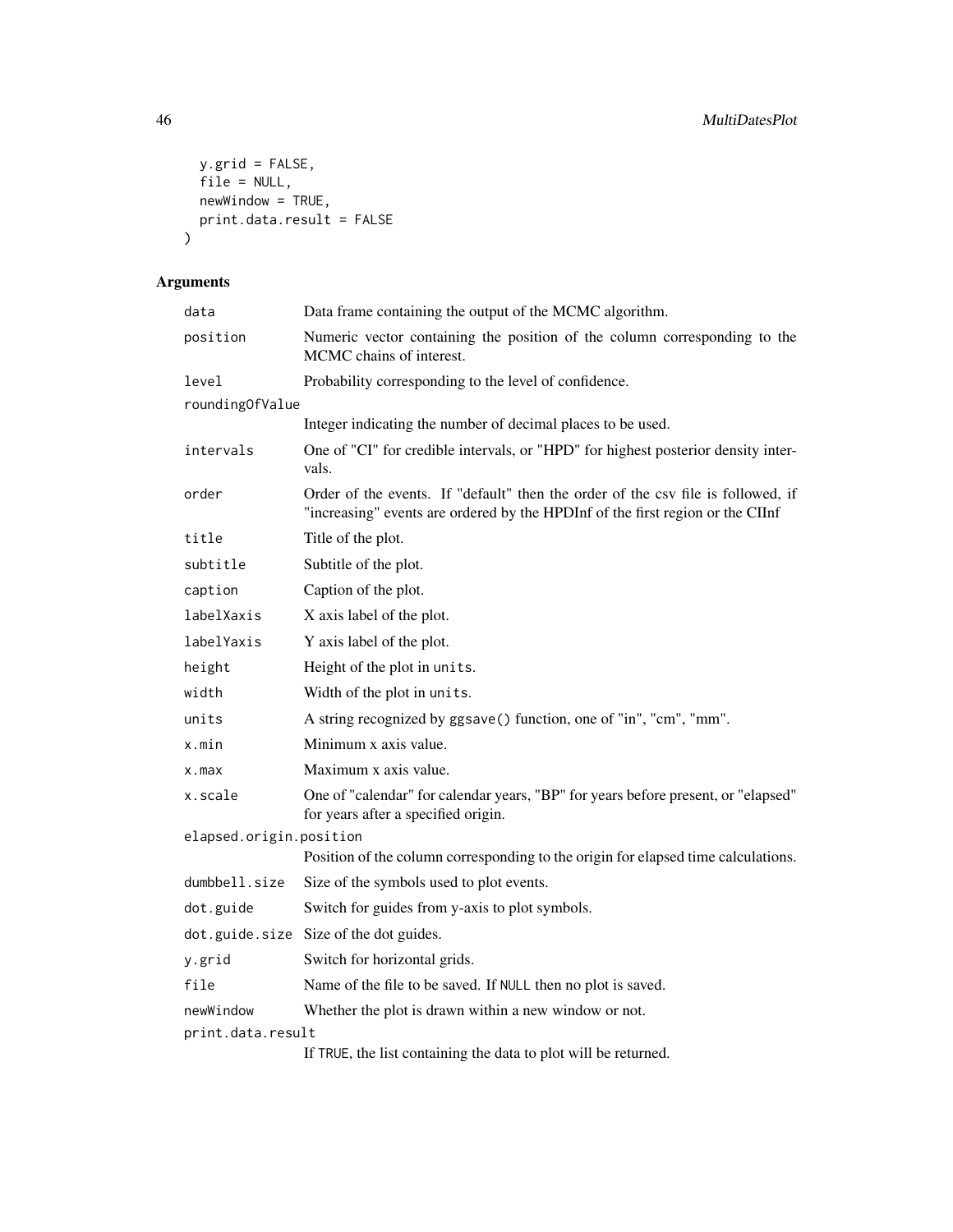```
  y.grid = FALSE,
  file = NULL,
  newWindow = TRUE,
  print.data.result = FALSE
)
```

## Arguments

| Argument | Description |
|---|---|
| `data` | Data frame containing the output of the MCMC algorithm. |
| `position` | Numeric vector containing the position of the column corresponding to the MCMC chains of interest. |
| `level` | Probability corresponding to the level of confidence. |
| `roundingOfValue` | Integer indicating the number of decimal places to be used. |
| `intervals` | One of "CI" for credible intervals, or "HPD" for highest posterior density intervals. |
| `order` | Order of the events. If "default" then the order of the csv file is followed, if "increasing" events are ordered by the HPDInf of the first region or the CIInf |
| `title` | Title of the plot. |
| `subtitle` | Subtitle of the plot. |
| `caption` | Caption of the plot. |
| `labelXaxis` | X axis label of the plot. |
| `labelYaxis` | Y axis label of the plot. |
| `height` | Height of the plot in `units`. |
| `width` | Width of the plot in `units`. |
| `units` | A string recognized by `ggsave()` function, one of "in", "cm", "mm". |
| `x.min` | Minimum x axis value. |
| `x.max` | Maximum x axis value. |
| `x.scale` | One of "calendar" for calendar years, "BP" for years before present, or "elapsed" for years after a specified origin. |
| `elapsed.origin.position` | Position of the column corresponding to the origin for elapsed time calculations. |
| `dumbbell.size` | Size of the symbols used to plot events. |
| `dot.guide` | Switch for guides from y-axis to plot symbols. |
| `dot.guide.size` | Size of the dot guides. |
| `y.grid` | Switch for horizontal grids. |
| `file` | Name of the file to be saved. If `NULL` then no plot is saved. |
| `newWindow` | Whether the plot is drawn within a new window or not. |
| `print.data.result` | If `TRUE`, the list containing the data to plot will be returned. |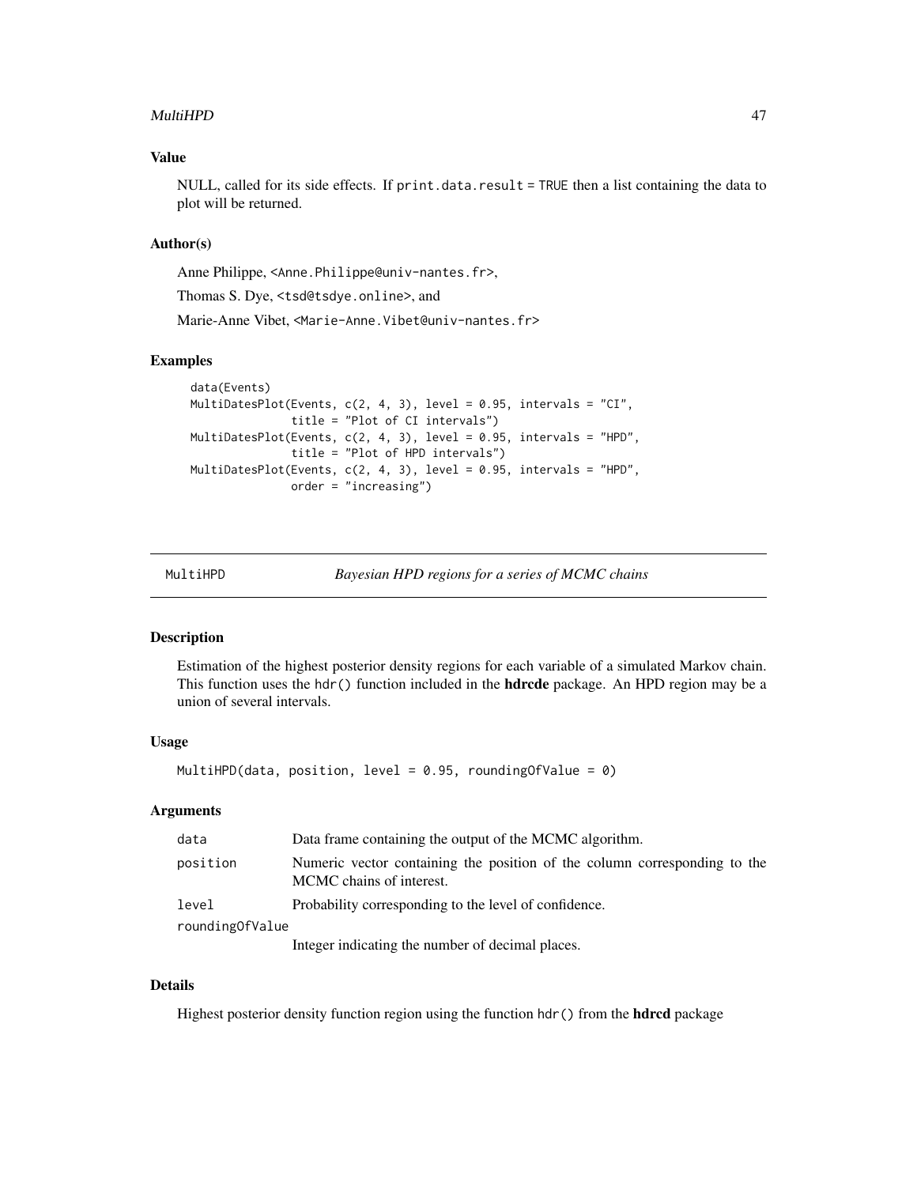### Value

NULL, called for its side effects. If `print.data.result = TRUE` then a list containing the data to plot will be returned.

### Author(s)

Anne Philippe, <Anne.Philippe@univ-nantes.fr>,

Thomas S. Dye, <tsd@tsdye.online>, and

Marie-Anne Vibet, <Marie-Anne.Vibet@univ-nantes.fr>

### Examples

```
data(Events)
MultiDatesPlot(Events, c(2, 4, 3), level = 0.95, intervals = "CI",
               title = "Plot of CI intervals")
MultiDatesPlot(Events, c(2, 4, 3), level = 0.95, intervals = "HPD",
               title = "Plot of HPD intervals")
MultiDatesPlot(Events, c(2, 4, 3), level = 0.95, intervals = "HPD",
               order = "increasing")
```

---

## MultiHPD — *Bayesian HPD regions for a series of MCMC chains*

---

### Description

Estimation of the highest posterior density regions for each variable of a simulated Markov chain. This function uses the `hdr()` function included in the **hdrcde** package. An HPD region may be a union of several intervals.

### Usage

```
MultiHPD(data, position, level = 0.95, roundingOfValue = 0)
```

### Arguments

| | |
|---|---|
| `data` | Data frame containing the output of the MCMC algorithm. |
| `position` | Numeric vector containing the position of the column corresponding to the MCMC chains of interest. |
| `level` | Probability corresponding to the level of confidence. |
| `roundingOfValue` | Integer indicating the number of decimal places. |

### Details

Highest posterior density function region using the function `hdr()` from the **hdrcd** package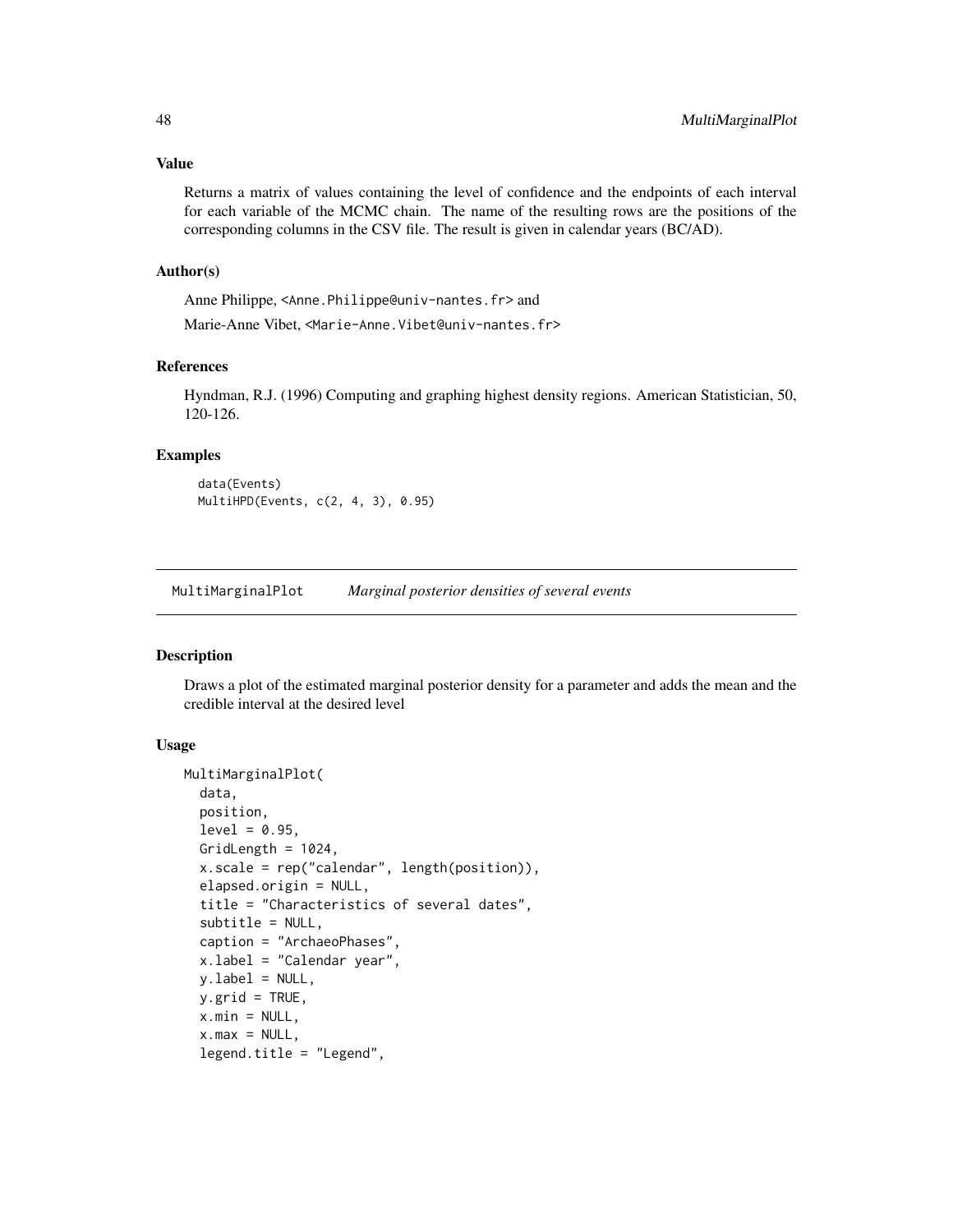### Value

Returns a matrix of values containing the level of confidence and the endpoints of each interval for each variable of the MCMC chain. The name of the resulting rows are the positions of the corresponding columns in the CSV file. The result is given in calendar years (BC/AD).

### Author(s)

Anne Philippe, <Anne.Philippe@univ-nantes.fr> and

Marie-Anne Vibet, <Marie-Anne.Vibet@univ-nantes.fr>

### References

Hyndman, R.J. (1996) Computing and graphing highest density regions. American Statistician, 50, 120-126.

### Examples

```
data(Events)
MultiHPD(Events, c(2, 4, 3), 0.95)
```

---

## MultiMarginalPlot    *Marginal posterior densities of several events*

---

### Description

Draws a plot of the estimated marginal posterior density for a parameter and adds the mean and the credible interval at the desired level

### Usage

```
MultiMarginalPlot(
  data,
  position,
  level = 0.95,
  GridLength = 1024,
  x.scale = rep("calendar", length(position)),
  elapsed.origin = NULL,
  title = "Characteristics of several dates",
  subtitle = NULL,
  caption = "ArchaeoPhases",
  x.label = "Calendar year",
  y.label = NULL,
  y.grid = TRUE,
  x.min = NULL,
  x.max = NULL,
  legend.title = "Legend",
```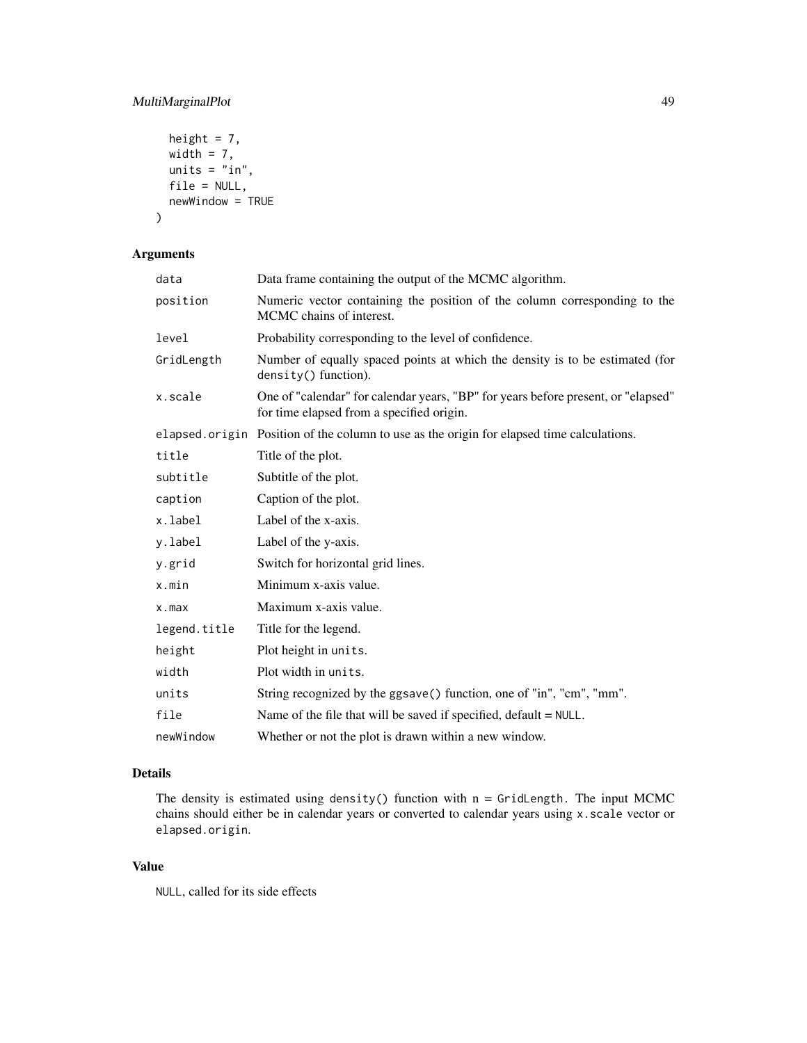```
  height = 7,
  width = 7,
  units = "in",
  file = NULL,
  newWindow = TRUE
)
```

### Arguments

| | |
|---|---|
| `data` | Data frame containing the output of the MCMC algorithm. |
| `position` | Numeric vector containing the position of the column corresponding to the MCMC chains of interest. |
| `level` | Probability corresponding to the level of confidence. |
| `GridLength` | Number of equally spaced points at which the density is to be estimated (for `density()` function). |
| `x.scale` | One of "calendar" for calendar years, "BP" for years before present, or "elapsed" for time elapsed from a specified origin. |
| `elapsed.origin` | Position of the column to use as the origin for elapsed time calculations. |
| `title` | Title of the plot. |
| `subtitle` | Subtitle of the plot. |
| `caption` | Caption of the plot. |
| `x.label` | Label of the x-axis. |
| `y.label` | Label of the y-axis. |
| `y.grid` | Switch for horizontal grid lines. |
| `x.min` | Minimum x-axis value. |
| `x.max` | Maximum x-axis value. |
| `legend.title` | Title for the legend. |
| `height` | Plot height in `units`. |
| `width` | Plot width in `units`. |
| `units` | String recognized by the `ggsave()` function, one of "in", "cm", "mm". |
| `file` | Name of the file that will be saved if specified, default = `NULL`. |
| `newWindow` | Whether or not the plot is drawn within a new window. |

### Details

The density is estimated using `density()` function with `n = GridLength`. The input MCMC chains should either be in calendar years or converted to calendar years using `x.scale` vector or `elapsed.origin`.

### Value

`NULL`, called for its side effects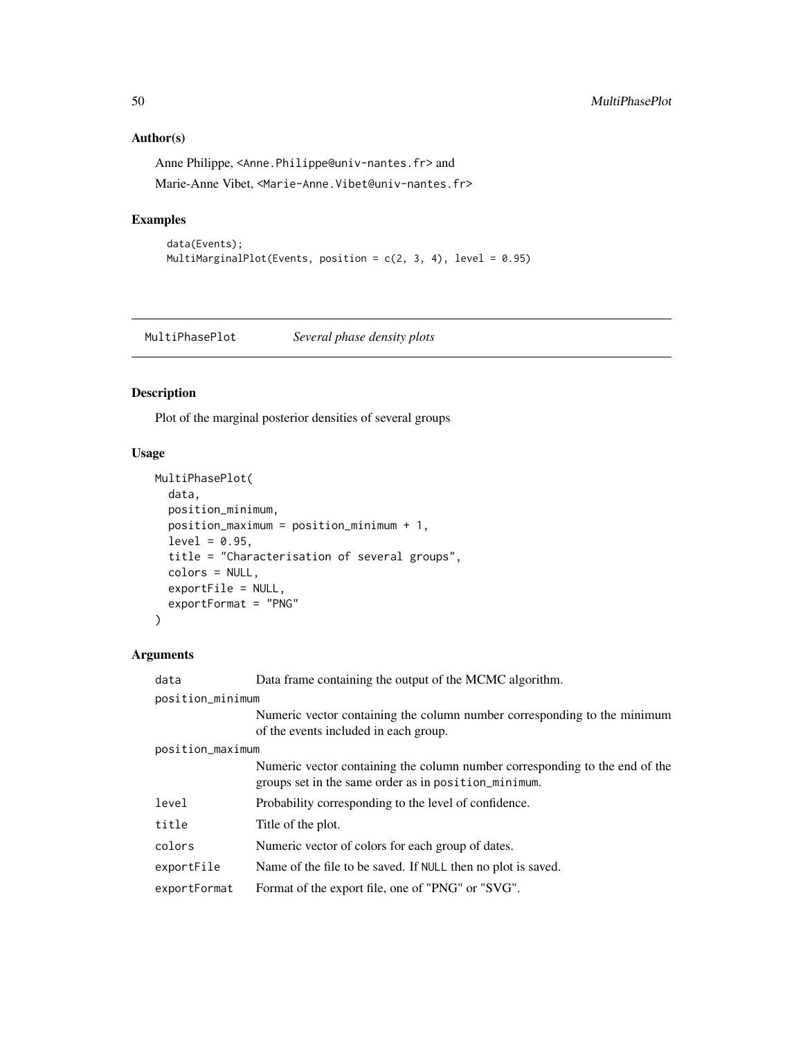## Author(s)

Anne Philippe, <Anne.Philippe@univ-nantes.fr> and

Marie-Anne Vibet, <Marie-Anne.Vibet@univ-nantes.fr>

## Examples

```
data(Events);
MultiMarginalPlot(Events, position = c(2, 3, 4), level = 0.95)
```

---

# MultiPhasePlot *Several phase density plots*

---

## Description

Plot of the marginal posterior densities of several groups

## Usage

```
MultiPhasePlot(
  data,
  position_minimum,
  position_maximum = position_minimum + 1,
  level = 0.95,
  title = "Characterisation of several groups",
  colors = NULL,
  exportFile = NULL,
  exportFormat = "PNG"
)
```

## Arguments

| | |
|---|---|
| data | Data frame containing the output of the MCMC algorithm. |
| position_minimum | Numeric vector containing the column number corresponding to the minimum of the events included in each group. |
| position_maximum | Numeric vector containing the column number corresponding to the end of the groups set in the same order as in position_minimum. |
| level | Probability corresponding to the level of confidence. |
| title | Title of the plot. |
| colors | Numeric vector of colors for each group of dates. |
| exportFile | Name of the file to be saved. If NULL then no plot is saved. |
| exportFormat | Format of the export file, one of "PNG" or "SVG". |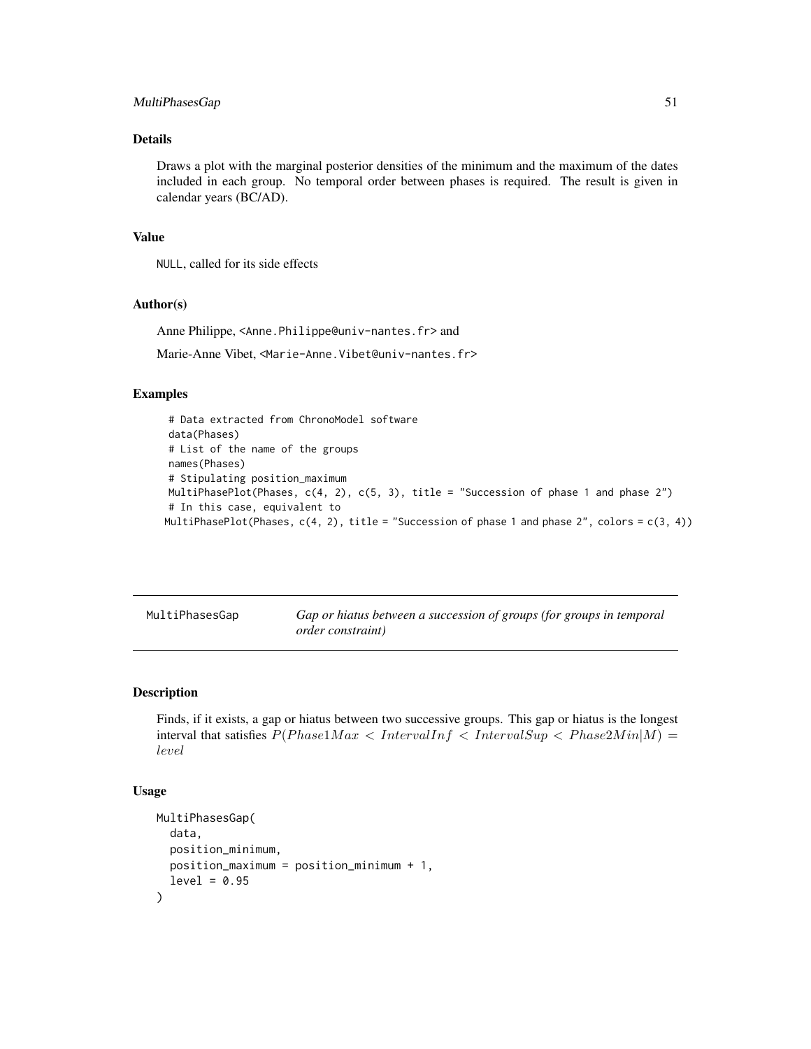## Details

Draws a plot with the marginal posterior densities of the minimum and the maximum of the dates included in each group. No temporal order between phases is required. The result is given in calendar years (BC/AD).

## Value

NULL, called for its side effects

## Author(s)

Anne Philippe, <Anne.Philippe@univ-nantes.fr> and

Marie-Anne Vibet, <Marie-Anne.Vibet@univ-nantes.fr>

## Examples

```
  # Data extracted from ChronoModel software
  data(Phases)
  # List of the name of the groups
  names(Phases)
  # Stipulating position_maximum
  MultiPhasePlot(Phases, c(4, 2), c(5, 3), title = "Succession of phase 1 and phase 2")
  # In this case, equivalent to
 MultiPhasePlot(Phases, c(4, 2), title = "Succession of phase 1 and phase 2", colors = c(3, 4))
```

---

# MultiPhasesGap — *Gap or hiatus between a succession of groups (for groups in temporal order constraint)*

## Description

Finds, if it exists, a gap or hiatus between two successive groups. This gap or hiatus is the longest interval that satisfies $P(Phase1Max < IntervalInf < IntervalSup < Phase2Min|M) = level$

## Usage

```
MultiPhasesGap(
  data,
  position_minimum,
  position_maximum = position_minimum + 1,
  level = 0.95
)
```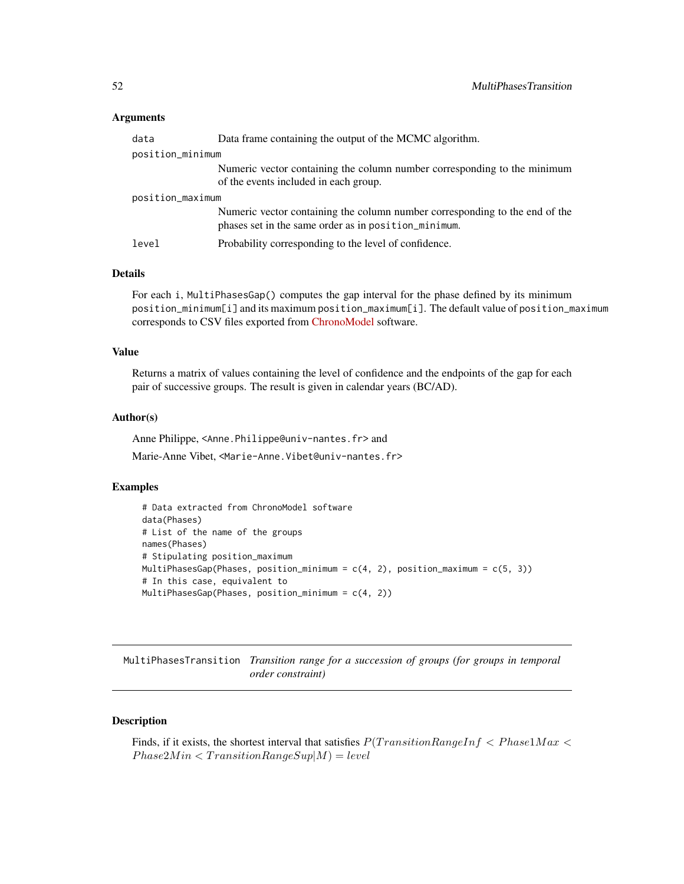### Arguments

| | |
|---|---|
| data | Data frame containing the output of the MCMC algorithm. |
| position_minimum | Numeric vector containing the column number corresponding to the minimum of the events included in each group. |
| position_maximum | Numeric vector containing the column number corresponding to the end of the phases set in the same order as in position_minimum. |
| level | Probability corresponding to the level of confidence. |

### Details

For each i, MultiPhasesGap() computes the gap interval for the phase defined by its minimum position_minimum[i] and its maximum position_maximum[i]. The default value of position_maximum corresponds to CSV files exported from ChronoModel software.

### Value

Returns a matrix of values containing the level of confidence and the endpoints of the gap for each pair of successive groups. The result is given in calendar years (BC/AD).

### Author(s)

Anne Philippe, <Anne.Philippe@univ-nantes.fr> and

Marie-Anne Vibet, <Marie-Anne.Vibet@univ-nantes.fr>

### Examples

```
# Data extracted from ChronoModel software
data(Phases)
# List of the name of the groups
names(Phases)
# Stipulating position_maximum
MultiPhasesGap(Phases, position_minimum = c(4, 2), position_maximum = c(5, 3))
# In this case, equivalent to
MultiPhasesGap(Phases, position_minimum = c(4, 2))
```

---

## MultiPhasesTransition *Transition range for a succession of groups (for groups in temporal order constraint)*

---

### Description

Finds, if it exists, the shortest interval that satisfies $P(TransitionRangeInf < Phase1Max < Phase2Min < TransitionRangeSup|M) = level$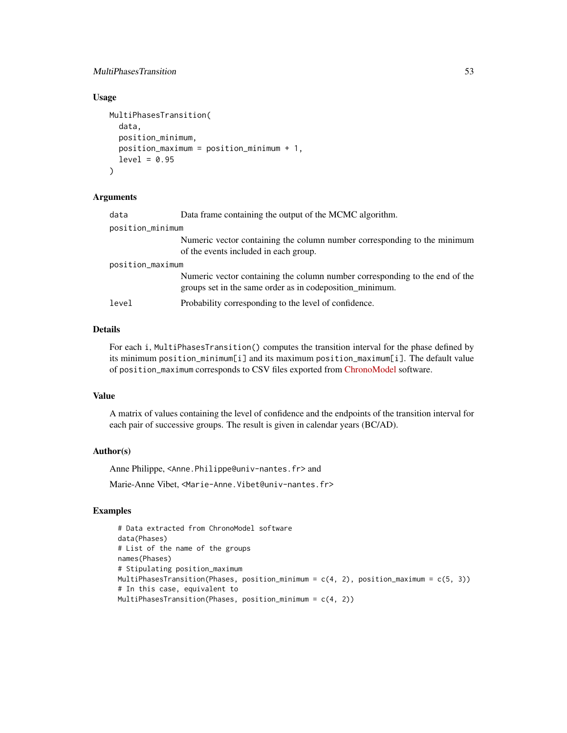### Usage

```
MultiPhasesTransition(
  data,
  position_minimum,
  position_maximum = position_minimum + 1,
  level = 0.95
)
```

### Arguments

| | |
|---|---|
| data | Data frame containing the output of the MCMC algorithm. |
| position_minimum | Numeric vector containing the column number corresponding to the minimum of the events included in each group. |
| position_maximum | Numeric vector containing the column number corresponding to the end of the groups set in the same order as in codeposition_minimum. |
| level | Probability corresponding to the level of confidence. |

### Details

For each i, MultiPhasesTransition() computes the transition interval for the phase defined by its minimum position_minimum[i] and its maximum position_maximum[i]. The default value of position_maximum corresponds to CSV files exported from ChronoModel software.

### Value

A matrix of values containing the level of confidence and the endpoints of the transition interval for each pair of successive groups. The result is given in calendar years (BC/AD).

### Author(s)

Anne Philippe, <Anne.Philippe@univ-nantes.fr> and

Marie-Anne Vibet, <Marie-Anne.Vibet@univ-nantes.fr>

### Examples

```
# Data extracted from ChronoModel software
data(Phases)
# List of the name of the groups
names(Phases)
# Stipulating position_maximum
MultiPhasesTransition(Phases, position_minimum = c(4, 2), position_maximum = c(5, 3))
# In this case, equivalent to
MultiPhasesTransition(Phases, position_minimum = c(4, 2))
```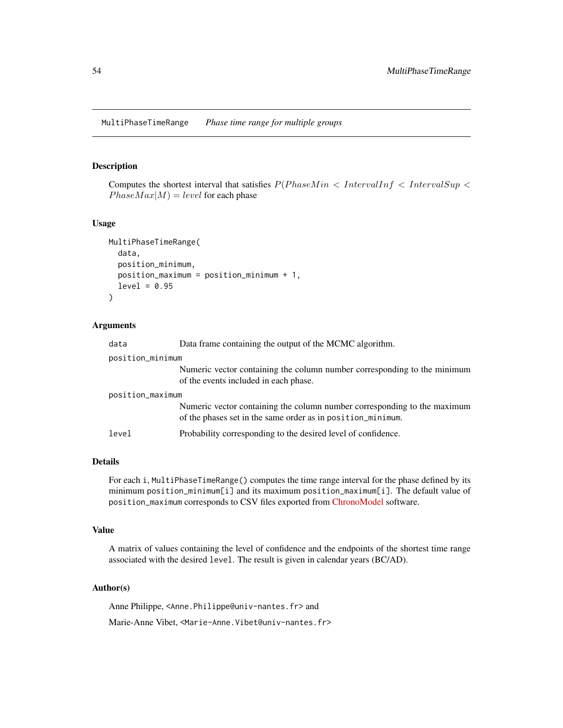MultiPhaseTimeRange    *Phase time range for multiple groups*

## Description

Computes the shortest interval that satisfies $P(PhaseMin < IntervalInf < IntervalSup < PhaseMax|M) = level$ for each phase

## Usage

```
MultiPhaseTimeRange(
  data,
  position_minimum,
  position_maximum = position_minimum + 1,
  level = 0.95
)
```

## Arguments

| | |
|---|---|
| data | Data frame containing the output of the MCMC algorithm. |
| position_minimum | Numeric vector containing the column number corresponding to the minimum of the events included in each phase. |
| position_maximum | Numeric vector containing the column number corresponding to the maximum of the phases set in the same order as in `position_minimum`. |
| level | Probability corresponding to the desired level of confidence. |

## Details

For each `i`, `MultiPhaseTimeRange()` computes the time range interval for the phase defined by its minimum `position_minimum[i]` and its maximum `position_maximum[i]`. The default value of `position_maximum` corresponds to CSV files exported from ChronoModel software.

## Value

A matrix of values containing the level of confidence and the endpoints of the shortest time range associated with the desired `level`. The result is given in calendar years (BC/AD).

## Author(s)

Anne Philippe, <Anne.Philippe@univ-nantes.fr> and

Marie-Anne Vibet, <Marie-Anne.Vibet@univ-nantes.fr>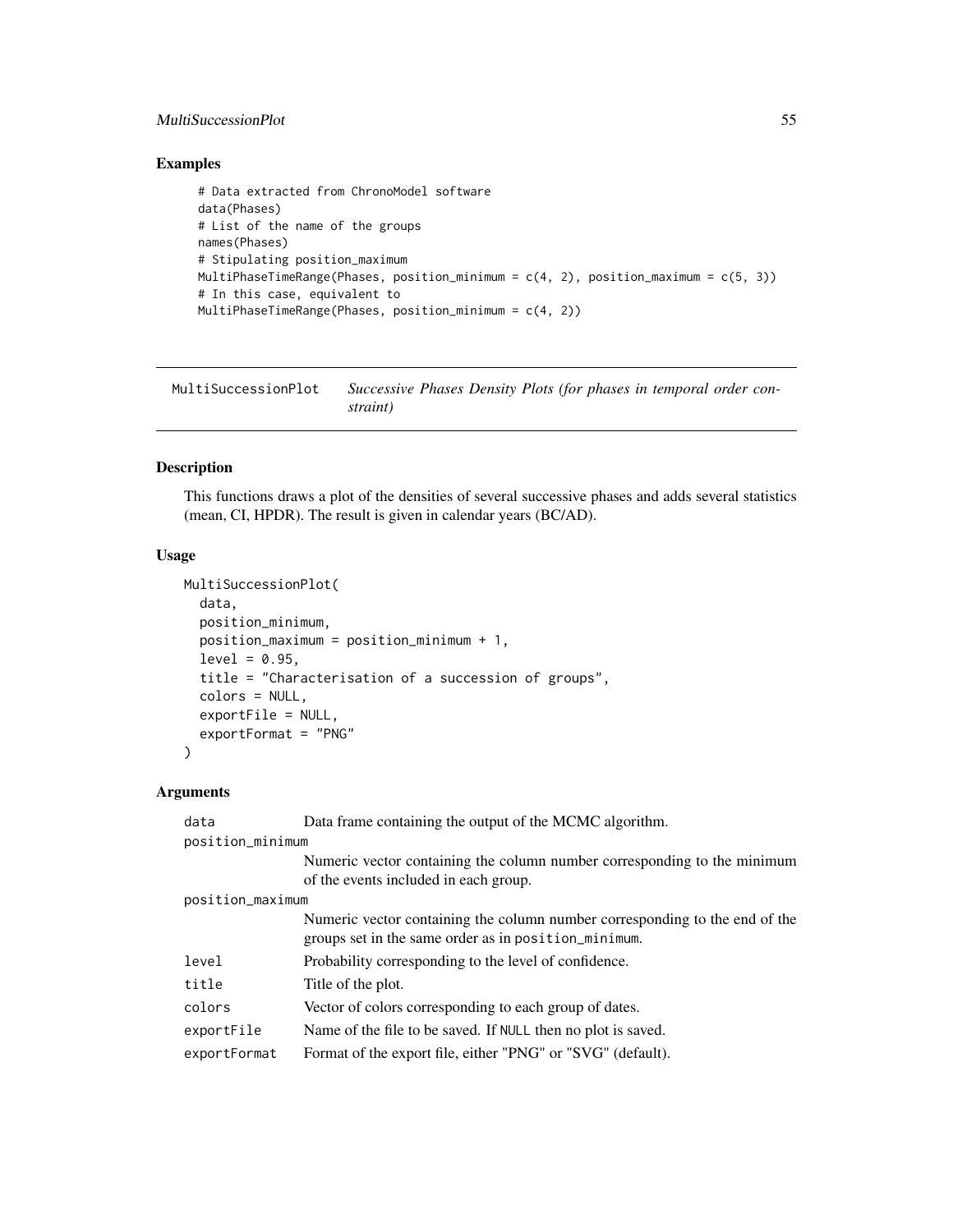## Examples

```
# Data extracted from ChronoModel software
data(Phases)
# List of the name of the groups
names(Phases)
# Stipulating position_maximum
MultiPhaseTimeRange(Phases, position_minimum = c(4, 2), position_maximum = c(5, 3))
# In this case, equivalent to
MultiPhaseTimeRange(Phases, position_minimum = c(4, 2))
```

---

# MultiSuccessionPlot — *Successive Phases Density Plots (for phases in temporal order constraint)*

---

## Description

This functions draws a plot of the densities of several successive phases and adds several statistics (mean, CI, HPDR). The result is given in calendar years (BC/AD).

## Usage

```
MultiSuccessionPlot(
  data,
  position_minimum,
  position_maximum = position_minimum + 1,
  level = 0.95,
  title = "Characterisation of a succession of groups",
  colors = NULL,
  exportFile = NULL,
  exportFormat = "PNG"
)
```

## Arguments

| | |
|---|---|
| `data` | Data frame containing the output of the MCMC algorithm. |
| `position_minimum` | Numeric vector containing the column number corresponding to the minimum of the events included in each group. |
| `position_maximum` | Numeric vector containing the column number corresponding to the end of the groups set in the same order as in `position_minimum`. |
| `level` | Probability corresponding to the level of confidence. |
| `title` | Title of the plot. |
| `colors` | Vector of colors corresponding to each group of dates. |
| `exportFile` | Name of the file to be saved. If `NULL` then no plot is saved. |
| `exportFormat` | Format of the export file, either "PNG" or "SVG" (default). |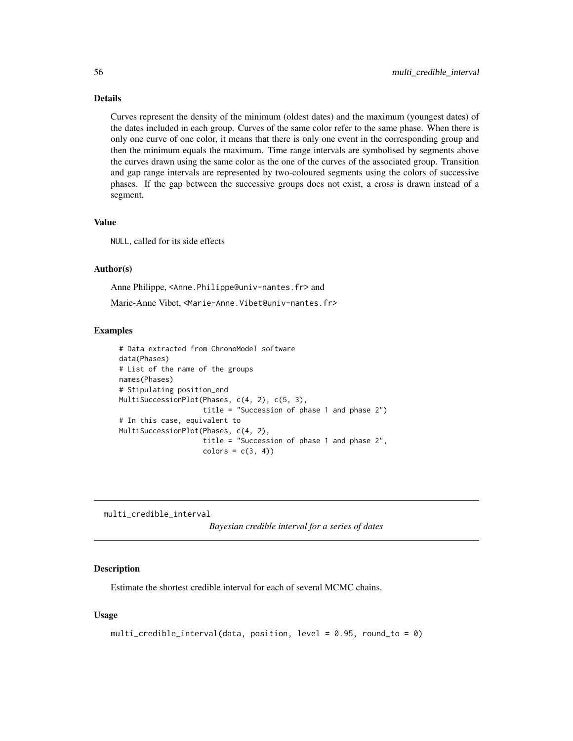### Details

Curves represent the density of the minimum (oldest dates) and the maximum (youngest dates) of the dates included in each group. Curves of the same color refer to the same phase. When there is only one curve of one color, it means that there is only one event in the corresponding group and then the minimum equals the maximum. Time range intervals are symbolised by segments above the curves drawn using the same color as the one of the curves of the associated group. Transition and gap range intervals are represented by two-coloured segments using the colors of successive phases. If the gap between the successive groups does not exist, a cross is drawn instead of a segment.

### Value

NULL, called for its side effects

### Author(s)

Anne Philippe, <Anne.Philippe@univ-nantes.fr> and

Marie-Anne Vibet, <Marie-Anne.Vibet@univ-nantes.fr>

### Examples

```
# Data extracted from ChronoModel software
data(Phases)
# List of the name of the groups
names(Phases)
# Stipulating position_end
MultiSuccessionPlot(Phases, c(4, 2), c(5, 3),
                    title = "Succession of phase 1 and phase 2")
# In this case, equivalent to
MultiSuccessionPlot(Phases, c(4, 2),
                    title = "Succession of phase 1 and phase 2",
                    colors = c(3, 4))
```

---

## multi_credible_interval

*Bayesian credible interval for a series of dates*

### Description

Estimate the shortest credible interval for each of several MCMC chains.

### Usage

```
multi_credible_interval(data, position, level = 0.95, round_to = 0)
```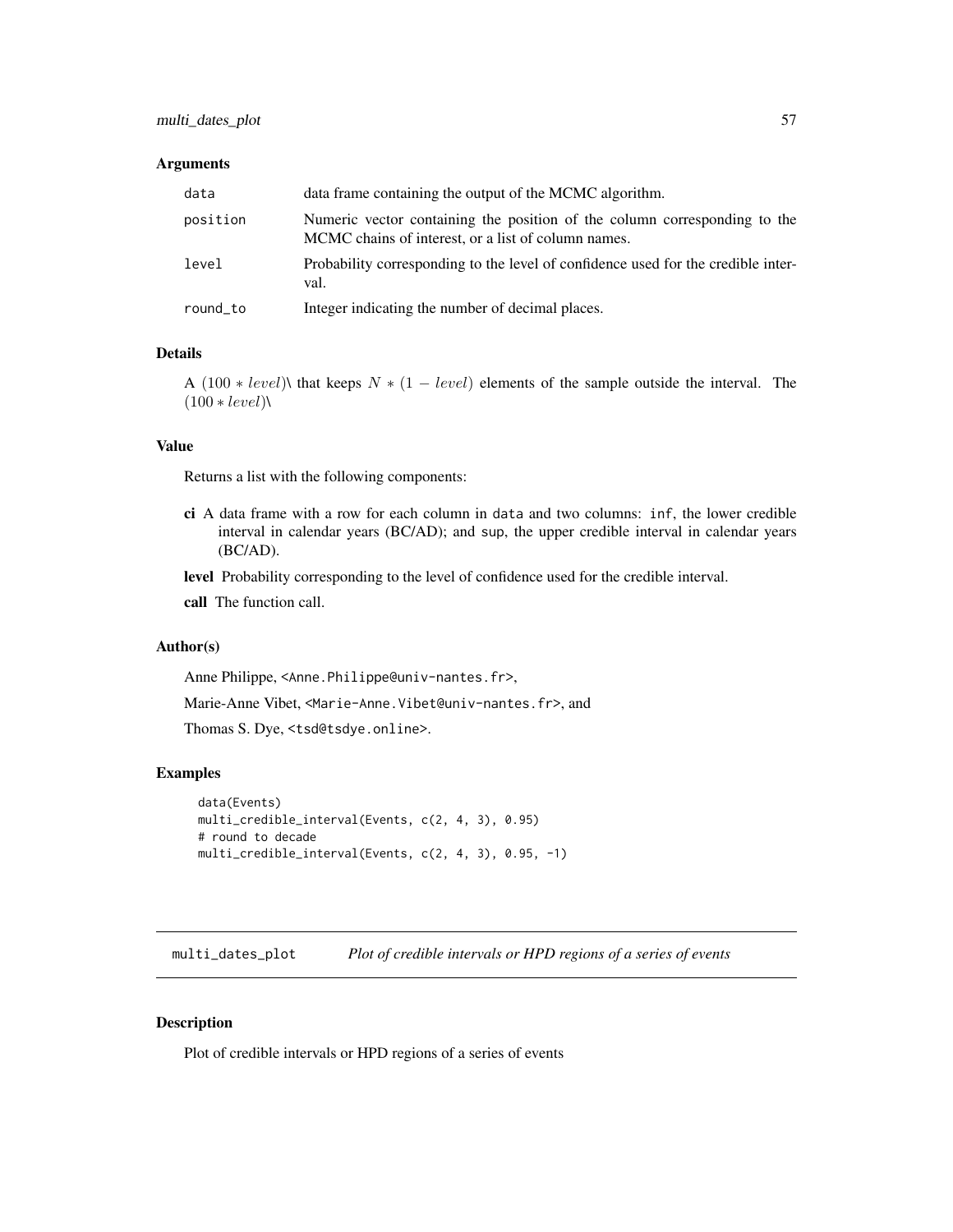### Arguments

| | |
|---|---|
| data | data frame containing the output of the MCMC algorithm. |
| position | Numeric vector containing the position of the column corresponding to the MCMC chains of interest, or a list of column names. |
| level | Probability corresponding to the level of confidence used for the credible interval. |
| round_to | Integer indicating the number of decimal places. |

### Details

A $(100 * level)\backslash$ that keeps $N * (1 - level)$ elements of the sample outside the interval. The $(100 * level)\backslash$

### Value

Returns a list with the following components:

- **ci** A data frame with a row for each column in data and two columns: inf, the lower credible interval in calendar years (BC/AD); and sup, the upper credible interval in calendar years (BC/AD).
- **level** Probability corresponding to the level of confidence used for the credible interval.
- **call** The function call.

### Author(s)

Anne Philippe, <Anne.Philippe@univ-nantes.fr>,

Marie-Anne Vibet, <Marie-Anne.Vibet@univ-nantes.fr>, and

Thomas S. Dye, <tsd@tsdye.online>.

### Examples

```
data(Events)
multi_credible_interval(Events, c(2, 4, 3), 0.95)
# round to decade
multi_credible_interval(Events, c(2, 4, 3), 0.95, -1)
```

---

## multi_dates_plot    *Plot of credible intervals or HPD regions of a series of events*

---

### Description

Plot of credible intervals or HPD regions of a series of events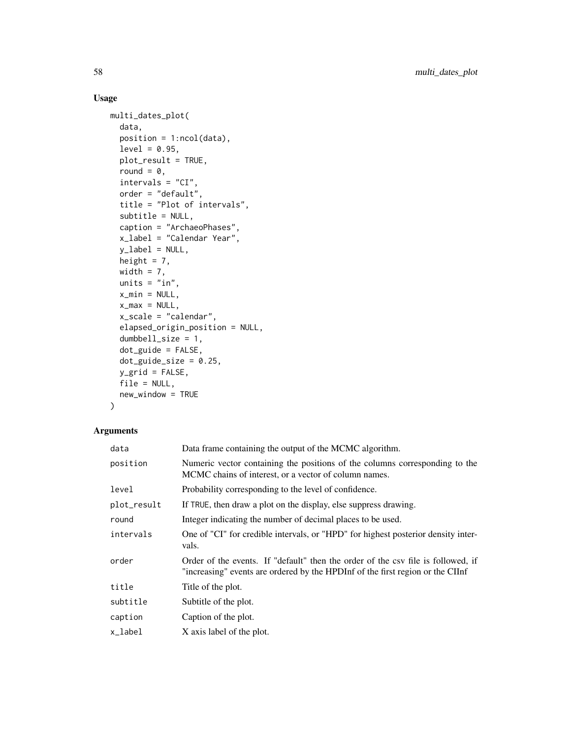## Usage

```
multi_dates_plot(
  data,
  position = 1:ncol(data),
  level = 0.95,
  plot_result = TRUE,
  round = 0,
  intervals = "CI",
  order = "default",
  title = "Plot of intervals",
  subtitle = NULL,
  caption = "ArchaeoPhases",
  x_label = "Calendar Year",
  y_label = NULL,
  height = 7,
  width = 7,
  units = "in",
  x_min = NULL,
  x_max = NULL,
  x_scale = "calendar",
  elapsed_origin_position = NULL,
  dumbbell_size = 1,
  dot_guide = FALSE,
  dot_guide_size = 0.25,
  y_grid = FALSE,
  file = NULL,
  new_window = TRUE
)
```

## Arguments

| | |
|---|---|
| `data` | Data frame containing the output of the MCMC algorithm. |
| `position` | Numeric vector containing the positions of the columns corresponding to the MCMC chains of interest, or a vector of column names. |
| `level` | Probability corresponding to the level of confidence. |
| `plot_result` | If TRUE, then draw a plot on the display, else suppress drawing. |
| `round` | Integer indicating the number of decimal places to be used. |
| `intervals` | One of "CI" for credible intervals, or "HPD" for highest posterior density intervals. |
| `order` | Order of the events. If "default" then the order of the csv file is followed, if "increasing" events are ordered by the HPDInf of the first region or the CIInf |
| `title` | Title of the plot. |
| `subtitle` | Subtitle of the plot. |
| `caption` | Caption of the plot. |
| `x_label` | X axis label of the plot. |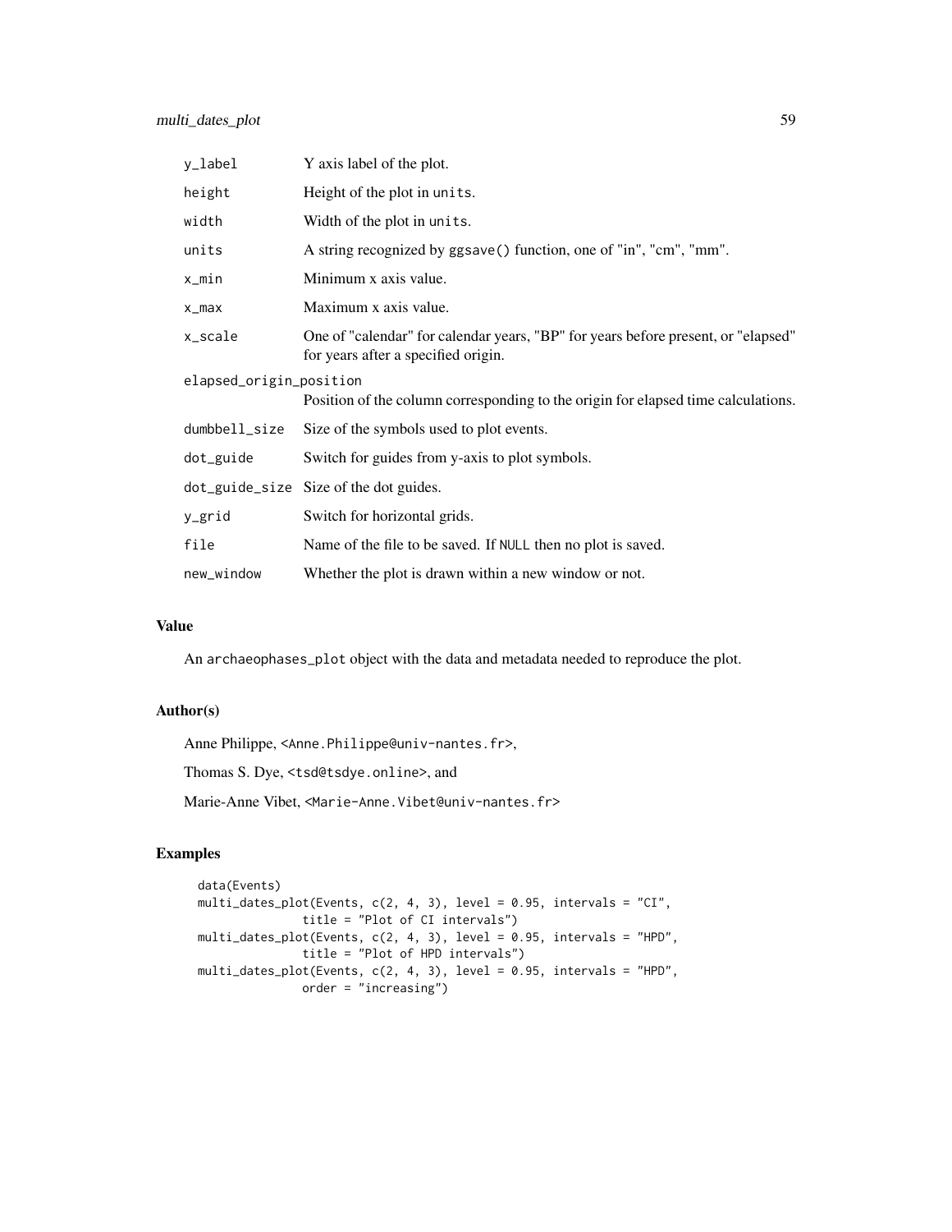| | |
|---|---|
| y_label | Y axis label of the plot. |
| height | Height of the plot in units. |
| width | Width of the plot in units. |
| units | A string recognized by ggsave() function, one of "in", "cm", "mm". |
| x_min | Minimum x axis value. |
| x_max | Maximum x axis value. |
| x_scale | One of "calendar" for calendar years, "BP" for years before present, or "elapsed" for years after a specified origin. |
| elapsed_origin_position | Position of the column corresponding to the origin for elapsed time calculations. |
| dumbbell_size | Size of the symbols used to plot events. |
| dot_guide | Switch for guides from y-axis to plot symbols. |
| dot_guide_size | Size of the dot guides. |
| y_grid | Switch for horizontal grids. |
| file | Name of the file to be saved. If NULL then no plot is saved. |
| new_window | Whether the plot is drawn within a new window or not. |

## Value

An archaeophases_plot object with the data and metadata needed to reproduce the plot.

## Author(s)

Anne Philippe, <Anne.Philippe@univ-nantes.fr>,

Thomas S. Dye, <tsd@tsdye.online>, and

Marie-Anne Vibet, <Marie-Anne.Vibet@univ-nantes.fr>

## Examples

```
data(Events)
multi_dates_plot(Events, c(2, 4, 3), level = 0.95, intervals = "CI",
               title = "Plot of CI intervals")
multi_dates_plot(Events, c(2, 4, 3), level = 0.95, intervals = "HPD",
               title = "Plot of HPD intervals")
multi_dates_plot(Events, c(2, 4, 3), level = 0.95, intervals = "HPD",
               order = "increasing")
```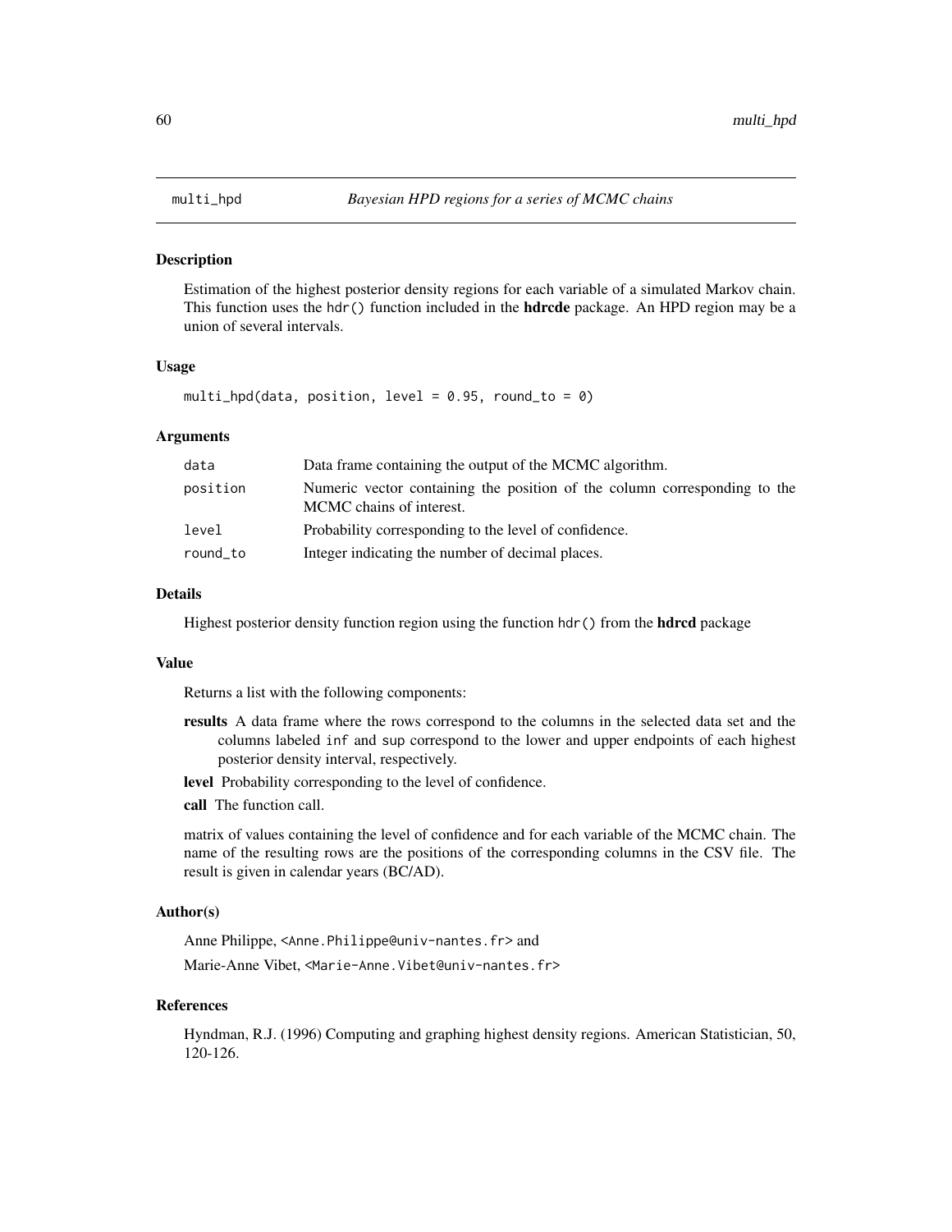# multi_hpd — *Bayesian HPD regions for a series of MCMC chains*

## Description

Estimation of the highest posterior density regions for each variable of a simulated Markov chain. This function uses the `hdr()` function included in the **hdrcde** package. An HPD region may be a union of several intervals.

## Usage

```
multi_hpd(data, position, level = 0.95, round_to = 0)
```

## Arguments

| | |
|---|---|
| `data` | Data frame containing the output of the MCMC algorithm. |
| `position` | Numeric vector containing the position of the column corresponding to the MCMC chains of interest. |
| `level` | Probability corresponding to the level of confidence. |
| `round_to` | Integer indicating the number of decimal places. |

## Details

Highest posterior density function region using the function `hdr()` from the **hdrcd** package

## Value

Returns a list with the following components:

- **results** A data frame where the rows correspond to the columns in the selected data set and the columns labeled `inf` and `sup` correspond to the lower and upper endpoints of each highest posterior density interval, respectively.
- **level** Probability corresponding to the level of confidence.
- **call** The function call.

matrix of values containing the level of confidence and for each variable of the MCMC chain. The name of the resulting rows are the positions of the corresponding columns in the CSV file. The result is given in calendar years (BC/AD).

## Author(s)

Anne Philippe, <Anne.Philippe@univ-nantes.fr> and

Marie-Anne Vibet, <Marie-Anne.Vibet@univ-nantes.fr>

## References

Hyndman, R.J. (1996) Computing and graphing highest density regions. American Statistician, 50, 120-126.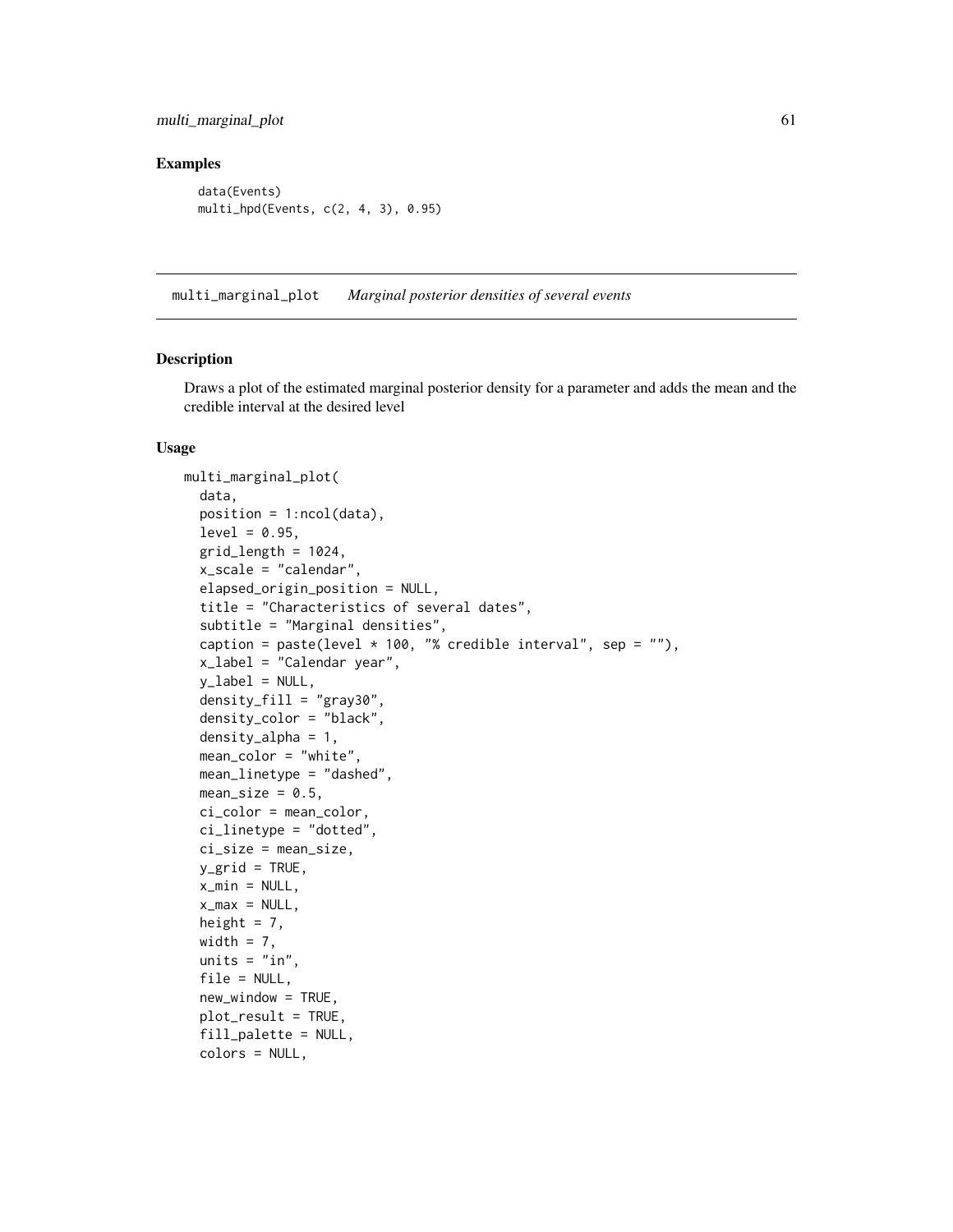### Examples

```
data(Events)
multi_hpd(Events, c(2, 4, 3), 0.95)
```

## multi_marginal_plot *Marginal posterior densities of several events*

### Description

Draws a plot of the estimated marginal posterior density for a parameter and adds the mean and the credible interval at the desired level

### Usage

```
multi_marginal_plot(
  data,
  position = 1:ncol(data),
  level = 0.95,
  grid_length = 1024,
  x_scale = "calendar",
  elapsed_origin_position = NULL,
  title = "Characteristics of several dates",
  subtitle = "Marginal densities",
  caption = paste(level * 100, "% credible interval", sep = ""),
  x_label = "Calendar year",
  y_label = NULL,
  density_fill = "gray30",
  density_color = "black",
  density_alpha = 1,
  mean_color = "white",
  mean_linetype = "dashed",
  mean_size = 0.5,
  ci_color = mean_color,
  ci_linetype = "dotted",
  ci_size = mean_size,
  y_grid = TRUE,
  x_min = NULL,
  x_max = NULL,
  height = 7,
  width = 7,
  units = "in",
  file = NULL,
  new_window = TRUE,
  plot_result = TRUE,
  fill_palette = NULL,
  colors = NULL,
```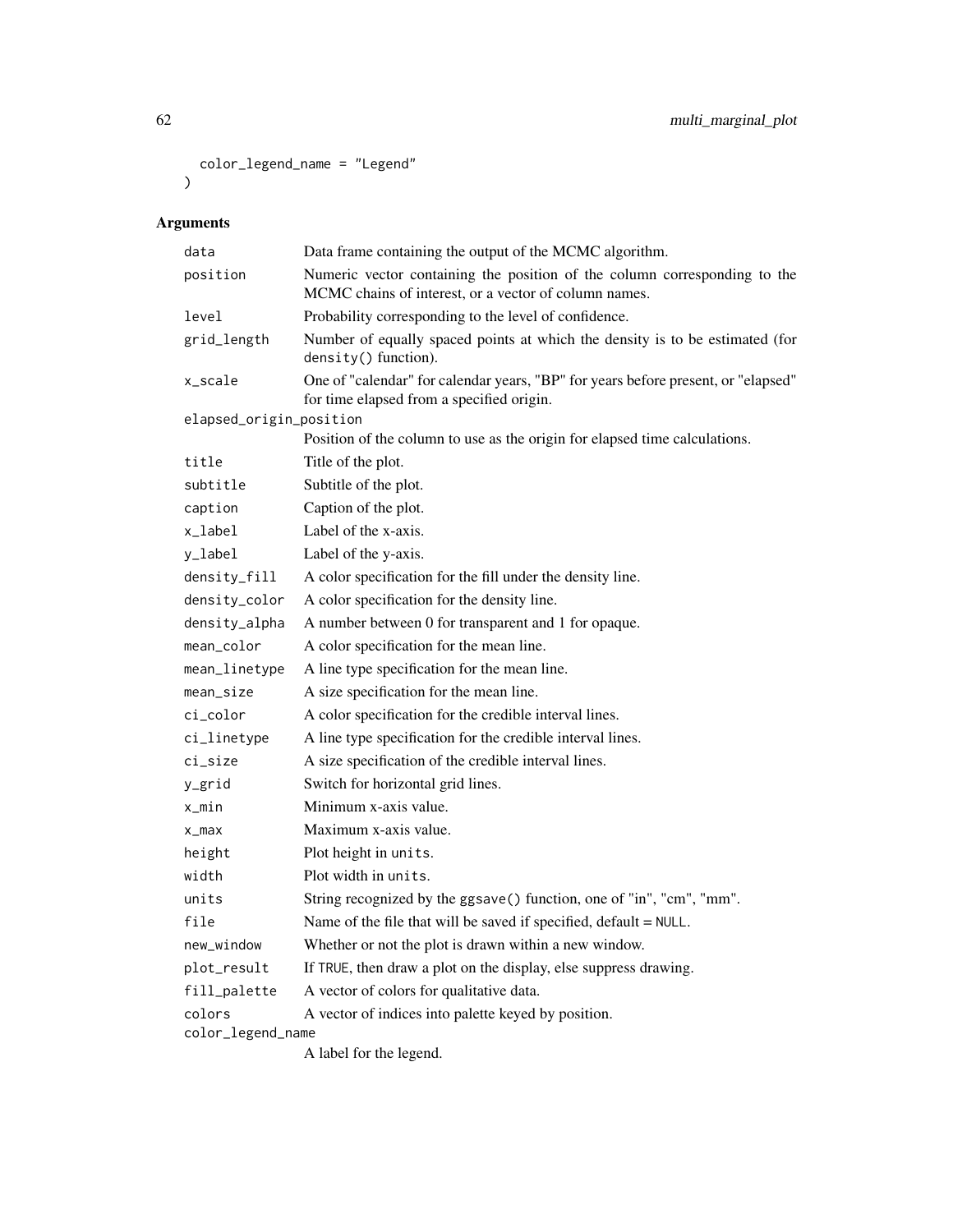```
  color_legend_name = "Legend"
)
```

## Arguments

| | |
|---|---|
| `data` | Data frame containing the output of the MCMC algorithm. |
| `position` | Numeric vector containing the position of the column corresponding to the MCMC chains of interest, or a vector of column names. |
| `level` | Probability corresponding to the level of confidence. |
| `grid_length` | Number of equally spaced points at which the density is to be estimated (for `density()` function). |
| `x_scale` | One of "calendar" for calendar years, "BP" for years before present, or "elapsed" for time elapsed from a specified origin. |
| `elapsed_origin_position` | Position of the column to use as the origin for elapsed time calculations. |
| `title` | Title of the plot. |
| `subtitle` | Subtitle of the plot. |
| `caption` | Caption of the plot. |
| `x_label` | Label of the x-axis. |
| `y_label` | Label of the y-axis. |
| `density_fill` | A color specification for the fill under the density line. |
| `density_color` | A color specification for the density line. |
| `density_alpha` | A number between 0 for transparent and 1 for opaque. |
| `mean_color` | A color specification for the mean line. |
| `mean_linetype` | A line type specification for the mean line. |
| `mean_size` | A size specification for the mean line. |
| `ci_color` | A color specification for the credible interval lines. |
| `ci_linetype` | A line type specification for the credible interval lines. |
| `ci_size` | A size specification of the credible interval lines. |
| `y_grid` | Switch for horizontal grid lines. |
| `x_min` | Minimum x-axis value. |
| `x_max` | Maximum x-axis value. |
| `height` | Plot height in `units`. |
| `width` | Plot width in `units`. |
| `units` | String recognized by the `ggsave()` function, one of "in", "cm", "mm". |
| `file` | Name of the file that will be saved if specified, default = `NULL`. |
| `new_window` | Whether or not the plot is drawn within a new window. |
| `plot_result` | If `TRUE`, then draw a plot on the display, else suppress drawing. |
| `fill_palette` | A vector of colors for qualitative data. |
| `colors` | A vector of indices into palette keyed by position. |
| `color_legend_name` | A label for the legend. |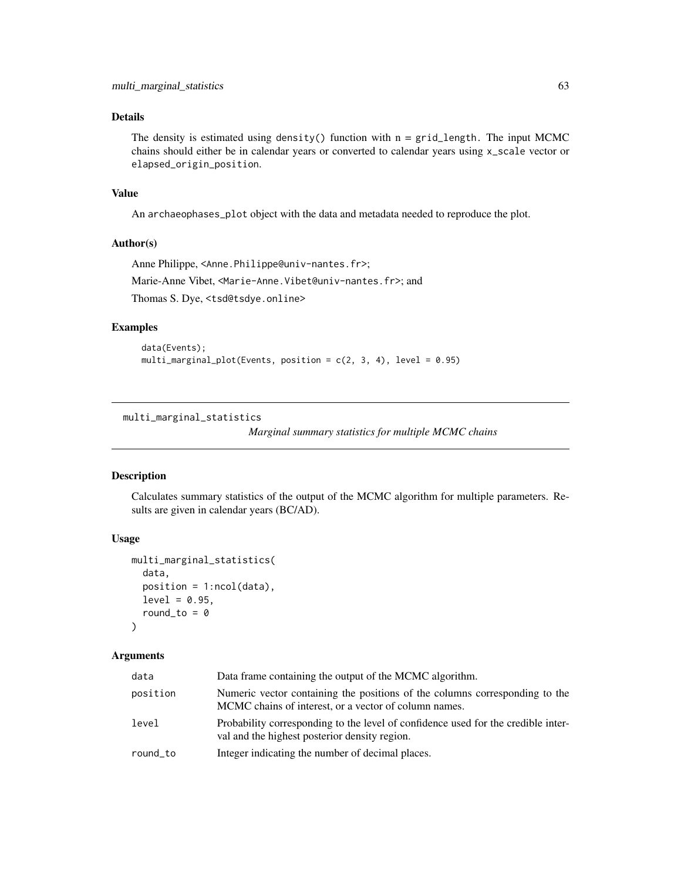### Details

The density is estimated using `density()` function with `n = grid_length`. The input MCMC chains should either be in calendar years or converted to calendar years using `x_scale` vector or `elapsed_origin_position`.

### Value

An `archaeophases_plot` object with the data and metadata needed to reproduce the plot.

### Author(s)

Anne Philippe, <Anne.Philippe@univ-nantes.fr>;

Marie-Anne Vibet, <Marie-Anne.Vibet@univ-nantes.fr>; and

Thomas S. Dye, <tsd@tsdye.online>

### Examples

```
data(Events);
multi_marginal_plot(Events, position = c(2, 3, 4), level = 0.95)
```

---

## multi_marginal_statistics

*Marginal summary statistics for multiple MCMC chains*

### Description

Calculates summary statistics of the output of the MCMC algorithm for multiple parameters. Results are given in calendar years (BC/AD).

### Usage

```
multi_marginal_statistics(
  data,
  position = 1:ncol(data),
  level = 0.95,
  round_to = 0
)
```

### Arguments

| | |
|---|---|
| data | Data frame containing the output of the MCMC algorithm. |
| position | Numeric vector containing the positions of the columns corresponding to the MCMC chains of interest, or a vector of column names. |
| level | Probability corresponding to the level of confidence used for the credible interval and the highest posterior density region. |
| round_to | Integer indicating the number of decimal places. |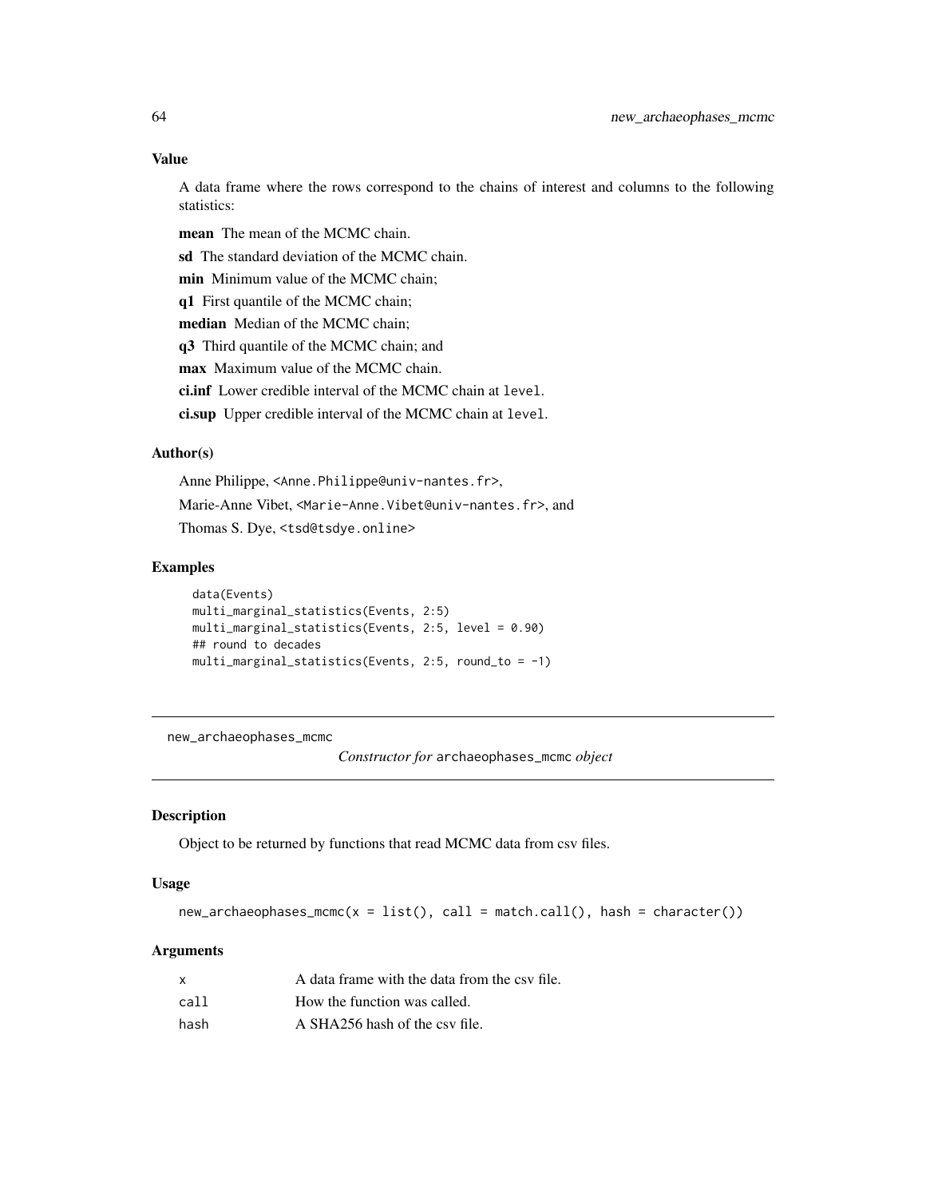### Value

A data frame where the rows correspond to the chains of interest and columns to the following statistics:

**mean** The mean of the MCMC chain.

**sd** The standard deviation of the MCMC chain.

**min** Minimum value of the MCMC chain;

**q1** First quantile of the MCMC chain;

**median** Median of the MCMC chain;

**q3** Third quantile of the MCMC chain; and

**max** Maximum value of the MCMC chain.

**ci.inf** Lower credible interval of the MCMC chain at `level`.

**ci.sup** Upper credible interval of the MCMC chain at `level`.

### Author(s)

Anne Philippe, <Anne.Philippe@univ-nantes.fr>,

Marie-Anne Vibet, <Marie-Anne.Vibet@univ-nantes.fr>, and

Thomas S. Dye, <tsd@tsdye.online>

### Examples

```
data(Events)
multi_marginal_statistics(Events, 2:5)
multi_marginal_statistics(Events, 2:5, level = 0.90)
## round to decades
multi_marginal_statistics(Events, 2:5, round_to = -1)
```

---

## new_archaeophases_mcmc

*Constructor for* `archaeophases_mcmc` *object*

### Description

Object to be returned by functions that read MCMC data from csv files.

### Usage

```
new_archaeophases_mcmc(x = list(), call = match.call(), hash = character())
```

### Arguments

| | |
|---|---|
| x | A data frame with the data from the csv file. |
| call | How the function was called. |
| hash | A SHA256 hash of the csv file. |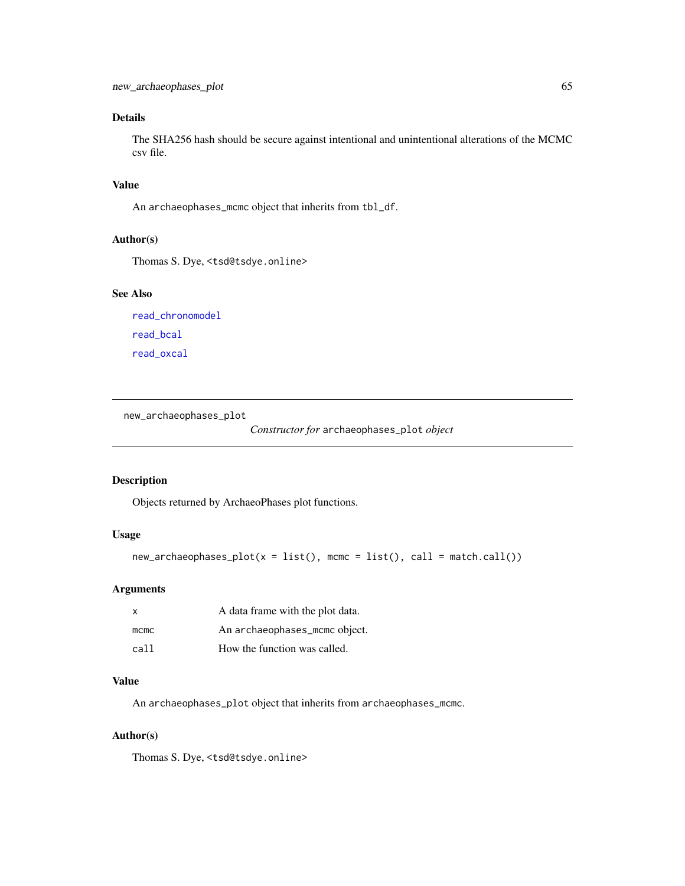### Details

The SHA256 hash should be secure against intentional and unintentional alterations of the MCMC csv file.

### Value

An `archaeophases_mcmc` object that inherits from `tbl_df`.

### Author(s)

Thomas S. Dye, <tsd@tsdye.online>

### See Also

read_chronomodel

read_bcal

read_oxcal

---

## new_archaeophases_plot — *Constructor for* `archaeophases_plot` *object*

---

### Description

Objects returned by ArchaeoPhases plot functions.

### Usage

```
new_archaeophases_plot(x = list(), mcmc = list(), call = match.call())
```

### Arguments

| | |
|---|---|
| x | A data frame with the plot data. |
| mcmc | An `archaeophases_mcmc` object. |
| call | How the function was called. |

### Value

An `archaeophases_plot` object that inherits from `archaeophases_mcmc`.

### Author(s)

Thomas S. Dye, <tsd@tsdye.online>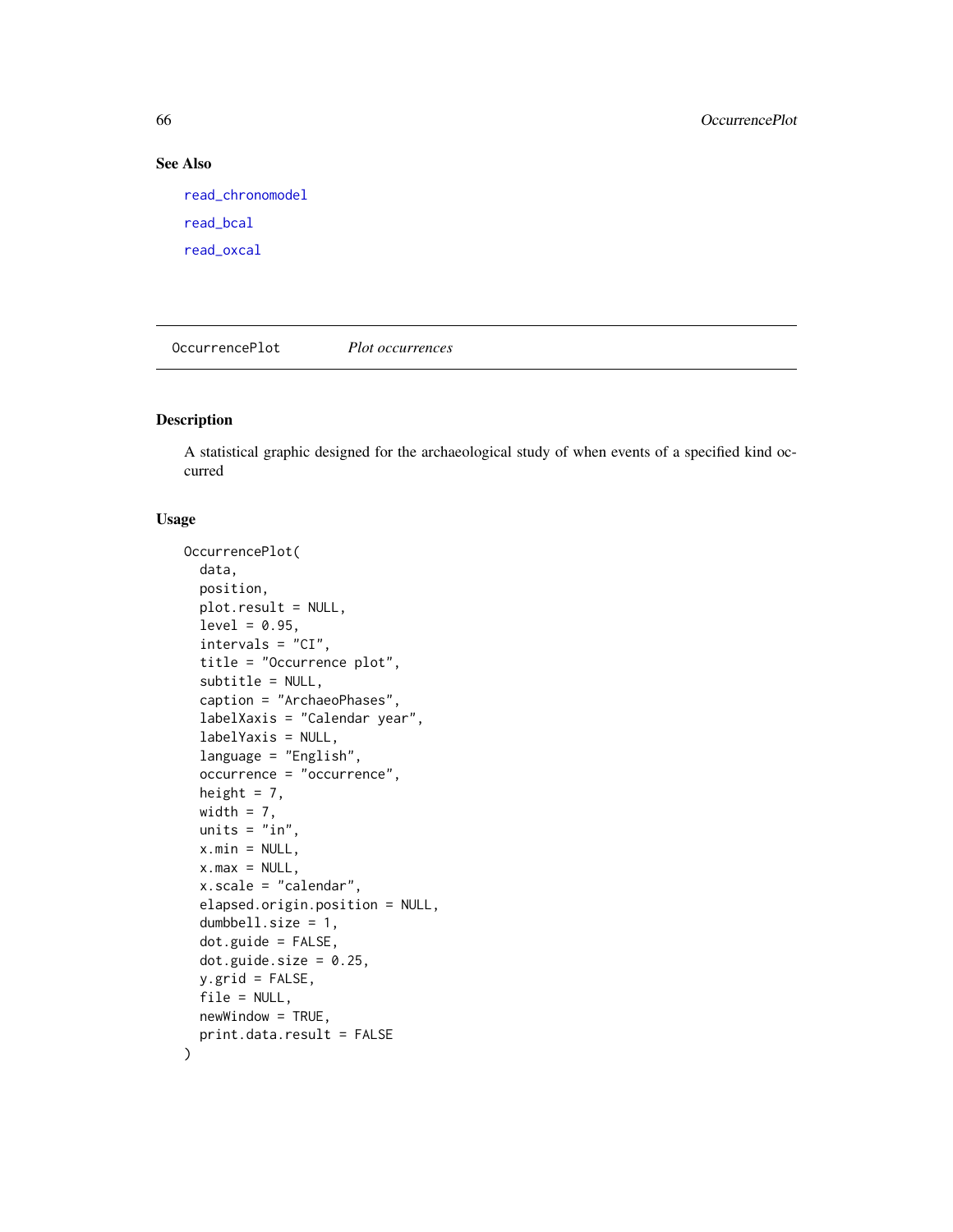## See Also

read_chronomodel

read_bcal

read_oxcal

---

OccurrencePlot *Plot occurrences*

---

### Description

A statistical graphic designed for the archaeological study of when events of a specified kind occurred

### Usage

```
OccurrencePlot(
  data,
  position,
  plot.result = NULL,
  level = 0.95,
  intervals = "CI",
  title = "Occurrence plot",
  subtitle = NULL,
  caption = "ArchaeoPhases",
  labelXaxis = "Calendar year",
  labelYaxis = NULL,
  language = "English",
  occurrence = "occurrence",
  height = 7,
  width = 7,
  units = "in",
  x.min = NULL,
  x.max = NULL,
  x.scale = "calendar",
  elapsed.origin.position = NULL,
  dumbbell.size = 1,
  dot.guide = FALSE,
  dot.guide.size = 0.25,
  y.grid = FALSE,
  file = NULL,
  newWindow = TRUE,
  print.data.result = FALSE
)
```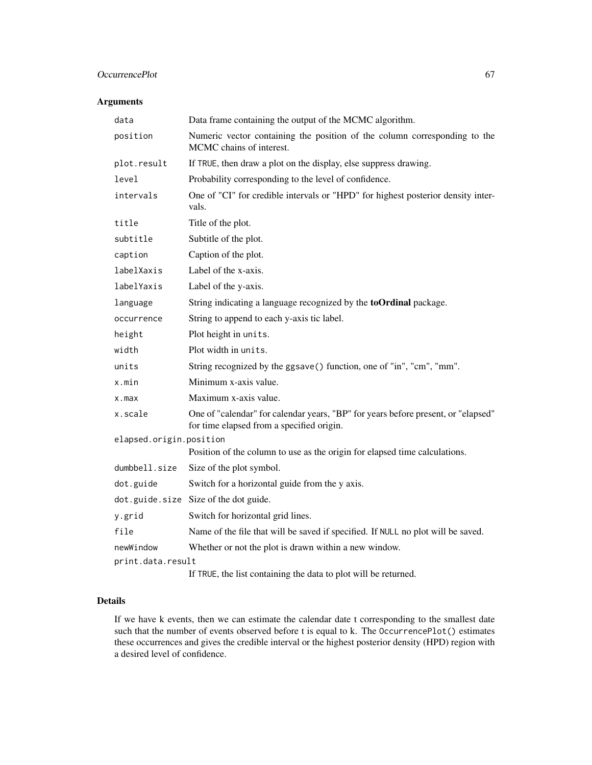## Arguments

| Argument | Description |
|---|---|
| `data` | Data frame containing the output of the MCMC algorithm. |
| `position` | Numeric vector containing the position of the column corresponding to the MCMC chains of interest. |
| `plot.result` | If `TRUE`, then draw a plot on the display, else suppress drawing. |
| `level` | Probability corresponding to the level of confidence. |
| `intervals` | One of "CI" for credible intervals or "HPD" for highest posterior density intervals. |
| `title` | Title of the plot. |
| `subtitle` | Subtitle of the plot. |
| `caption` | Caption of the plot. |
| `labelXaxis` | Label of the x-axis. |
| `labelYaxis` | Label of the y-axis. |
| `language` | String indicating a language recognized by the **toOrdinal** package. |
| `occurrence` | String to append to each y-axis tic label. |
| `height` | Plot height in `units`. |
| `width` | Plot width in `units`. |
| `units` | String recognized by the `ggsave()` function, one of "in", "cm", "mm". |
| `x.min` | Minimum x-axis value. |
| `x.max` | Maximum x-axis value. |
| `x.scale` | One of "calendar" for calendar years, "BP" for years before present, or "elapsed" for time elapsed from a specified origin. |
| `elapsed.origin.position` | Position of the column to use as the origin for elapsed time calculations. |
| `dumbbell.size` | Size of the plot symbol. |
| `dot.guide` | Switch for a horizontal guide from the y axis. |
| `dot.guide.size` | Size of the dot guide. |
| `y.grid` | Switch for horizontal grid lines. |
| `file` | Name of the file that will be saved if specified. If `NULL` no plot will be saved. |
| `newWindow` | Whether or not the plot is drawn within a new window. |
| `print.data.result` | If `TRUE`, the list containing the data to plot will be returned. |

## Details

If we have k events, then we can estimate the calendar date t corresponding to the smallest date such that the number of events observed before t is equal to k. The `OccurrencePlot()` estimates these occurrences and gives the credible interval or the highest posterior density (HPD) region with a desired level of confidence.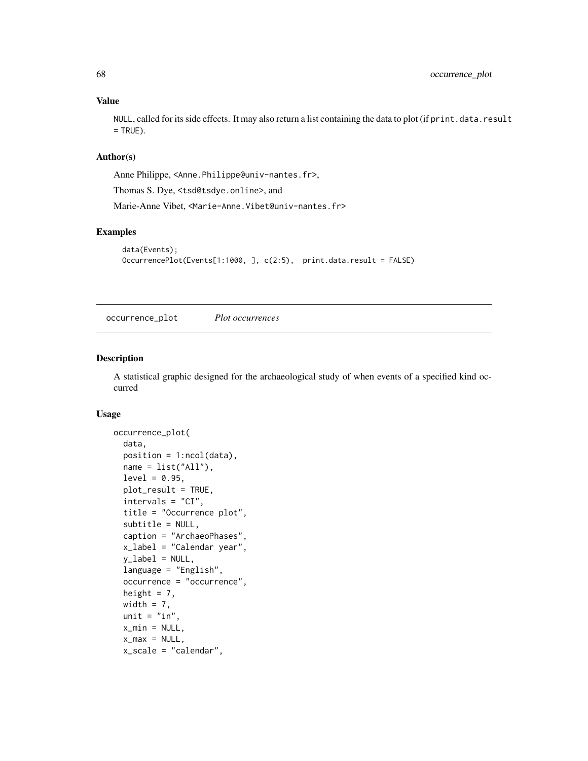### Value

NULL, called for its side effects. It may also return a list containing the data to plot (if print.data.result = TRUE).

### Author(s)

Anne Philippe, <Anne.Philippe@univ-nantes.fr>,

Thomas S. Dye, <tsd@tsdye.online>, and

Marie-Anne Vibet, <Marie-Anne.Vibet@univ-nantes.fr>

### Examples

```
data(Events);
OccurrencePlot(Events[1:1000, ], c(2:5),  print.data.result = FALSE)
```

## occurrence_plot    *Plot occurrences*

### Description

A statistical graphic designed for the archaeological study of when events of a specified kind occurred

### Usage

```
occurrence_plot(
  data,
  position = 1:ncol(data),
  name = list("All"),
  level = 0.95,
  plot_result = TRUE,
  intervals = "CI",
  title = "Occurrence plot",
  subtitle = NULL,
  caption = "ArchaeoPhases",
  x_label = "Calendar year",
  y_label = NULL,
  language = "English",
  occurrence = "occurrence",
  height = 7,
  width = 7,
  unit = "in",
  x_min = NULL,
  x_max = NULL,
  x_scale = "calendar",
```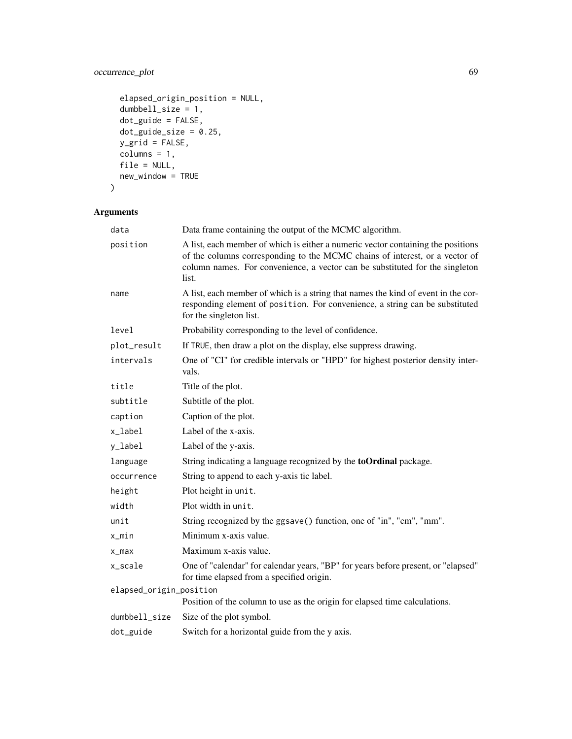```
  elapsed_origin_position = NULL,
  dumbbell_size = 1,
  dot_guide = FALSE,
  dot_guide_size = 0.25,
  y_grid = FALSE,
  columns = 1,
  file = NULL,
  new_window = TRUE
)
```

## Arguments

| | |
|---|---|
| `data` | Data frame containing the output of the MCMC algorithm. |
| `position` | A list, each member of which is either a numeric vector containing the positions of the columns corresponding to the MCMC chains of interest, or a vector of column names. For convenience, a vector can be substituted for the singleton list. |
| `name` | A list, each member of which is a string that names the kind of event in the corresponding element of `position`. For convenience, a string can be substituted for the singleton list. |
| `level` | Probability corresponding to the level of confidence. |
| `plot_result` | If `TRUE`, then draw a plot on the display, else suppress drawing. |
| `intervals` | One of "CI" for credible intervals or "HPD" for highest posterior density intervals. |
| `title` | Title of the plot. |
| `subtitle` | Subtitle of the plot. |
| `caption` | Caption of the plot. |
| `x_label` | Label of the x-axis. |
| `y_label` | Label of the y-axis. |
| `language` | String indicating a language recognized by the **toOrdinal** package. |
| `occurrence` | String to append to each y-axis tic label. |
| `height` | Plot height in `unit`. |
| `width` | Plot width in `unit`. |
| `unit` | String recognized by the `ggsave()` function, one of "in", "cm", "mm". |
| `x_min` | Minimum x-axis value. |
| `x_max` | Maximum x-axis value. |
| `x_scale` | One of "calendar" for calendar years, "BP" for years before present, or "elapsed" for time elapsed from a specified origin. |
| `elapsed_origin_position` | Position of the column to use as the origin for elapsed time calculations. |
| `dumbbell_size` | Size of the plot symbol. |
| `dot_guide` | Switch for a horizontal guide from the y axis. |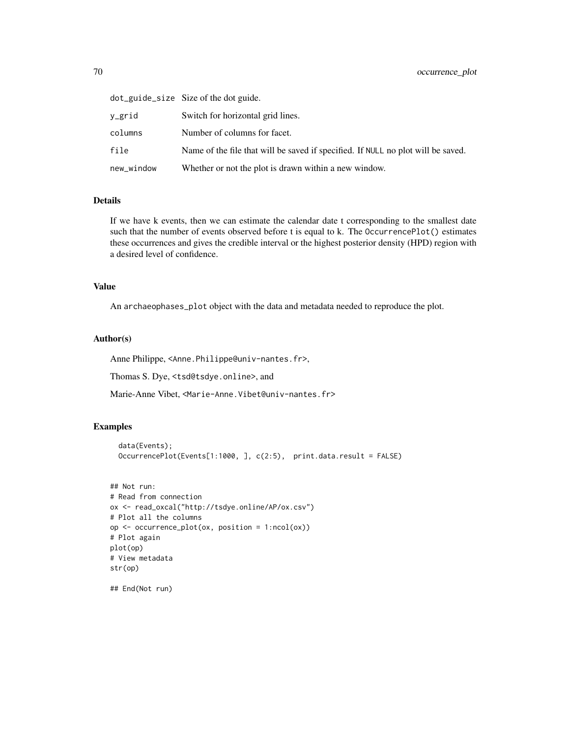| | |
|---|---|
| `dot_guide_size` | Size of the dot guide. |
| `y_grid` | Switch for horizontal grid lines. |
| `columns` | Number of columns for facet. |
| `file` | Name of the file that will be saved if specified. If `NULL` no plot will be saved. |
| `new_window` | Whether or not the plot is drawn within a new window. |

### Details

If we have k events, then we can estimate the calendar date t corresponding to the smallest date such that the number of events observed before t is equal to k. The `OccurrencePlot()` estimates these occurrences and gives the credible interval or the highest posterior density (HPD) region with a desired level of confidence.

### Value

An `archaeophases_plot` object with the data and metadata needed to reproduce the plot.

### Author(s)

Anne Philippe, <Anne.Philippe@univ-nantes.fr>,

Thomas S. Dye, <tsd@tsdye.online>, and

Marie-Anne Vibet, <Marie-Anne.Vibet@univ-nantes.fr>

### Examples

```
  data(Events);
  OccurrencePlot(Events[1:1000, ], c(2:5),  print.data.result = FALSE)


## Not run:
# Read from connection
ox <- read_oxcal("http://tsdye.online/AP/ox.csv")
# Plot all the columns
op <- occurrence_plot(ox, position = 1:ncol(ox))
# Plot again
plot(op)
# View metadata
str(op)

## End(Not run)
```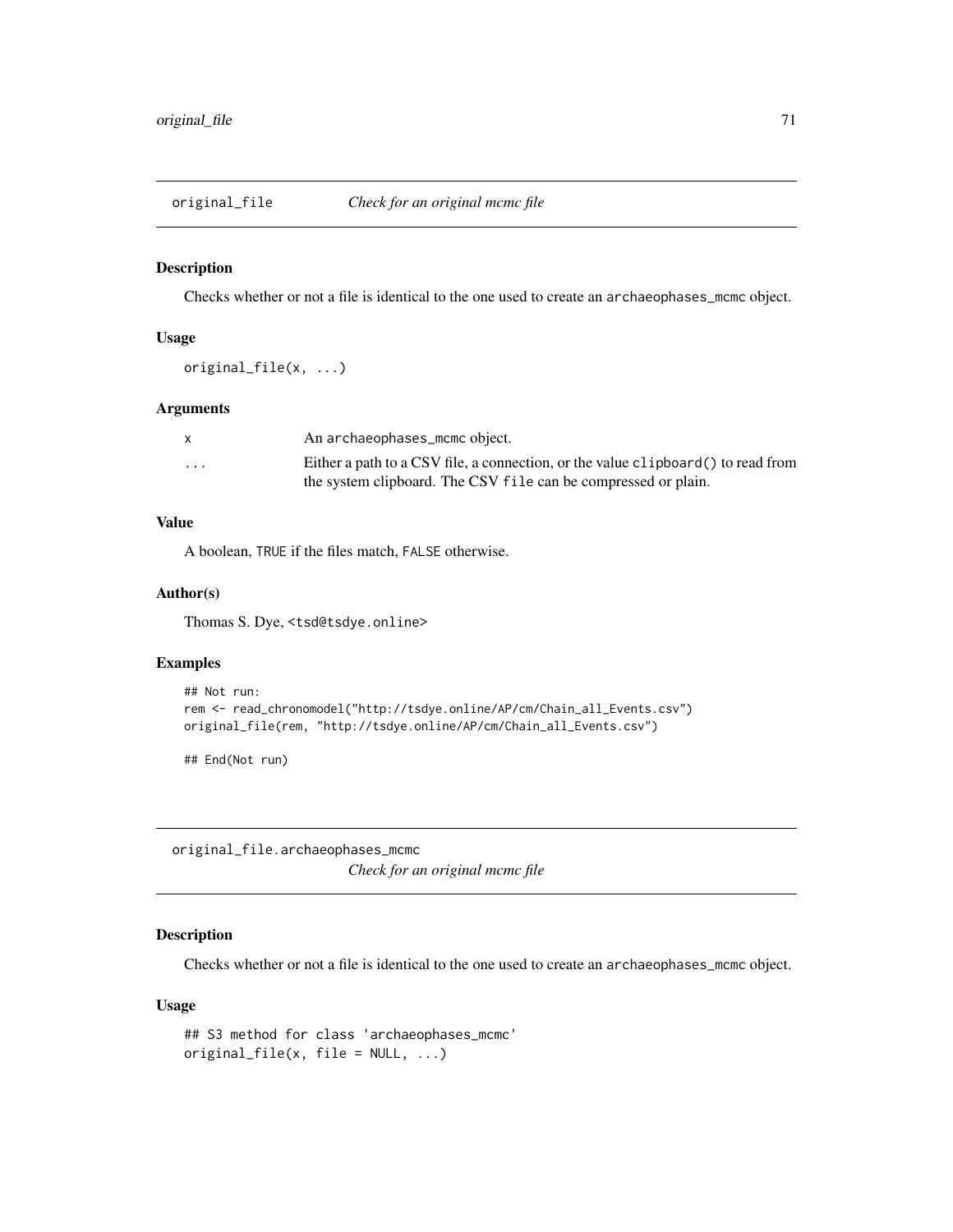## original_file — *Check for an original mcmc file*

### Description

Checks whether or not a file is identical to the one used to create an `archaeophases_mcmc` object.

### Usage

```
original_file(x, ...)
```

### Arguments

| | |
|---|---|
| x | An `archaeophases_mcmc` object. |
| ... | Either a path to a CSV file, a connection, or the value `clipboard()` to read from the system clipboard. The CSV `file` can be compressed or plain. |

### Value

A boolean, `TRUE` if the files match, `FALSE` otherwise.

### Author(s)

Thomas S. Dye, <tsd@tsdye.online>

### Examples

```
## Not run:
rem <- read_chronomodel("http://tsdye.online/AP/cm/Chain_all_Events.csv")
original_file(rem, "http://tsdye.online/AP/cm/Chain_all_Events.csv")

## End(Not run)
```

## original_file.archaeophases_mcmc — *Check for an original mcmc file*

### Description

Checks whether or not a file is identical to the one used to create an `archaeophases_mcmc` object.

### Usage

```
## S3 method for class 'archaeophases_mcmc'
original_file(x, file = NULL, ...)
```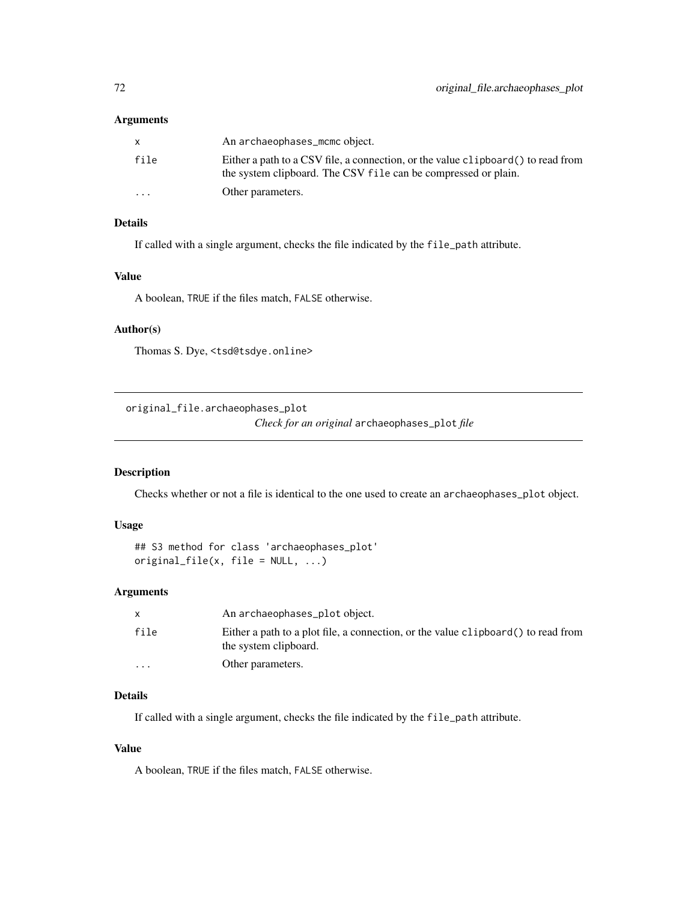### Arguments

| | |
|---|---|
| `x` | An `archaeophases_mcmc` object. |
| `file` | Either a path to a CSV file, a connection, or the value `clipboard()` to read from the system clipboard. The CSV `file` can be compressed or plain. |
| `...` | Other parameters. |

### Details

If called with a single argument, checks the file indicated by the `file_path` attribute.

### Value

A boolean, `TRUE` if the files match, `FALSE` otherwise.

### Author(s)

Thomas S. Dye, `<tsd@tsdye.online>`

---

## original_file.archaeophases_plot

*Check for an original* `archaeophases_plot` *file*

---

### Description

Checks whether or not a file is identical to the one used to create an `archaeophases_plot` object.

### Usage

```
## S3 method for class 'archaeophases_plot'
original_file(x, file = NULL, ...)
```

### Arguments

| | |
|---|---|
| `x` | An `archaeophases_plot` object. |
| `file` | Either a path to a plot file, a connection, or the value `clipboard()` to read from the system clipboard. |
| `...` | Other parameters. |

### Details

If called with a single argument, checks the file indicated by the `file_path` attribute.

### Value

A boolean, `TRUE` if the files match, `FALSE` otherwise.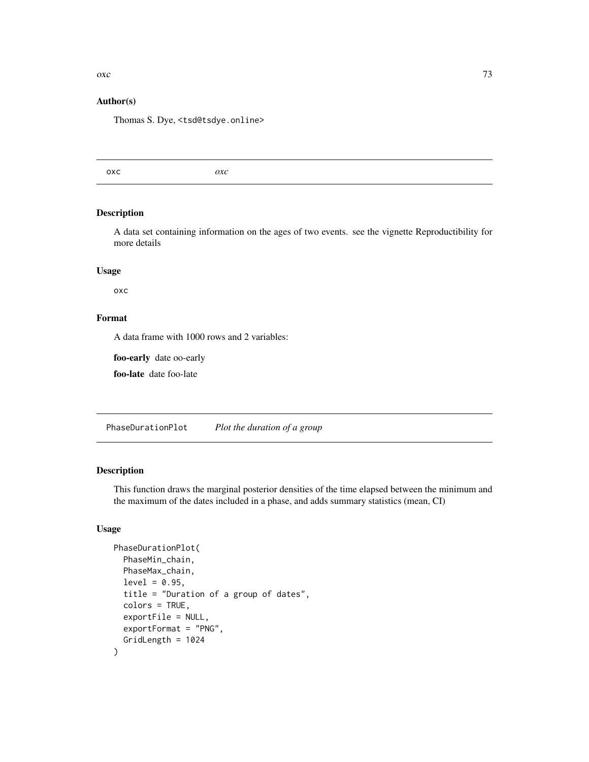### Author(s)

Thomas S. Dye, <tsd@tsdye.online>

---

## oxc — *oxc*

### Description

A data set containing information on the ages of two events. see the vignette Reproductibility for more details

### Usage

```
oxc
```

### Format

A data frame with 1000 rows and 2 variables:

**foo-early** date oo-early

**foo-late** date foo-late

---

## PhaseDurationPlot — *Plot the duration of a group*

### Description

This function draws the marginal posterior densities of the time elapsed between the minimum and the maximum of the dates included in a phase, and adds summary statistics (mean, CI)

### Usage

```
PhaseDurationPlot(
  PhaseMin_chain,
  PhaseMax_chain,
  level = 0.95,
  title = "Duration of a group of dates",
  colors = TRUE,
  exportFile = NULL,
  exportFormat = "PNG",
  GridLength = 1024
)
```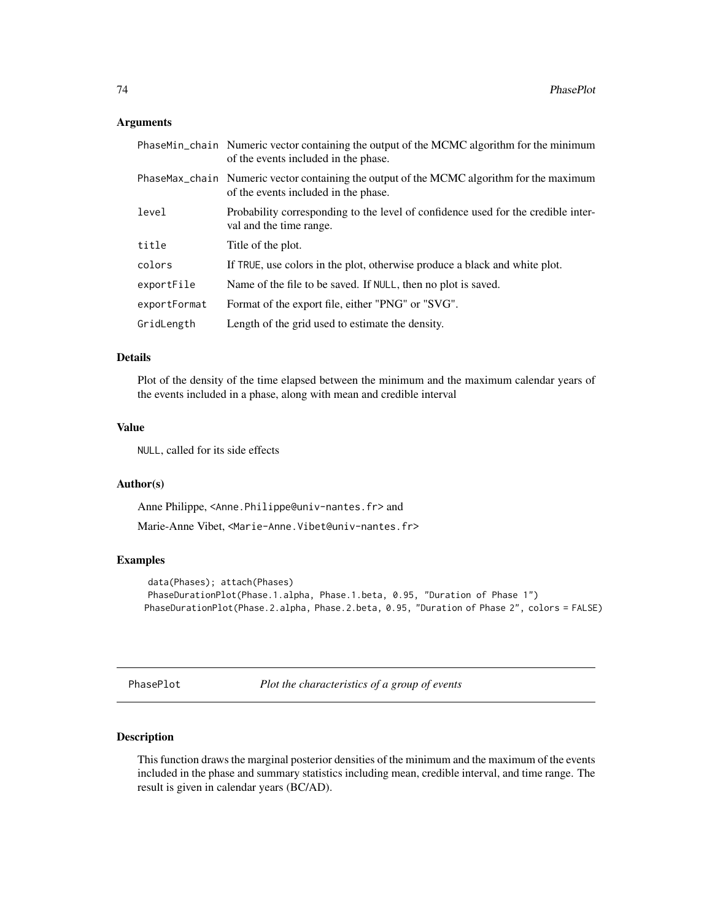### Arguments

| | |
|---|---|
| PhaseMin_chain | Numeric vector containing the output of the MCMC algorithm for the minimum of the events included in the phase. |
| PhaseMax_chain | Numeric vector containing the output of the MCMC algorithm for the maximum of the events included in the phase. |
| level | Probability corresponding to the level of confidence used for the credible interval and the time range. |
| title | Title of the plot. |
| colors | If TRUE, use colors in the plot, otherwise produce a black and white plot. |
| exportFile | Name of the file to be saved. If NULL, then no plot is saved. |
| exportFormat | Format of the export file, either "PNG" or "SVG". |
| GridLength | Length of the grid used to estimate the density. |

### Details

Plot of the density of the time elapsed between the minimum and the maximum calendar years of the events included in a phase, along with mean and credible interval

### Value

NULL, called for its side effects

### Author(s)

Anne Philippe, <Anne.Philippe@univ-nantes.fr> and

Marie-Anne Vibet, <Marie-Anne.Vibet@univ-nantes.fr>

### Examples

```
data(Phases); attach(Phases)
PhaseDurationPlot(Phase.1.alpha, Phase.1.beta, 0.95, "Duration of Phase 1")
PhaseDurationPlot(Phase.2.alpha, Phase.2.beta, 0.95, "Duration of Phase 2", colors = FALSE)
```

---

## PhasePlot    *Plot the characteristics of a group of events*

### Description

This function draws the marginal posterior densities of the minimum and the maximum of the events included in the phase and summary statistics including mean, credible interval, and time range. The result is given in calendar years (BC/AD).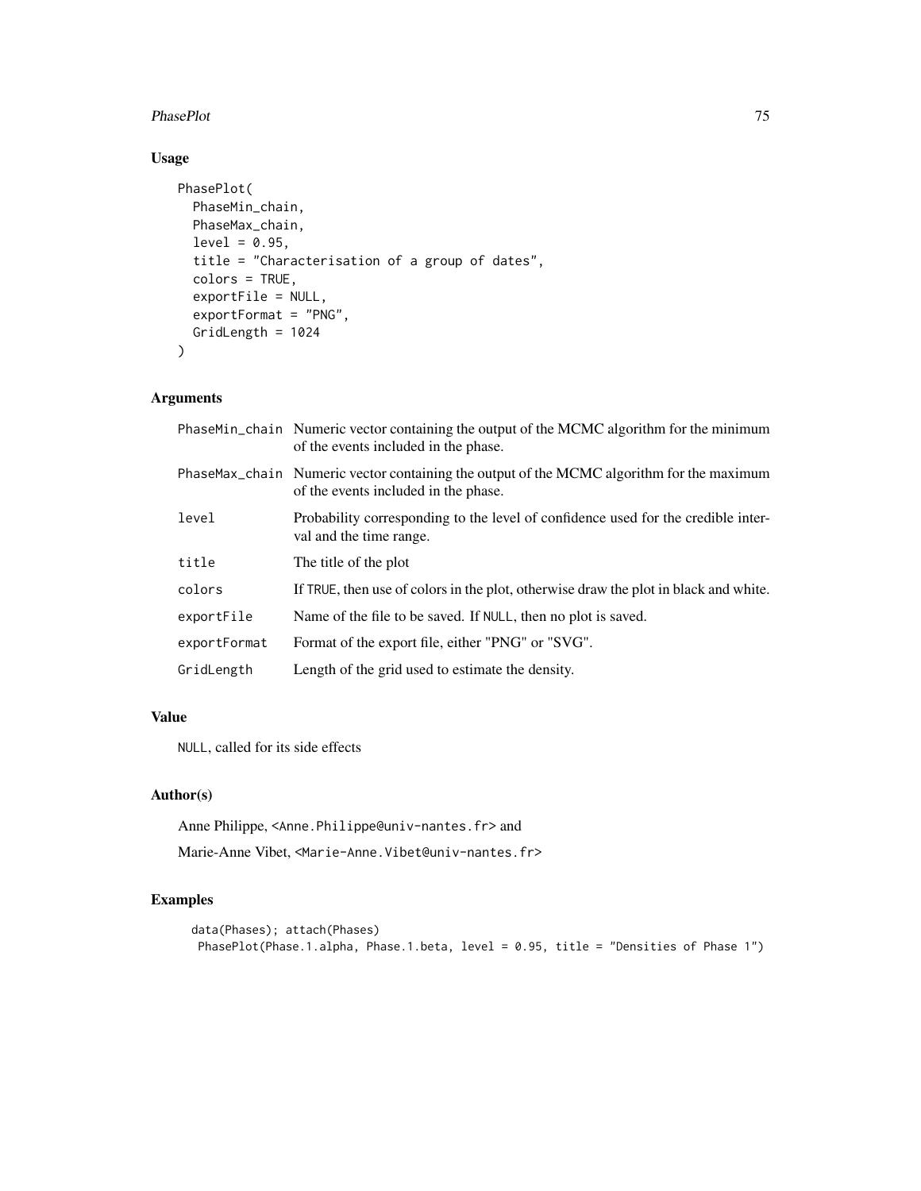## Usage

```
PhasePlot(
  PhaseMin_chain,
  PhaseMax_chain,
  level = 0.95,
  title = "Characterisation of a group of dates",
  colors = TRUE,
  exportFile = NULL,
  exportFormat = "PNG",
  GridLength = 1024
)
```

## Arguments

| | |
|---|---|
| PhaseMin_chain | Numeric vector containing the output of the MCMC algorithm for the minimum of the events included in the phase. |
| PhaseMax_chain | Numeric vector containing the output of the MCMC algorithm for the maximum of the events included in the phase. |
| level | Probability corresponding to the level of confidence used for the credible interval and the time range. |
| title | The title of the plot |
| colors | If TRUE, then use of colors in the plot, otherwise draw the plot in black and white. |
| exportFile | Name of the file to be saved. If NULL, then no plot is saved. |
| exportFormat | Format of the export file, either "PNG" or "SVG". |
| GridLength | Length of the grid used to estimate the density. |

## Value

NULL, called for its side effects

## Author(s)

Anne Philippe, <Anne.Philippe@univ-nantes.fr> and

Marie-Anne Vibet, <Marie-Anne.Vibet@univ-nantes.fr>

## Examples

```
data(Phases); attach(Phases)
 PhasePlot(Phase.1.alpha, Phase.1.beta, level = 0.95, title = "Densities of Phase 1")
```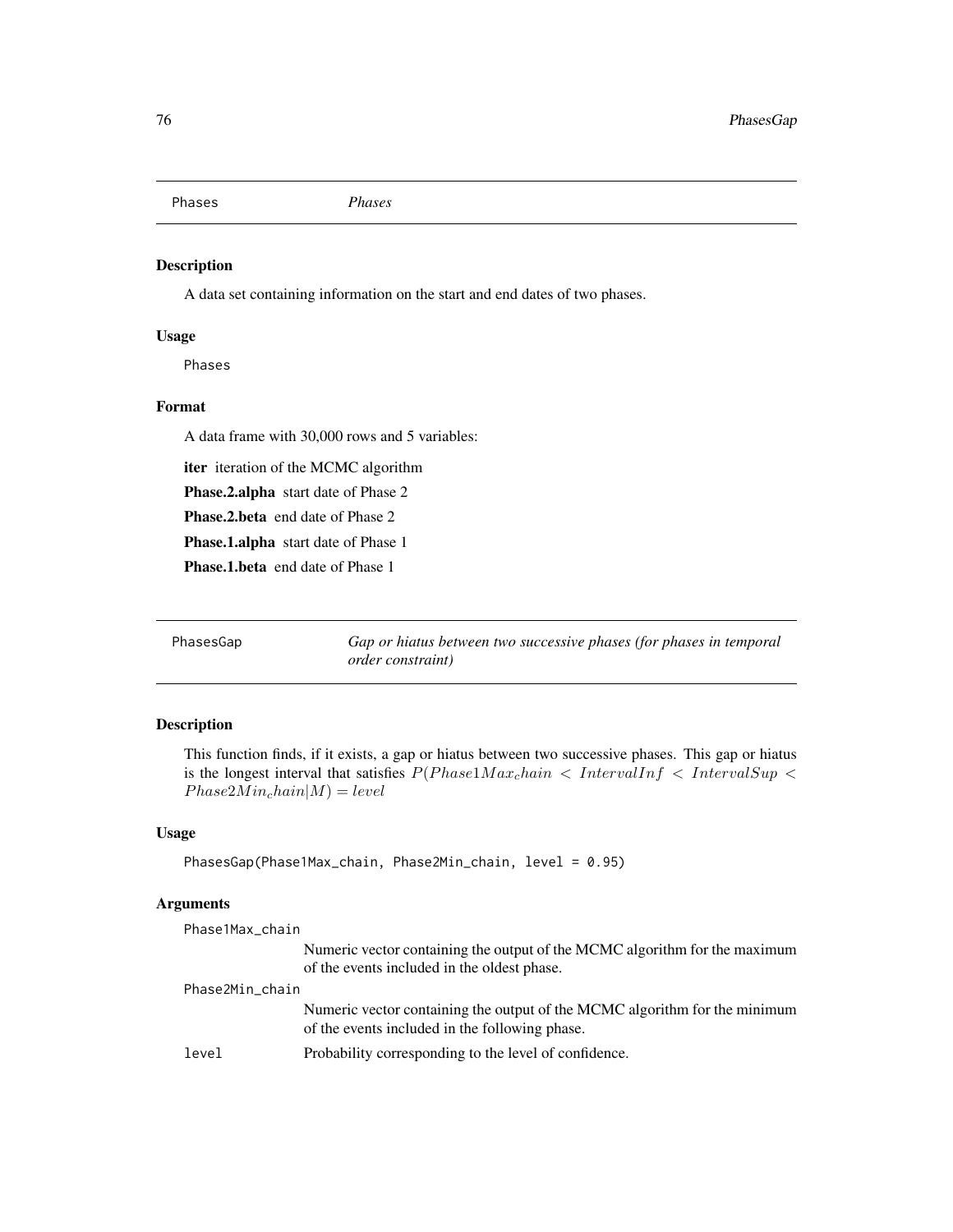## Phases — *Phases*

### Description

A data set containing information on the start and end dates of two phases.

### Usage

```
Phases
```

### Format

A data frame with 30,000 rows and 5 variables:

**iter** iteration of the MCMC algorithm

**Phase.2.alpha** start date of Phase 2

**Phase.2.beta** end date of Phase 2

**Phase.1.alpha** start date of Phase 1

**Phase.1.beta** end date of Phase 1

## PhasesGap — *Gap or hiatus between two successive phases (for phases in temporal order constraint)*

### Description

This function finds, if it exists, a gap or hiatus between two successive phases. This gap or hiatus is the longest interval that satisfies $P(Phase1Max_chain < IntervalInf < IntervalSup < Phase2Min_chain|M) = level$

### Usage

```
PhasesGap(Phase1Max_chain, Phase2Min_chain, level = 0.95)
```

### Arguments

`Phase1Max_chain` Numeric vector containing the output of the MCMC algorithm for the maximum of the events included in the oldest phase.

`Phase2Min_chain` Numeric vector containing the output of the MCMC algorithm for the minimum of the events included in the following phase.

`level` Probability corresponding to the level of confidence.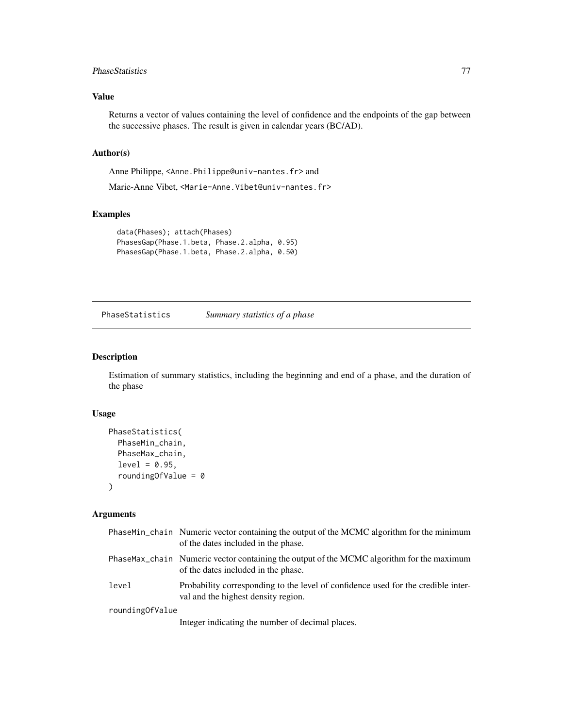### Value

Returns a vector of values containing the level of confidence and the endpoints of the gap between the successive phases. The result is given in calendar years (BC/AD).

### Author(s)

Anne Philippe, <Anne.Philippe@univ-nantes.fr> and

Marie-Anne Vibet, <Marie-Anne.Vibet@univ-nantes.fr>

### Examples

```
data(Phases); attach(Phases)
PhasesGap(Phase.1.beta, Phase.2.alpha, 0.95)
PhasesGap(Phase.1.beta, Phase.2.alpha, 0.50)
```

---

## PhaseStatistics — *Summary statistics of a phase*

### Description

Estimation of summary statistics, including the beginning and end of a phase, and the duration of the phase

### Usage

```
PhaseStatistics(
  PhaseMin_chain,
  PhaseMax_chain,
  level = 0.95,
  roundingOfValue = 0
)
```

### Arguments

| | |
|---|---|
| PhaseMin_chain | Numeric vector containing the output of the MCMC algorithm for the minimum of the dates included in the phase. |
| PhaseMax_chain | Numeric vector containing the output of the MCMC algorithm for the maximum of the dates included in the phase. |
| level | Probability corresponding to the level of confidence used for the credible interval and the highest density region. |
| roundingOfValue | Integer indicating the number of decimal places. |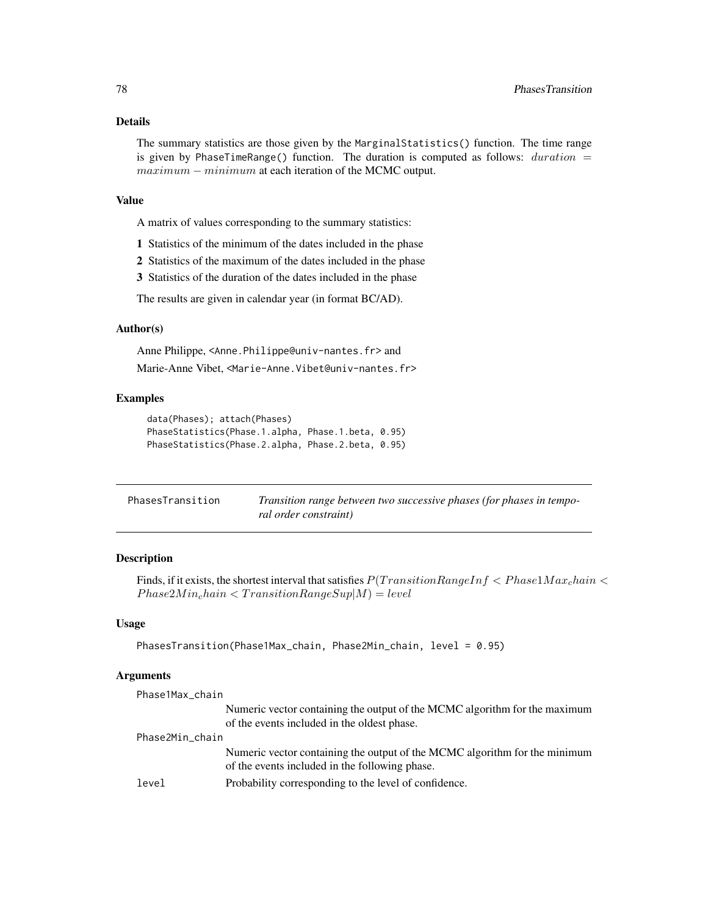### Details

The summary statistics are those given by the `MarginalStatistics()` function. The time range is given by `PhaseTimeRange()` function. The duration is computed as follows: $duration = maximum - minimum$ at each iteration of the MCMC output.

### Value

A matrix of values corresponding to the summary statistics:

**1** Statistics of the minimum of the dates included in the phase

**2** Statistics of the maximum of the dates included in the phase

**3** Statistics of the duration of the dates included in the phase

The results are given in calendar year (in format BC/AD).

### Author(s)

Anne Philippe, <Anne.Philippe@univ-nantes.fr> and

Marie-Anne Vibet, <Marie-Anne.Vibet@univ-nantes.fr>

### Examples

```
data(Phases); attach(Phases)
PhaseStatistics(Phase.1.alpha, Phase.1.beta, 0.95)
PhaseStatistics(Phase.2.alpha, Phase.2.beta, 0.95)
```

---

## PhasesTransition — *Transition range between two successive phases (for phases in temporal order constraint)*

---

### Description

Finds, if it exists, the shortest interval that satisfies $P(TransitionRangeInf < Phase1Max_chain < Phase2Min_chain < TransitionRangeSup|M) = level$

### Usage

```
PhasesTransition(Phase1Max_chain, Phase2Min_chain, level = 0.95)
```

### Arguments

| | |
|---|---|
| `Phase1Max_chain` | Numeric vector containing the output of the MCMC algorithm for the maximum of the events included in the oldest phase. |
| `Phase2Min_chain` | Numeric vector containing the output of the MCMC algorithm for the minimum of the events included in the following phase. |
| `level` | Probability corresponding to the level of confidence. |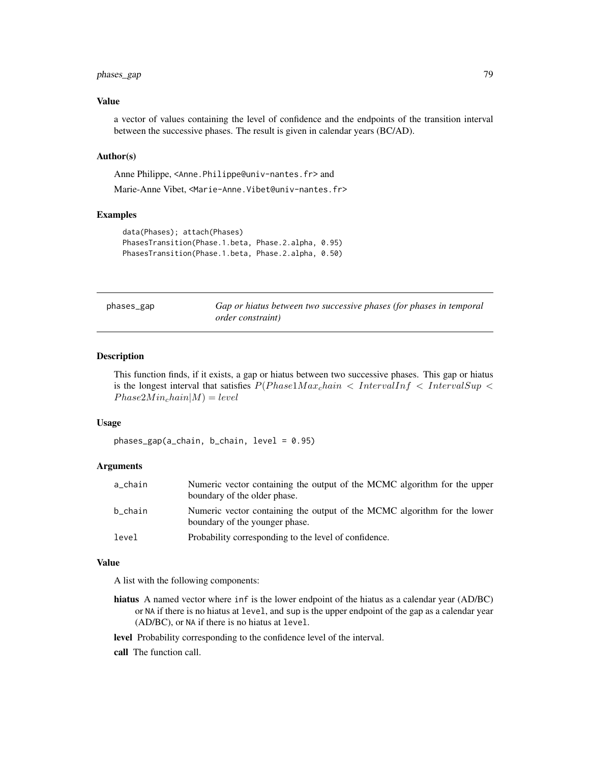### Value

a vector of values containing the level of confidence and the endpoints of the transition interval between the successive phases. The result is given in calendar years (BC/AD).

### Author(s)

Anne Philippe, <Anne.Philippe@univ-nantes.fr> and

Marie-Anne Vibet, <Marie-Anne.Vibet@univ-nantes.fr>

### Examples

```
data(Phases); attach(Phases)
PhasesTransition(Phase.1.beta, Phase.2.alpha, 0.95)
PhasesTransition(Phase.1.beta, Phase.2.alpha, 0.50)
```

---

## phases_gap — *Gap or hiatus between two successive phases (for phases in temporal order constraint)*

### Description

This function finds, if it exists, a gap or hiatus between two successive phases. This gap or hiatus is the longest interval that satisfies $P(Phase1Max_chain < IntervalInf < IntervalSup < Phase2Min_chain|M) = level$

### Usage

```
phases_gap(a_chain, b_chain, level = 0.95)
```

### Arguments

| | |
|---|---|
| a_chain | Numeric vector containing the output of the MCMC algorithm for the upper boundary of the older phase. |
| b_chain | Numeric vector containing the output of the MCMC algorithm for the lower boundary of the younger phase. |
| level | Probability corresponding to the level of confidence. |

### Value

A list with the following components:

**hiatus** A named vector where inf is the lower endpoint of the hiatus as a calendar year (AD/BC) or NA if there is no hiatus at level, and sup is the upper endpoint of the gap as a calendar year (AD/BC), or NA if there is no hiatus at level.

**level** Probability corresponding to the confidence level of the interval.

**call** The function call.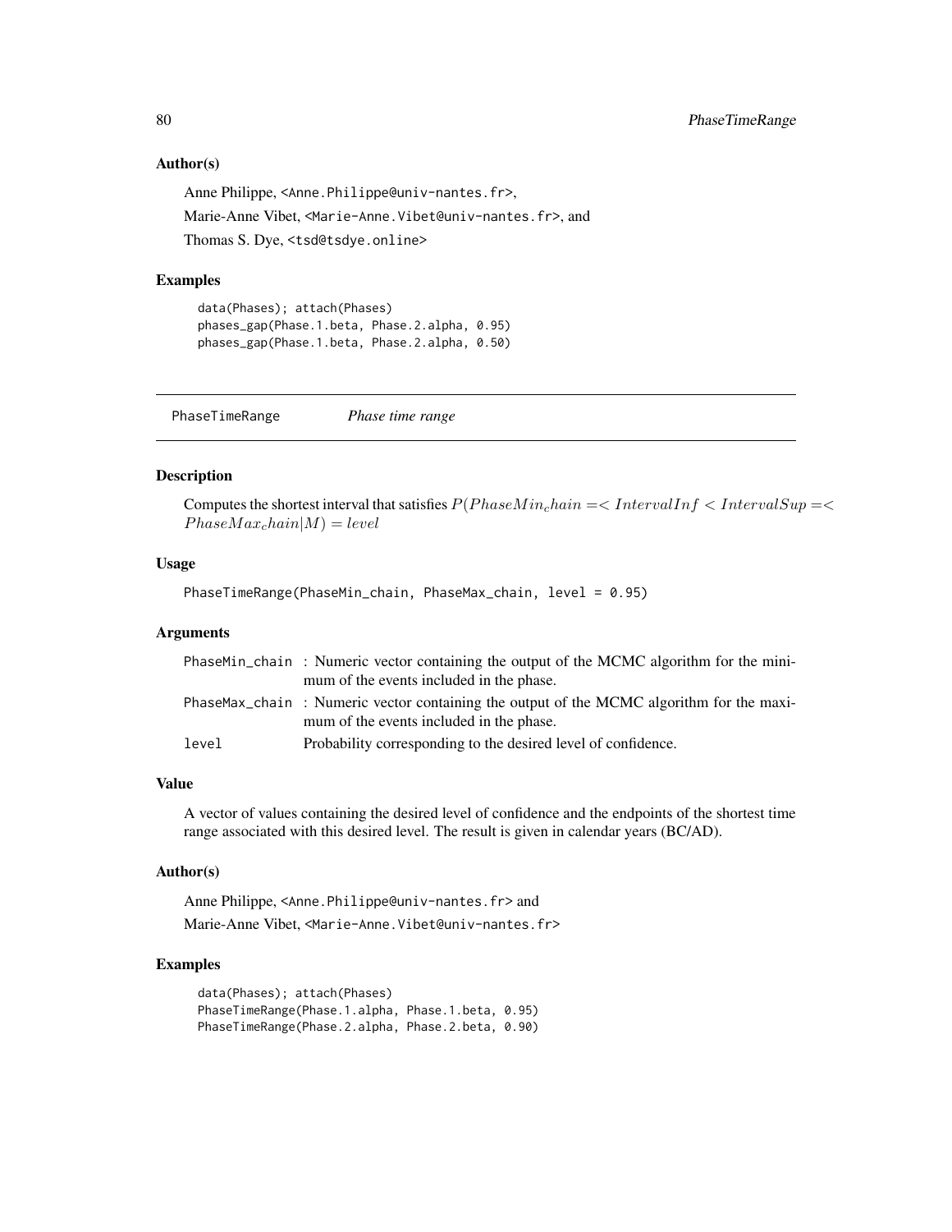### Author(s)

Anne Philippe, <Anne.Philippe@univ-nantes.fr>,

Marie-Anne Vibet, <Marie-Anne.Vibet@univ-nantes.fr>, and

Thomas S. Dye, <tsd@tsdye.online>

### Examples

```
data(Phases); attach(Phases)
phases_gap(Phase.1.beta, Phase.2.alpha, 0.95)
phases_gap(Phase.1.beta, Phase.2.alpha, 0.50)
```

---

## PhaseTimeRange    *Phase time range*

---

### Description

Computes the shortest interval that satisfies $P(PhaseMin_chain =< IntervalInf < IntervalSup =< PhaseMax_chain|M) = level$

### Usage

```
PhaseTimeRange(PhaseMin_chain, PhaseMax_chain, level = 0.95)
```

### Arguments

| | |
|---|---|
| PhaseMin_chain | : Numeric vector containing the output of the MCMC algorithm for the minimum of the events included in the phase. |
| PhaseMax_chain | : Numeric vector containing the output of the MCMC algorithm for the maximum of the events included in the phase. |
| level | Probability corresponding to the desired level of confidence. |

### Value

A vector of values containing the desired level of confidence and the endpoints of the shortest time range associated with this desired level. The result is given in calendar years (BC/AD).

### Author(s)

Anne Philippe, <Anne.Philippe@univ-nantes.fr> and

Marie-Anne Vibet, <Marie-Anne.Vibet@univ-nantes.fr>

### Examples

```
data(Phases); attach(Phases)
PhaseTimeRange(Phase.1.alpha, Phase.1.beta, 0.95)
PhaseTimeRange(Phase.2.alpha, Phase.2.beta, 0.90)
```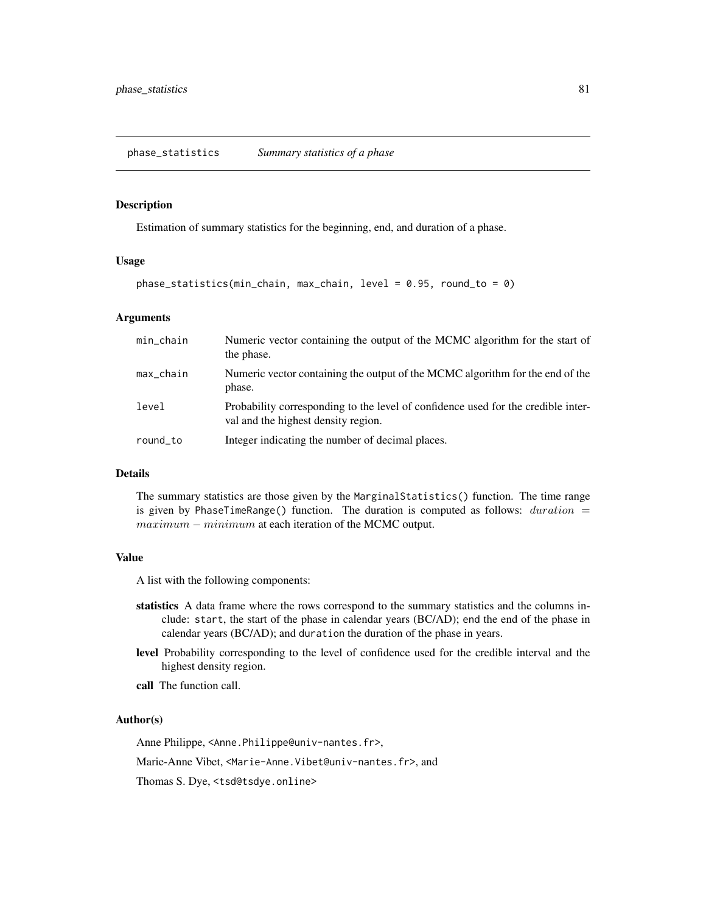## phase_statistics *Summary statistics of a phase*

### Description

Estimation of summary statistics for the beginning, end, and duration of a phase.

### Usage

```
phase_statistics(min_chain, max_chain, level = 0.95, round_to = 0)
```

### Arguments

| | |
|---|---|
| min_chain | Numeric vector containing the output of the MCMC algorithm for the start of the phase. |
| max_chain | Numeric vector containing the output of the MCMC algorithm for the end of the phase. |
| level | Probability corresponding to the level of confidence used for the credible interval and the highest density region. |
| round_to | Integer indicating the number of decimal places. |

### Details

The summary statistics are those given by the `MarginalStatistics()` function. The time range is given by `PhaseTimeRange()` function. The duration is computed as follows: $duration = maximum - minimum$ at each iteration of the MCMC output.

### Value

A list with the following components:

- **statistics** A data frame where the rows correspond to the summary statistics and the columns include: `start`, the start of the phase in calendar years (BC/AD); `end` the end of the phase in calendar years (BC/AD); and `duration` the duration of the phase in years.
- **level** Probability corresponding to the level of confidence used for the credible interval and the highest density region.
- **call** The function call.

### Author(s)

Anne Philippe, <Anne.Philippe@univ-nantes.fr>,

Marie-Anne Vibet, <Marie-Anne.Vibet@univ-nantes.fr>, and

Thomas S. Dye, <tsd@tsdye.online>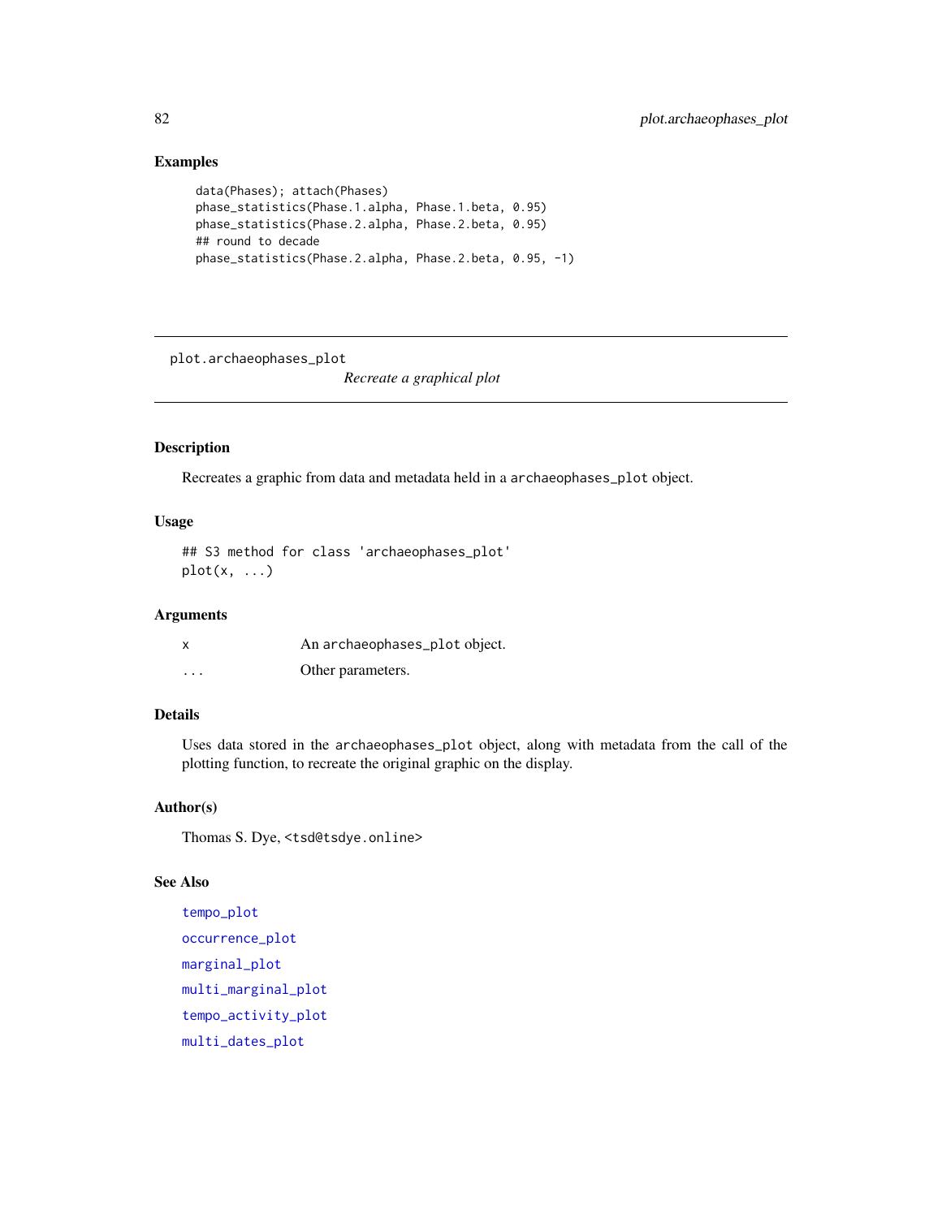## Examples

```
data(Phases); attach(Phases)
phase_statistics(Phase.1.alpha, Phase.1.beta, 0.95)
phase_statistics(Phase.2.alpha, Phase.2.beta, 0.95)
## round to decade
phase_statistics(Phase.2.alpha, Phase.2.beta, 0.95, -1)
```

---

# plot.archaeophases_plot

*Recreate a graphical plot*

---

## Description

Recreates a graphic from data and metadata held in a `archaeophases_plot` object.

## Usage

```
## S3 method for class 'archaeophases_plot'
plot(x, ...)
```

## Arguments

| | |
|---|---|
| `x` | An `archaeophases_plot` object. |
| `...` | Other parameters. |

## Details

Uses data stored in the `archaeophases_plot` object, along with metadata from the call of the plotting function, to recreate the original graphic on the display.

## Author(s)

Thomas S. Dye, <tsd@tsdye.online>

## See Also

`tempo_plot`

`occurrence_plot`

`marginal_plot`

`multi_marginal_plot`

`tempo_activity_plot`

`multi_dates_plot`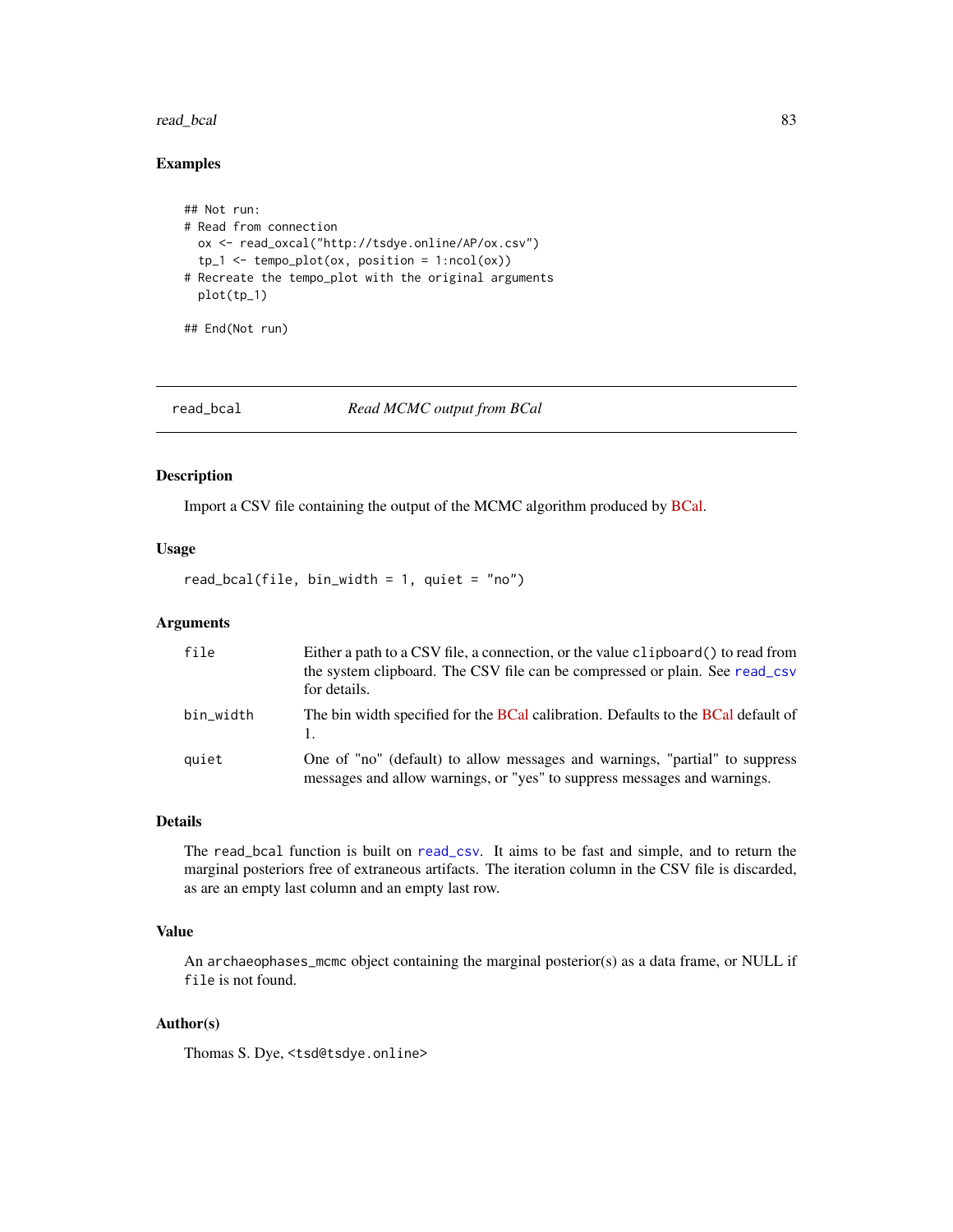### Examples

```
## Not run:
# Read from connection
  ox <- read_oxcal("http://tsdye.online/AP/ox.csv")
  tp_1 <- tempo_plot(ox, position = 1:ncol(ox))
# Recreate the tempo_plot with the original arguments
  plot(tp_1)

## End(Not run)
```

---

## read_bcal    *Read MCMC output from BCal*

### Description

Import a CSV file containing the output of the MCMC algorithm produced by BCal.

### Usage

```
read_bcal(file, bin_width = 1, quiet = "no")
```

### Arguments

| | |
|---|---|
| `file` | Either a path to a CSV file, a connection, or the value `clipboard()` to read from the system clipboard. The CSV file can be compressed or plain. See `read_csv` for details. |
| `bin_width` | The bin width specified for the BCal calibration. Defaults to the BCal default of 1. |
| `quiet` | One of "no" (default) to allow messages and warnings, "partial" to suppress messages and allow warnings, or "yes" to suppress messages and warnings. |

### Details

The `read_bcal` function is built on `read_csv`. It aims to be fast and simple, and to return the marginal posteriors free of extraneous artifacts. The iteration column in the CSV file is discarded, as are an empty last column and an empty last row.

### Value

An `archaeophases_mcmc` object containing the marginal posterior(s) as a data frame, or NULL if `file` is not found.

### Author(s)

Thomas S. Dye, <tsd@tsdye.online>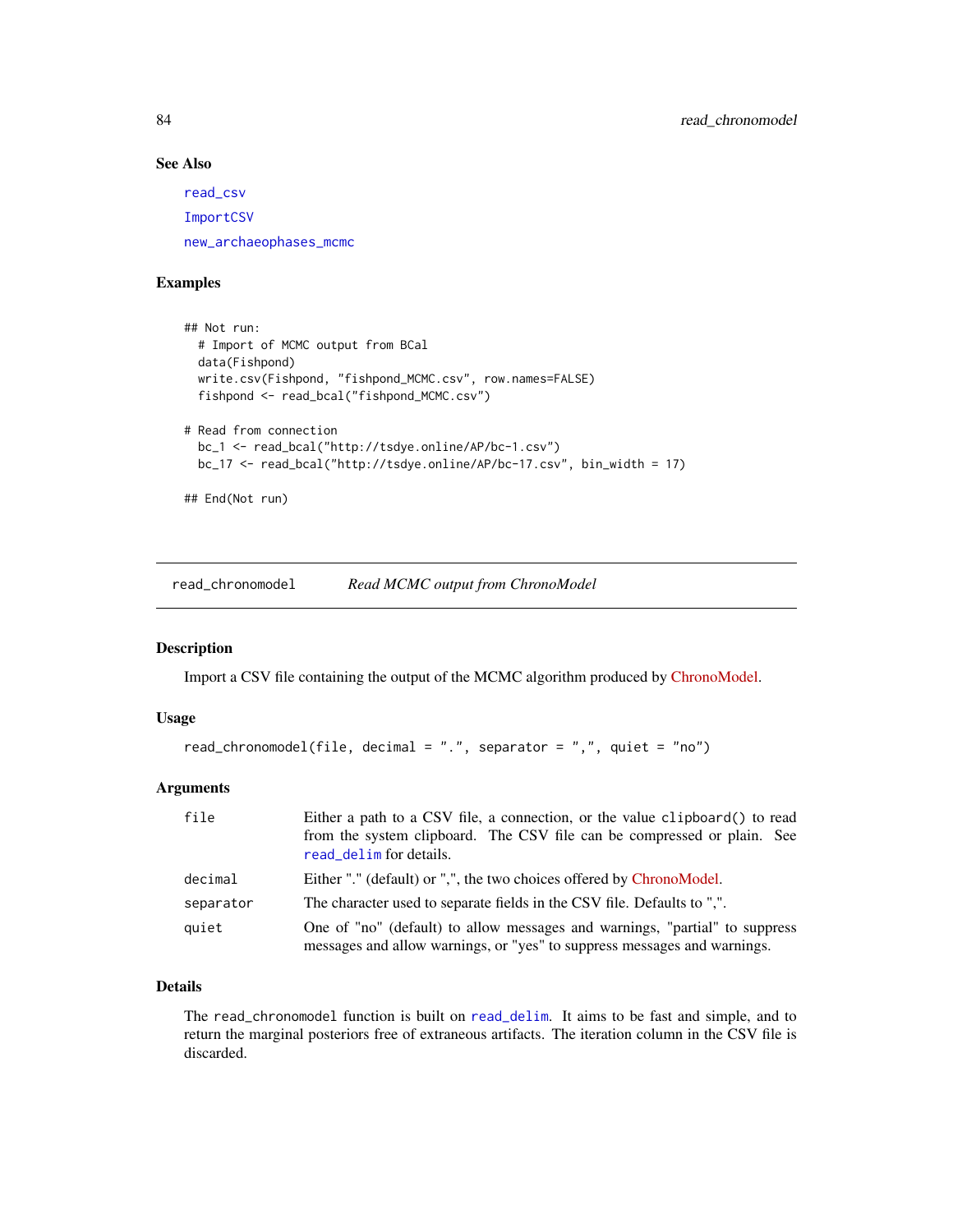### See Also

read_csv

ImportCSV

new_archaeophases_mcmc

### Examples

```
## Not run:
  # Import of MCMC output from BCal
  data(Fishpond)
  write.csv(Fishpond, "fishpond_MCMC.csv", row.names=FALSE)
  fishpond <- read_bcal("fishpond_MCMC.csv")

# Read from connection
  bc_1 <- read_bcal("http://tsdye.online/AP/bc-1.csv")
  bc_17 <- read_bcal("http://tsdye.online/AP/bc-17.csv", bin_width = 17)

## End(Not run)
```

---

## read_chronomodel *Read MCMC output from ChronoModel*

---

### Description

Import a CSV file containing the output of the MCMC algorithm produced by ChronoModel.

### Usage

```
read_chronomodel(file, decimal = ".", separator = ",", quiet = "no")
```

### Arguments

| | |
|---|---|
| file | Either a path to a CSV file, a connection, or the value clipboard() to read from the system clipboard. The CSV file can be compressed or plain. See read_delim for details. |
| decimal | Either "." (default) or ",", the two choices offered by ChronoModel. |
| separator | The character used to separate fields in the CSV file. Defaults to ",". |
| quiet | One of "no" (default) to allow messages and warnings, "partial" to suppress messages and allow warnings, or "yes" to suppress messages and warnings. |

### Details

The read_chronomodel function is built on read_delim. It aims to be fast and simple, and to return the marginal posteriors free of extraneous artifacts. The iteration column in the CSV file is discarded.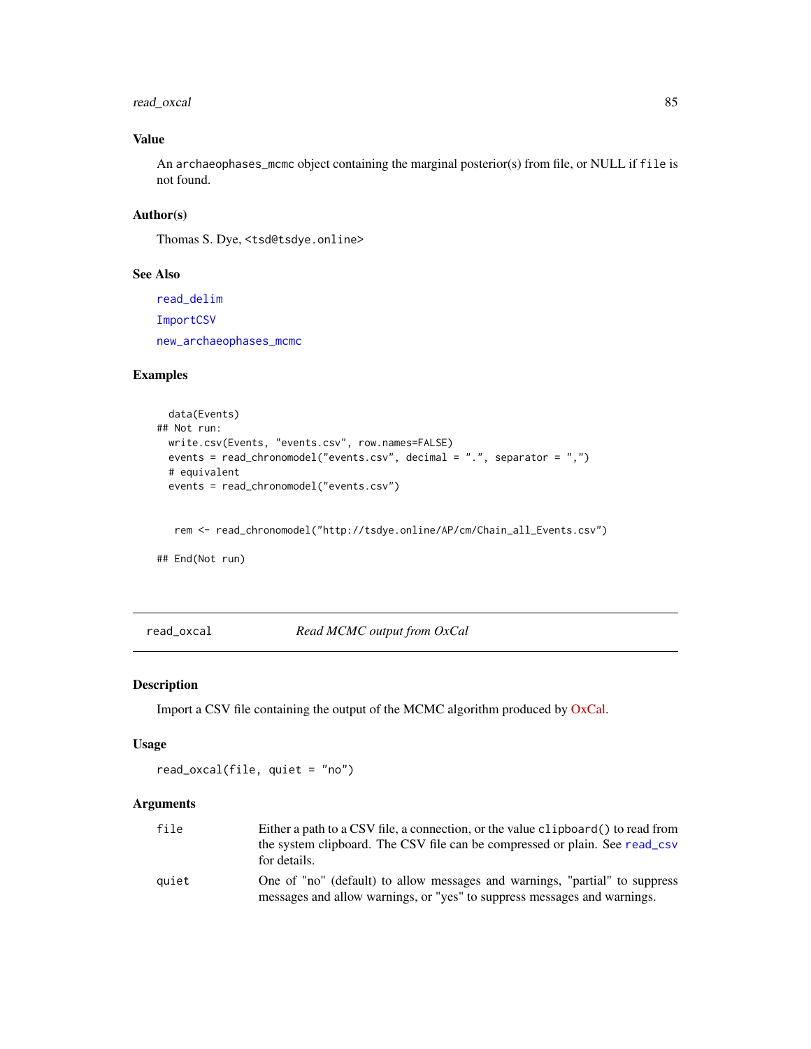### Value

An archaeophases_mcmc object containing the marginal posterior(s) from file, or NULL if file is not found.

### Author(s)

Thomas S. Dye, <tsd@tsdye.online>

### See Also

read_delim

ImportCSV

new_archaeophases_mcmc

### Examples

```
  data(Events)
## Not run:
  write.csv(Events, "events.csv", row.names=FALSE)
  events = read_chronomodel("events.csv", decimal = ".", separator = ",")
  # equivalent
  events = read_chronomodel("events.csv")


   rem <- read_chronomodel("http://tsdye.online/AP/cm/Chain_all_Events.csv")

## End(Not run)
```

---

## read_oxcal *Read MCMC output from OxCal*

### Description

Import a CSV file containing the output of the MCMC algorithm produced by OxCal.

### Usage

```
read_oxcal(file, quiet = "no")
```

### Arguments

| | |
|---|---|
| file | Either a path to a CSV file, a connection, or the value clipboard() to read from the system clipboard. The CSV file can be compressed or plain. See read_csv for details. |
| quiet | One of "no" (default) to allow messages and warnings, "partial" to suppress messages and allow warnings, or "yes" to suppress messages and warnings. |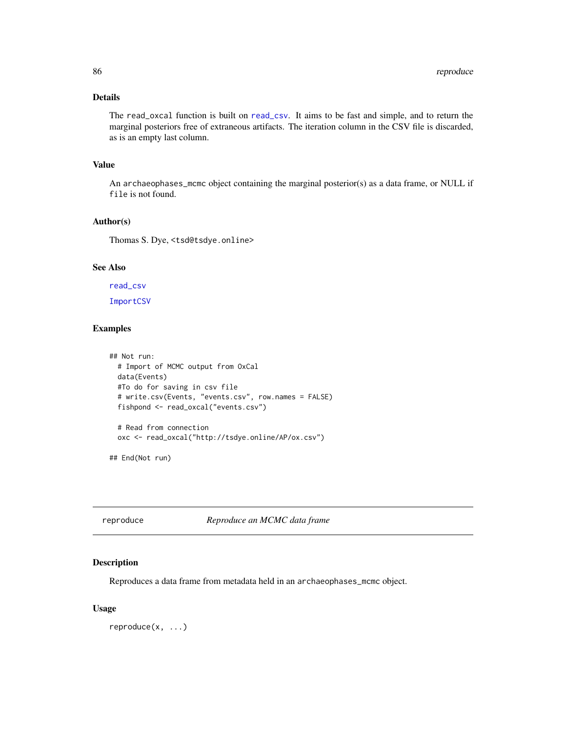### Details

The `read_oxcal` function is built on `read_csv`. It aims to be fast and simple, and to return the marginal posteriors free of extraneous artifacts. The iteration column in the CSV file is discarded, as is an empty last column.

### Value

An `archaeophases_mcmc` object containing the marginal posterior(s) as a data frame, or NULL if `file` is not found.

### Author(s)

Thomas S. Dye, <tsd@tsdye.online>

### See Also

`read_csv`

`ImportCSV`

### Examples

```
## Not run:
  # Import of MCMC output from OxCal
  data(Events)
  #To do for saving in csv file
  # write.csv(Events, "events.csv", row.names = FALSE)
  fishpond <- read_oxcal("events.csv")

  # Read from connection
  oxc <- read_oxcal("http://tsdye.online/AP/ox.csv")

## End(Not run)
```

---

## reproduce *Reproduce an MCMC data frame*

### Description

Reproduces a data frame from metadata held in an `archaeophases_mcmc` object.

### Usage

```
reproduce(x, ...)
```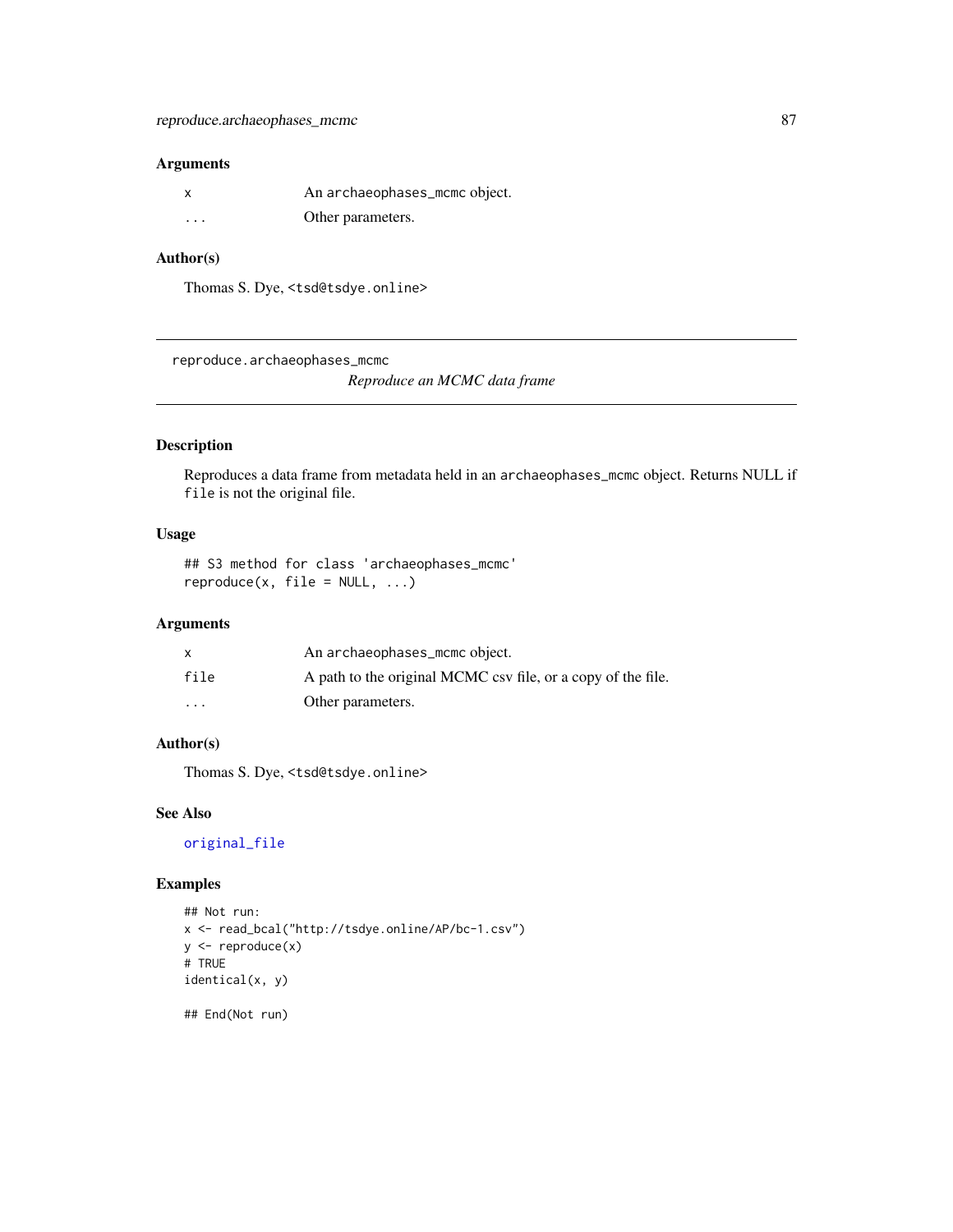### Arguments

| | |
|---|---|
| x | An archaeophases_mcmc object. |
| ... | Other parameters. |

### Author(s)

Thomas S. Dye, <tsd@tsdye.online>

---

## reproduce.archaeophases_mcmc

*Reproduce an MCMC data frame*

---

### Description

Reproduces a data frame from metadata held in an archaeophases_mcmc object. Returns NULL if file is not the original file.

### Usage

```
## S3 method for class 'archaeophases_mcmc'
reproduce(x, file = NULL, ...)
```

### Arguments

| | |
|---|---|
| x | An archaeophases_mcmc object. |
| file | A path to the original MCMC csv file, or a copy of the file. |
| ... | Other parameters. |

### Author(s)

Thomas S. Dye, <tsd@tsdye.online>

### See Also

original_file

### Examples

```
## Not run:
x <- read_bcal("http://tsdye.online/AP/bc-1.csv")
y <- reproduce(x)
# TRUE
identical(x, y)

## End(Not run)
```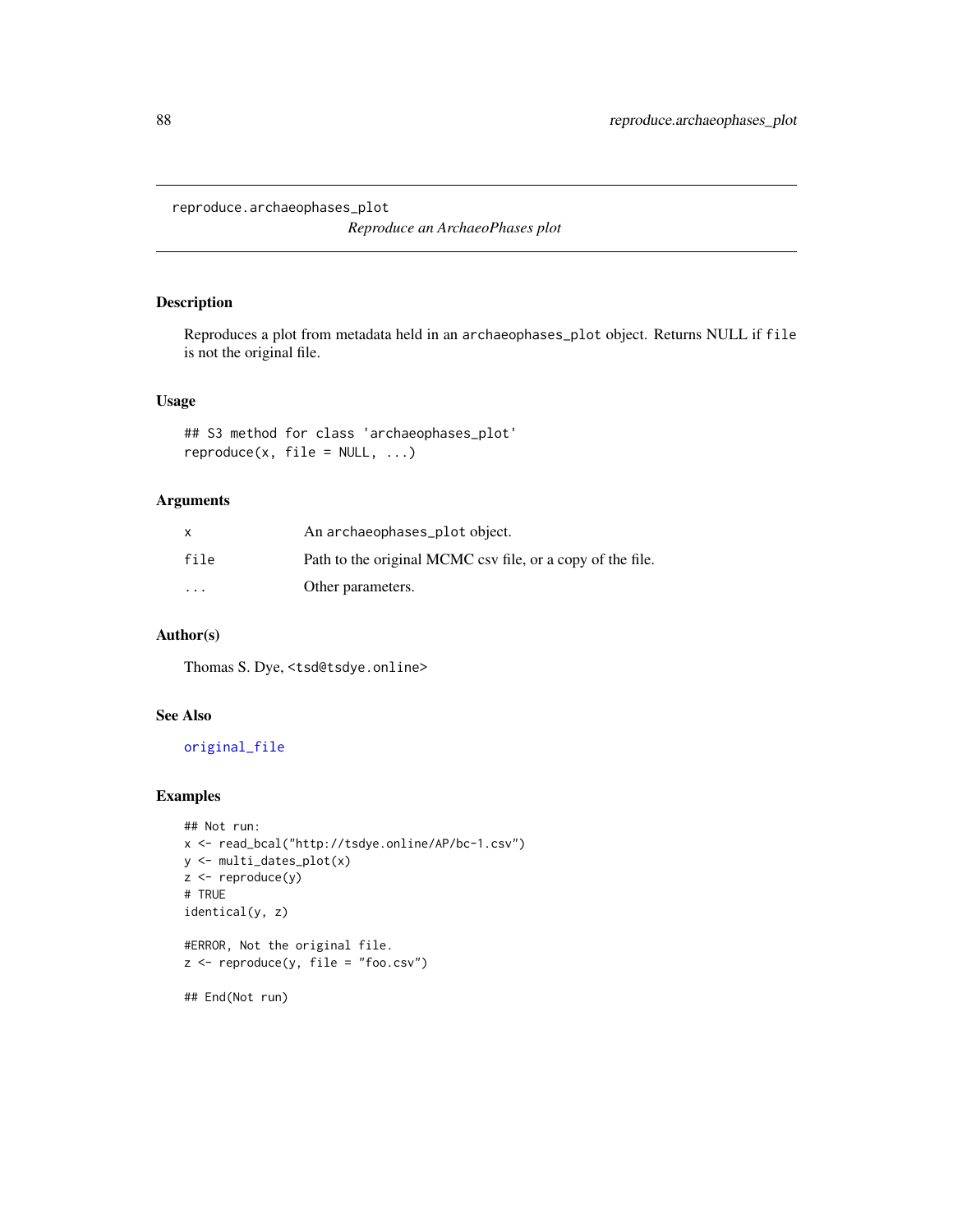```
reproduce.archaeophases_plot
```

*Reproduce an ArchaeoPhases plot*

## Description

Reproduces a plot from metadata held in an `archaeophases_plot` object. Returns NULL if `file` is not the original file.

## Usage

```
## S3 method for class 'archaeophases_plot'
reproduce(x, file = NULL, ...)
```

## Arguments

| | |
|---|---|
| `x` | An `archaeophases_plot` object. |
| `file` | Path to the original MCMC csv file, or a copy of the file. |
| `...` | Other parameters. |

## Author(s)

Thomas S. Dye, `<tsd@tsdye.online>`

## See Also

`original_file`

## Examples

```
## Not run:
x <- read_bcal("http://tsdye.online/AP/bc-1.csv")
y <- multi_dates_plot(x)
z <- reproduce(y)
# TRUE
identical(y, z)

#ERROR, Not the original file.
z <- reproduce(y, file = "foo.csv")

## End(Not run)
```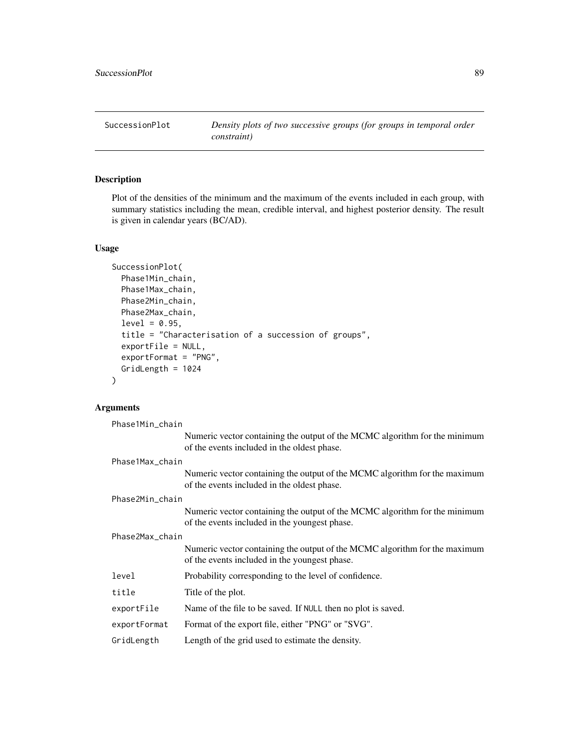SuccessionPlot — *Density plots of two successive groups (for groups in temporal order constraint)*

## Description

Plot of the densities of the minimum and the maximum of the events included in each group, with summary statistics including the mean, credible interval, and highest posterior density. The result is given in calendar years (BC/AD).

## Usage

```
SuccessionPlot(
  Phase1Min_chain,
  Phase1Max_chain,
  Phase2Min_chain,
  Phase2Max_chain,
  level = 0.95,
  title = "Characterisation of a succession of groups",
  exportFile = NULL,
  exportFormat = "PNG",
  GridLength = 1024
)
```

## Arguments

| Argument | Description |
|---|---|
| `Phase1Min_chain` | Numeric vector containing the output of the MCMC algorithm for the minimum of the events included in the oldest phase. |
| `Phase1Max_chain` | Numeric vector containing the output of the MCMC algorithm for the maximum of the events included in the oldest phase. |
| `Phase2Min_chain` | Numeric vector containing the output of the MCMC algorithm for the minimum of the events included in the youngest phase. |
| `Phase2Max_chain` | Numeric vector containing the output of the MCMC algorithm for the maximum of the events included in the youngest phase. |
| `level` | Probability corresponding to the level of confidence. |
| `title` | Title of the plot. |
| `exportFile` | Name of the file to be saved. If `NULL` then no plot is saved. |
| `exportFormat` | Format of the export file, either "PNG" or "SVG". |
| `GridLength` | Length of the grid used to estimate the density. |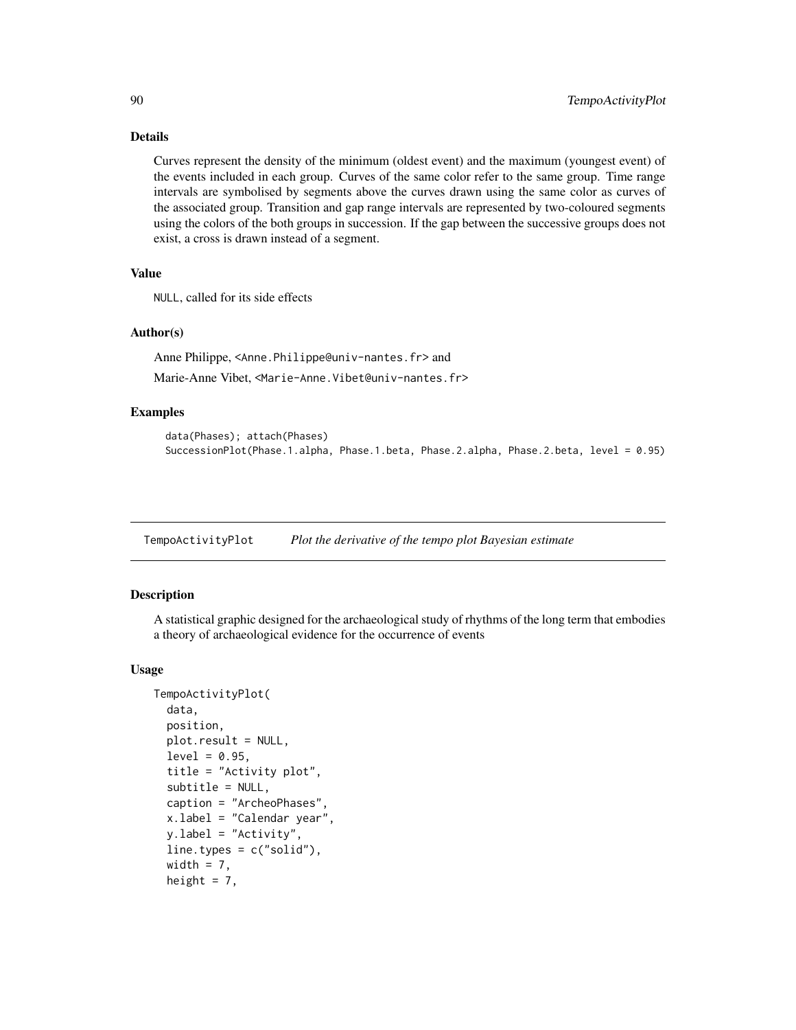### Details

Curves represent the density of the minimum (oldest event) and the maximum (youngest event) of the events included in each group. Curves of the same color refer to the same group. Time range intervals are symbolised by segments above the curves drawn using the same color as curves of the associated group. Transition and gap range intervals are represented by two-coloured segments using the colors of the both groups in succession. If the gap between the successive groups does not exist, a cross is drawn instead of a segment.

### Value

`NULL`, called for its side effects

### Author(s)

Anne Philippe, <Anne.Philippe@univ-nantes.fr> and

Marie-Anne Vibet, <Marie-Anne.Vibet@univ-nantes.fr>

### Examples

```
data(Phases); attach(Phases)
SuccessionPlot(Phase.1.alpha, Phase.1.beta, Phase.2.alpha, Phase.2.beta, level = 0.95)
```

---

## TempoActivityPlot &nbsp;&nbsp;&nbsp; *Plot the derivative of the tempo plot Bayesian estimate*

---

### Description

A statistical graphic designed for the archaeological study of rhythms of the long term that embodies a theory of archaeological evidence for the occurrence of events

### Usage

```
TempoActivityPlot(
  data,
  position,
  plot.result = NULL,
  level = 0.95,
  title = "Activity plot",
  subtitle = NULL,
  caption = "ArcheoPhases",
  x.label = "Calendar year",
  y.label = "Activity",
  line.types = c("solid"),
  width = 7,
  height = 7,
```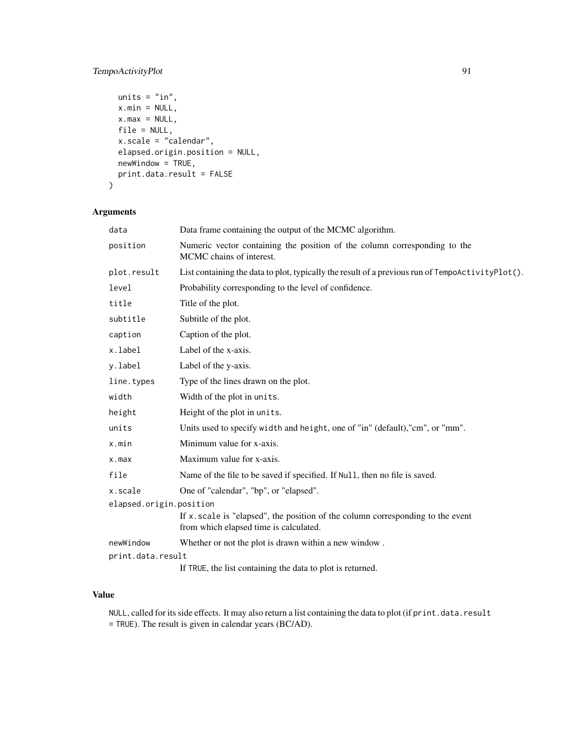```
  units = "in",
  x.min = NULL,
  x.max = NULL,
  file = NULL,
  x.scale = "calendar",
  elapsed.origin.position = NULL,
  newWindow = TRUE,
  print.data.result = FALSE
)
```

## Arguments

| | |
|---|---|
| data | Data frame containing the output of the MCMC algorithm. |
| position | Numeric vector containing the position of the column corresponding to the MCMC chains of interest. |
| plot.result | List containing the data to plot, typically the result of a previous run of TempoActivityPlot(). |
| level | Probability corresponding to the level of confidence. |
| title | Title of the plot. |
| subtitle | Subtitle of the plot. |
| caption | Caption of the plot. |
| x.label | Label of the x-axis. |
| y.label | Label of the y-axis. |
| line.types | Type of the lines drawn on the plot. |
| width | Width of the plot in units. |
| height | Height of the plot in units. |
| units | Units used to specify width and height, one of "in" (default),"cm", or "mm". |
| x.min | Minimum value for x-axis. |
| x.max | Maximum value for x-axis. |
| file | Name of the file to be saved if specified. If Null, then no file is saved. |
| x.scale | One of "calendar", "bp", or "elapsed". |
| elapsed.origin.position | If x.scale is "elapsed", the position of the column corresponding to the event from which elapsed time is calculated. |
| newWindow | Whether or not the plot is drawn within a new window . |
| print.data.result | If TRUE, the list containing the data to plot is returned. |

## Value

NULL, called for its side effects. It may also return a list containing the data to plot (if print.data.result = TRUE). The result is given in calendar years (BC/AD).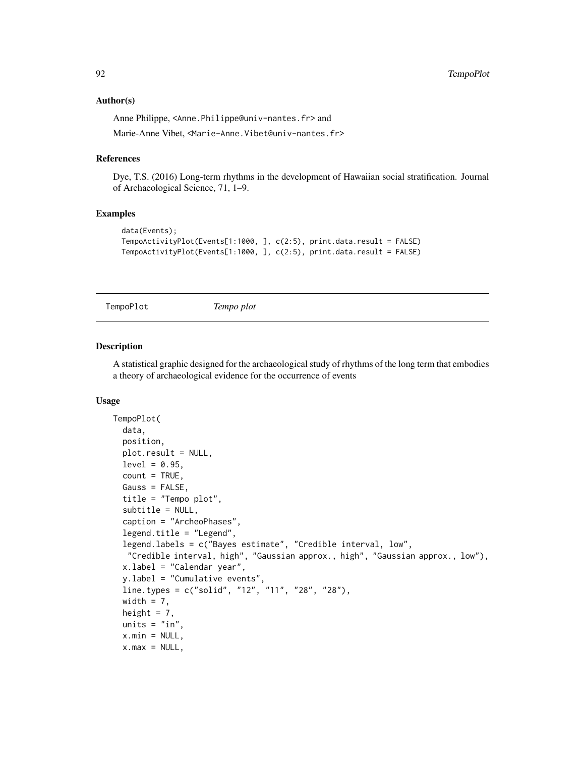### Author(s)

Anne Philippe, <Anne.Philippe@univ-nantes.fr> and

Marie-Anne Vibet, <Marie-Anne.Vibet@univ-nantes.fr>

### References

Dye, T.S. (2016) Long-term rhythms in the development of Hawaiian social stratification. Journal of Archaeological Science, 71, 1–9.

### Examples

```
data(Events);
TempoActivityPlot(Events[1:1000, ], c(2:5), print.data.result = FALSE)
TempoActivityPlot(Events[1:1000, ], c(2:5), print.data.result = FALSE)
```

---

## TempoPlot *Tempo plot*

### Description

A statistical graphic designed for the archaeological study of rhythms of the long term that embodies a theory of archaeological evidence for the occurrence of events

### Usage

```
TempoPlot(
  data,
  position,
  plot.result = NULL,
  level = 0.95,
  count = TRUE,
  Gauss = FALSE,
  title = "Tempo plot",
  subtitle = NULL,
  caption = "ArcheoPhases",
  legend.title = "Legend",
  legend.labels = c("Bayes estimate", "Credible interval, low",
   "Credible interval, high", "Gaussian approx., high", "Gaussian approx., low"),
  x.label = "Calendar year",
  y.label = "Cumulative events",
  line.types = c("solid", "12", "11", "28", "28"),
  width = 7,
  height = 7,
  units = "in",
  x.min = NULL,
  x.max = NULL,
```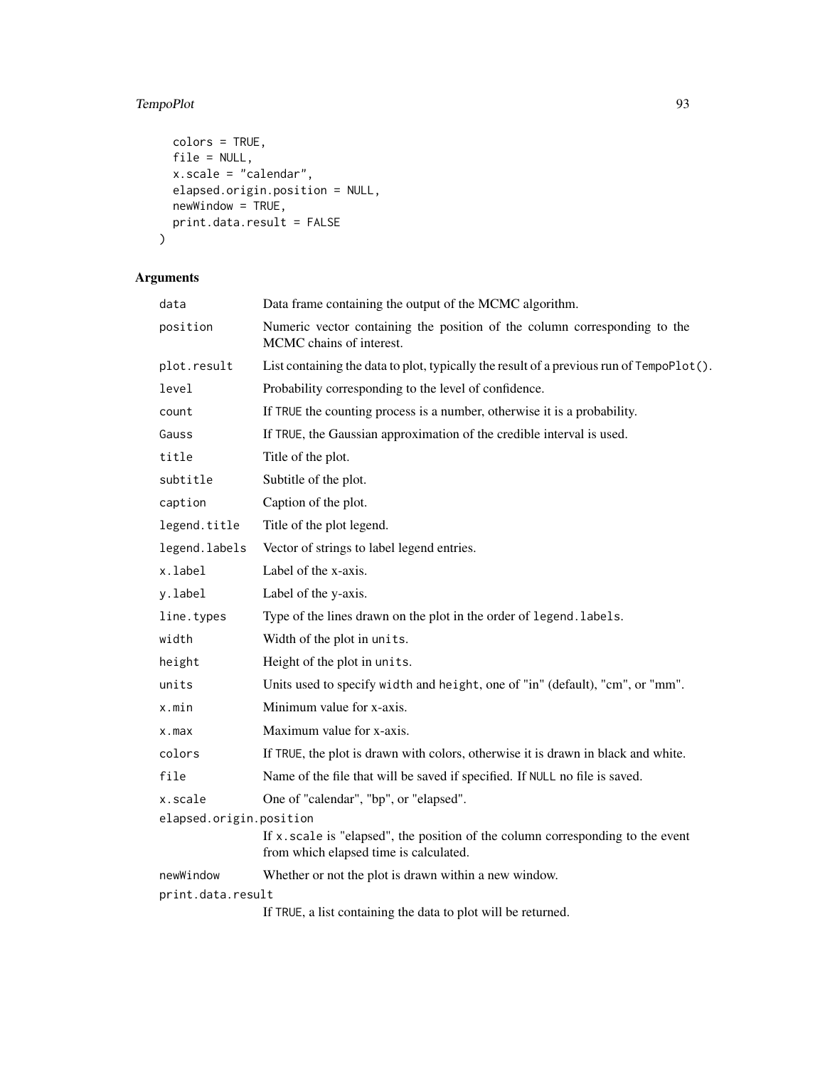```
  colors = TRUE,
  file = NULL,
  x.scale = "calendar",
  elapsed.origin.position = NULL,
  newWindow = TRUE,
  print.data.result = FALSE
)
```

## Arguments

| | |
|---|---|
| `data` | Data frame containing the output of the MCMC algorithm. |
| `position` | Numeric vector containing the position of the column corresponding to the MCMC chains of interest. |
| `plot.result` | List containing the data to plot, typically the result of a previous run of `TempoPlot()`. |
| `level` | Probability corresponding to the level of confidence. |
| `count` | If `TRUE` the counting process is a number, otherwise it is a probability. |
| `Gauss` | If `TRUE`, the Gaussian approximation of the credible interval is used. |
| `title` | Title of the plot. |
| `subtitle` | Subtitle of the plot. |
| `caption` | Caption of the plot. |
| `legend.title` | Title of the plot legend. |
| `legend.labels` | Vector of strings to label legend entries. |
| `x.label` | Label of the x-axis. |
| `y.label` | Label of the y-axis. |
| `line.types` | Type of the lines drawn on the plot in the order of `legend.labels`. |
| `width` | Width of the plot in `units`. |
| `height` | Height of the plot in `units`. |
| `units` | Units used to specify `width` and `height`, one of "in" (default), "cm", or "mm". |
| `x.min` | Minimum value for x-axis. |
| `x.max` | Maximum value for x-axis. |
| `colors` | If `TRUE`, the plot is drawn with colors, otherwise it is drawn in black and white. |
| `file` | Name of the file that will be saved if specified. If `NULL` no file is saved. |
| `x.scale` | One of "calendar", "bp", or "elapsed". |
| `elapsed.origin.position` | If `x.scale` is "elapsed", the position of the column corresponding to the event from which elapsed time is calculated. |
| `newWindow` | Whether or not the plot is drawn within a new window. |
| `print.data.result` | If `TRUE`, a list containing the data to plot will be returned. |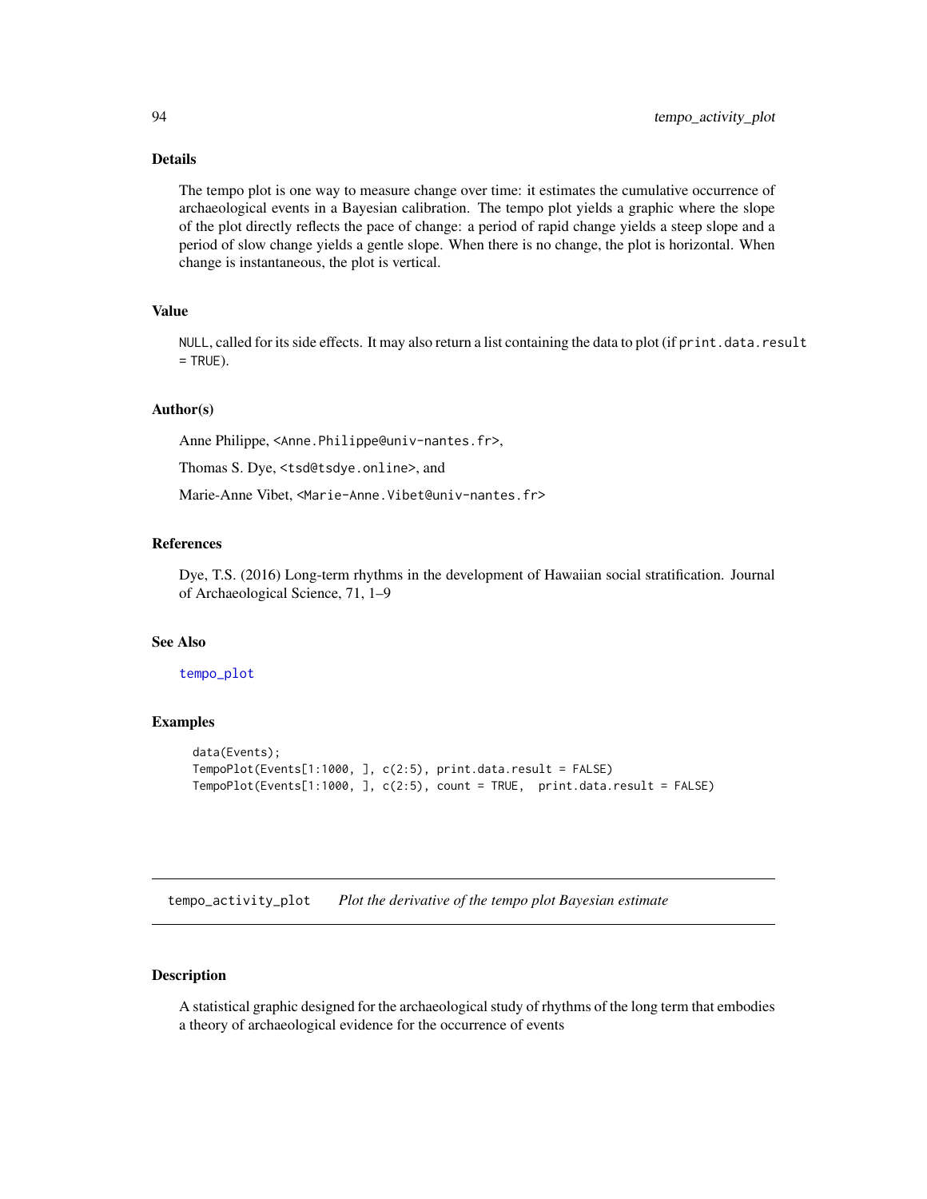### Details

The tempo plot is one way to measure change over time: it estimates the cumulative occurrence of archaeological events in a Bayesian calibration. The tempo plot yields a graphic where the slope of the plot directly reflects the pace of change: a period of rapid change yields a steep slope and a period of slow change yields a gentle slope. When there is no change, the plot is horizontal. When change is instantaneous, the plot is vertical.

### Value

`NULL`, called for its side effects. It may also return a list containing the data to plot (if `print.data.result = TRUE`).

### Author(s)

Anne Philippe, `<Anne.Philippe@univ-nantes.fr>`,

Thomas S. Dye, `<tsd@tsdye.online>`, and

Marie-Anne Vibet, `<Marie-Anne.Vibet@univ-nantes.fr>`

### References

Dye, T.S. (2016) Long-term rhythms in the development of Hawaiian social stratification. Journal of Archaeological Science, 71, 1–9

### See Also

`tempo_plot`

### Examples

```
data(Events);
TempoPlot(Events[1:1000, ], c(2:5), print.data.result = FALSE)
TempoPlot(Events[1:1000, ], c(2:5), count = TRUE,  print.data.result = FALSE)
```

---

## `tempo_activity_plot` *Plot the derivative of the tempo plot Bayesian estimate*

### Description

A statistical graphic designed for the archaeological study of rhythms of the long term that embodies a theory of archaeological evidence for the occurrence of events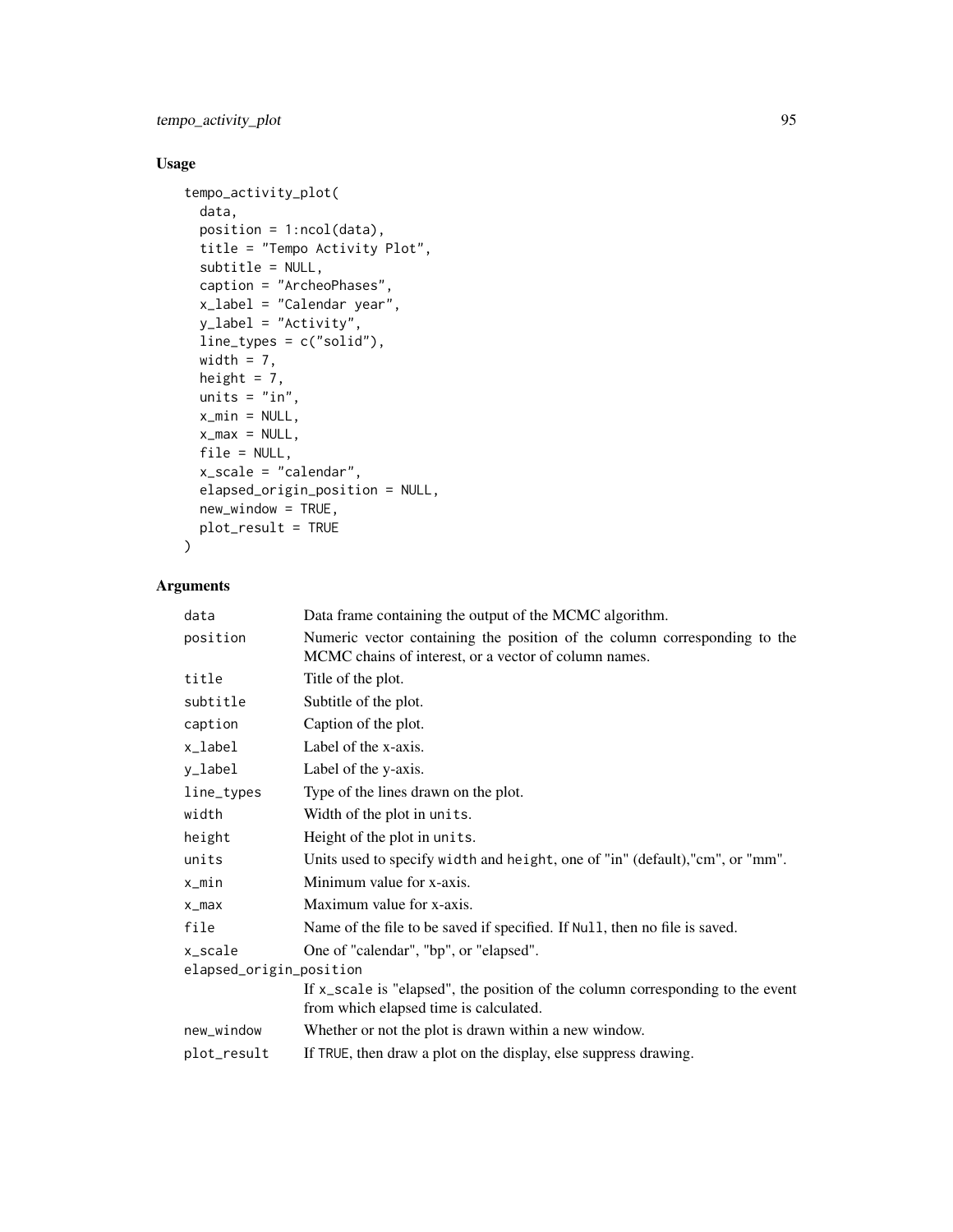## Usage

```
tempo_activity_plot(
  data,
  position = 1:ncol(data),
  title = "Tempo Activity Plot",
  subtitle = NULL,
  caption = "ArcheoPhases",
  x_label = "Calendar year",
  y_label = "Activity",
  line_types = c("solid"),
  width = 7,
  height = 7,
  units = "in",
  x_min = NULL,
  x_max = NULL,
  file = NULL,
  x_scale = "calendar",
  elapsed_origin_position = NULL,
  new_window = TRUE,
  plot_result = TRUE
)
```

## Arguments

| | |
|---|---|
| `data` | Data frame containing the output of the MCMC algorithm. |
| `position` | Numeric vector containing the position of the column corresponding to the MCMC chains of interest, or a vector of column names. |
| `title` | Title of the plot. |
| `subtitle` | Subtitle of the plot. |
| `caption` | Caption of the plot. |
| `x_label` | Label of the x-axis. |
| `y_label` | Label of the y-axis. |
| `line_types` | Type of the lines drawn on the plot. |
| `width` | Width of the plot in `units`. |
| `height` | Height of the plot in `units`. |
| `units` | Units used to specify `width` and `height`, one of "in" (default),"cm", or "mm". |
| `x_min` | Minimum value for x-axis. |
| `x_max` | Maximum value for x-axis. |
| `file` | Name of the file to be saved if specified. If `Null`, then no file is saved. |
| `x_scale` | One of "calendar", "bp", or "elapsed". |
| `elapsed_origin_position` | If `x_scale` is "elapsed", the position of the column corresponding to the event from which elapsed time is calculated. |
| `new_window` | Whether or not the plot is drawn within a new window. |
| `plot_result` | If `TRUE`, then draw a plot on the display, else suppress drawing. |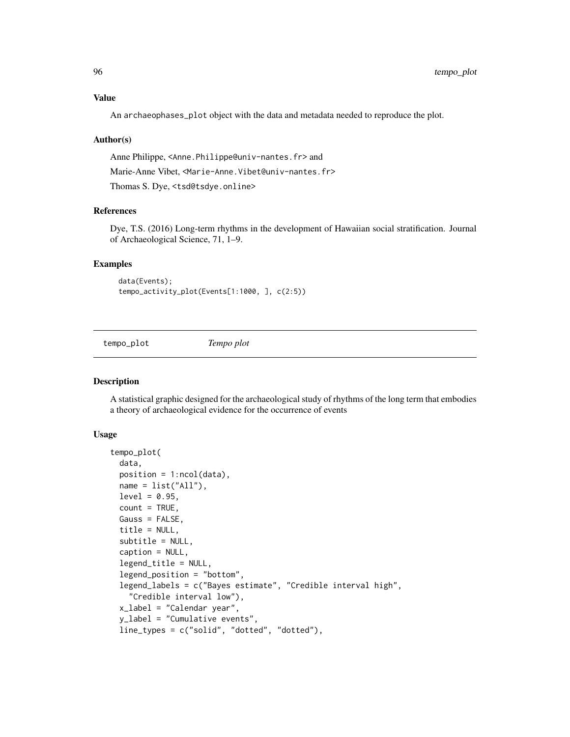### Value

An archaeophases_plot object with the data and metadata needed to reproduce the plot.

### Author(s)

Anne Philippe, <Anne.Philippe@univ-nantes.fr> and

Marie-Anne Vibet, <Marie-Anne.Vibet@univ-nantes.fr>

Thomas S. Dye, <tsd@tsdye.online>

### References

Dye, T.S. (2016) Long-term rhythms in the development of Hawaiian social stratification. Journal of Archaeological Science, 71, 1–9.

### Examples

```
data(Events);
tempo_activity_plot(Events[1:1000, ], c(2:5))
```

---

## tempo_plot *Tempo plot*

---

### Description

A statistical graphic designed for the archaeological study of rhythms of the long term that embodies a theory of archaeological evidence for the occurrence of events

### Usage

```
tempo_plot(
  data,
  position = 1:ncol(data),
  name = list("All"),
  level = 0.95,
  count = TRUE,
  Gauss = FALSE,
  title = NULL,
  subtitle = NULL,
  caption = NULL,
  legend_title = NULL,
  legend_position = "bottom",
  legend_labels = c("Bayes estimate", "Credible interval high",
    "Credible interval low"),
  x_label = "Calendar year",
  y_label = "Cumulative events",
  line_types = c("solid", "dotted", "dotted"),
```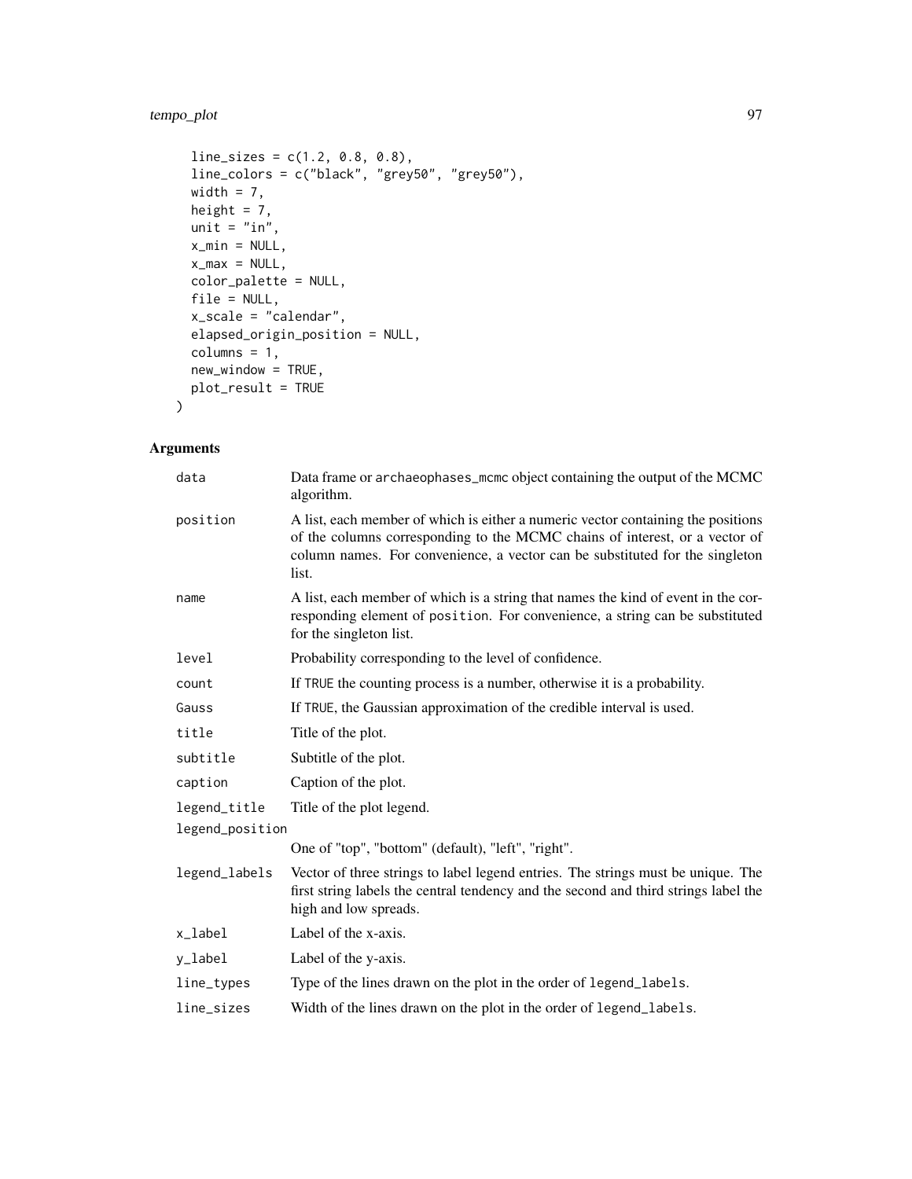```
  line_sizes = c(1.2, 0.8, 0.8),
  line_colors = c("black", "grey50", "grey50"),
  width = 7,
  height = 7,
  unit = "in",
  x_min = NULL,
  x_max = NULL,
  color_palette = NULL,
  file = NULL,
  x_scale = "calendar",
  elapsed_origin_position = NULL,
  columns = 1,
  new_window = TRUE,
  plot_result = TRUE
)
```

## Arguments

| | |
|---|---|
| `data` | Data frame or `archaeophases_mcmc` object containing the output of the MCMC algorithm. |
| `position` | A list, each member of which is either a numeric vector containing the positions of the columns corresponding to the MCMC chains of interest, or a vector of column names. For convenience, a vector can be substituted for the singleton list. |
| `name` | A list, each member of which is a string that names the kind of event in the corresponding element of `position`. For convenience, a string can be substituted for the singleton list. |
| `level` | Probability corresponding to the level of confidence. |
| `count` | If `TRUE` the counting process is a number, otherwise it is a probability. |
| `Gauss` | If `TRUE`, the Gaussian approximation of the credible interval is used. |
| `title` | Title of the plot. |
| `subtitle` | Subtitle of the plot. |
| `caption` | Caption of the plot. |
| `legend_title` | Title of the plot legend. |
| `legend_position` | One of "top", "bottom" (default), "left", "right". |
| `legend_labels` | Vector of three strings to label legend entries. The strings must be unique. The first string labels the central tendency and the second and third strings label the high and low spreads. |
| `x_label` | Label of the x-axis. |
| `y_label` | Label of the y-axis. |
| `line_types` | Type of the lines drawn on the plot in the order of `legend_labels`. |
| `line_sizes` | Width of the lines drawn on the plot in the order of `legend_labels`. |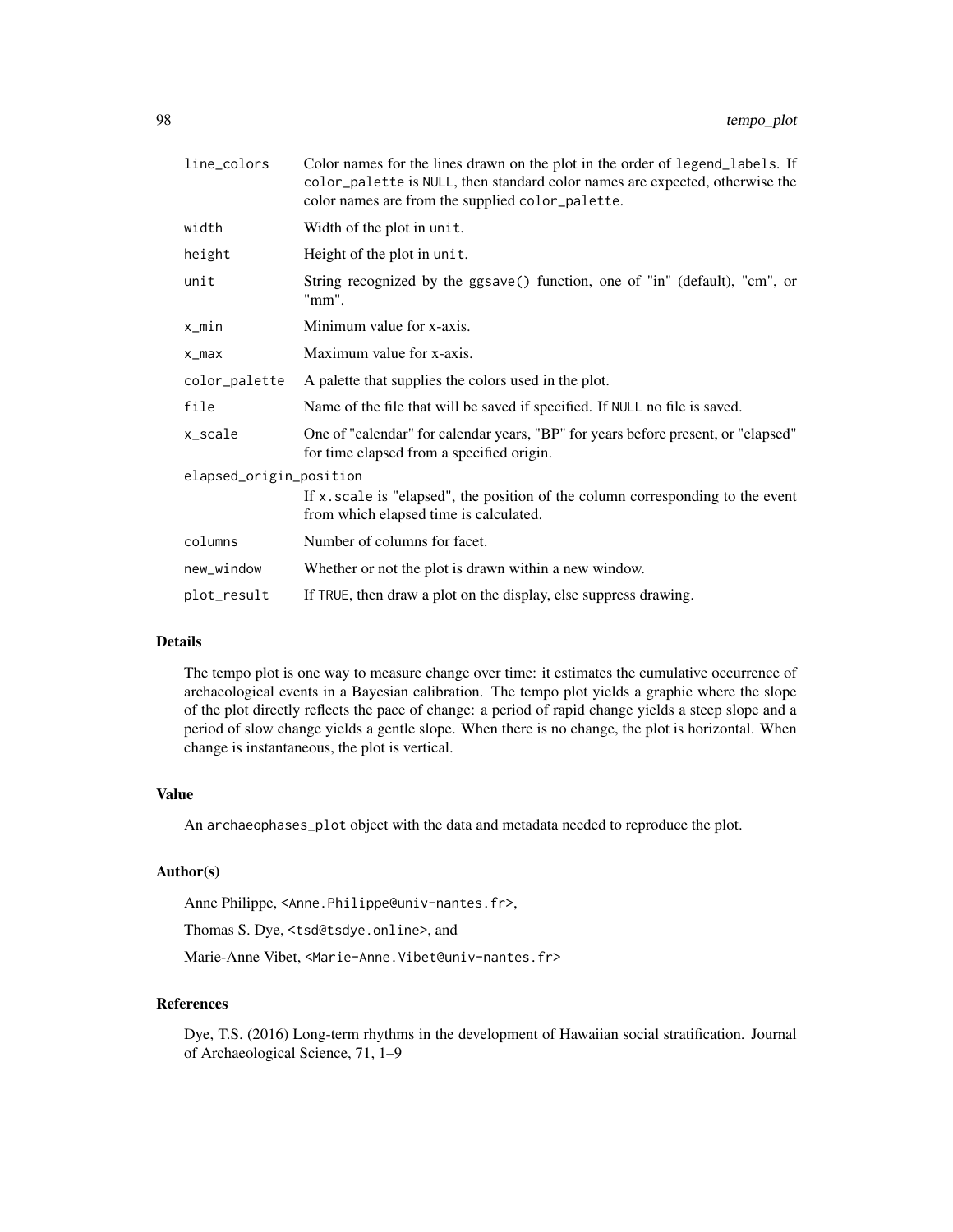| | |
|---|---|
| line_colors | Color names for the lines drawn on the plot in the order of legend_labels. If color_palette is NULL, then standard color names are expected, otherwise the color names are from the supplied color_palette. |
| width | Width of the plot in unit. |
| height | Height of the plot in unit. |
| unit | String recognized by the ggsave() function, one of "in" (default), "cm", or "mm". |
| x_min | Minimum value for x-axis. |
| x_max | Maximum value for x-axis. |
| color_palette | A palette that supplies the colors used in the plot. |
| file | Name of the file that will be saved if specified. If NULL no file is saved. |
| x_scale | One of "calendar" for calendar years, "BP" for years before present, or "elapsed" for time elapsed from a specified origin. |
| elapsed_origin_position | If x.scale is "elapsed", the position of the column corresponding to the event from which elapsed time is calculated. |
| columns | Number of columns for facet. |
| new_window | Whether or not the plot is drawn within a new window. |
| plot_result | If TRUE, then draw a plot on the display, else suppress drawing. |

### Details

The tempo plot is one way to measure change over time: it estimates the cumulative occurrence of archaeological events in a Bayesian calibration. The tempo plot yields a graphic where the slope of the plot directly reflects the pace of change: a period of rapid change yields a steep slope and a period of slow change yields a gentle slope. When there is no change, the plot is horizontal. When change is instantaneous, the plot is vertical.

### Value

An archaeophases_plot object with the data and metadata needed to reproduce the plot.

### Author(s)

Anne Philippe, <Anne.Philippe@univ-nantes.fr>,

Thomas S. Dye, <tsd@tsdye.online>, and

Marie-Anne Vibet, <Marie-Anne.Vibet@univ-nantes.fr>

### References

Dye, T.S. (2016) Long-term rhythms in the development of Hawaiian social stratification. Journal of Archaeological Science, 71, 1–9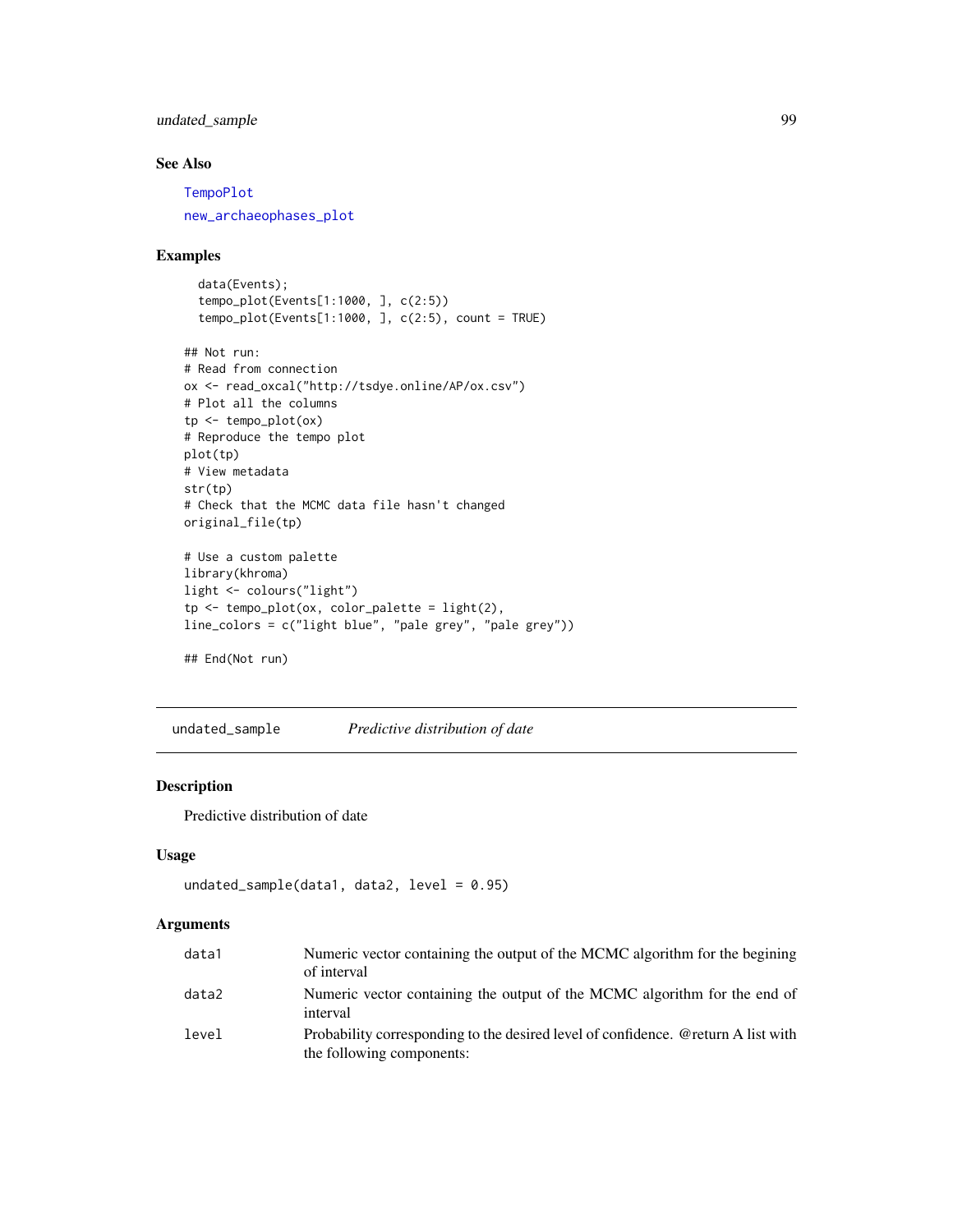## See Also

TempoPlot

new_archaeophases_plot

## Examples

```
  data(Events);
  tempo_plot(Events[1:1000, ], c(2:5))
  tempo_plot(Events[1:1000, ], c(2:5), count = TRUE)

## Not run:
# Read from connection
ox <- read_oxcal("http://tsdye.online/AP/ox.csv")
# Plot all the columns
tp <- tempo_plot(ox)
# Reproduce the tempo plot
plot(tp)
# View metadata
str(tp)
# Check that the MCMC data file hasn't changed
original_file(tp)

# Use a custom palette
library(khroma)
light <- colours("light")
tp <- tempo_plot(ox, color_palette = light(2),
line_colors = c("light blue", "pale grey", "pale grey"))

## End(Not run)
```

---

# undated_sample    *Predictive distribution of date*

## Description

Predictive distribution of date

## Usage

```
undated_sample(data1, data2, level = 0.95)
```

## Arguments

| | |
|---|---|
| data1 | Numeric vector containing the output of the MCMC algorithm for the begining of interval |
| data2 | Numeric vector containing the output of the MCMC algorithm for the end of interval |
| level | Probability corresponding to the desired level of confidence. @return A list with the following components: |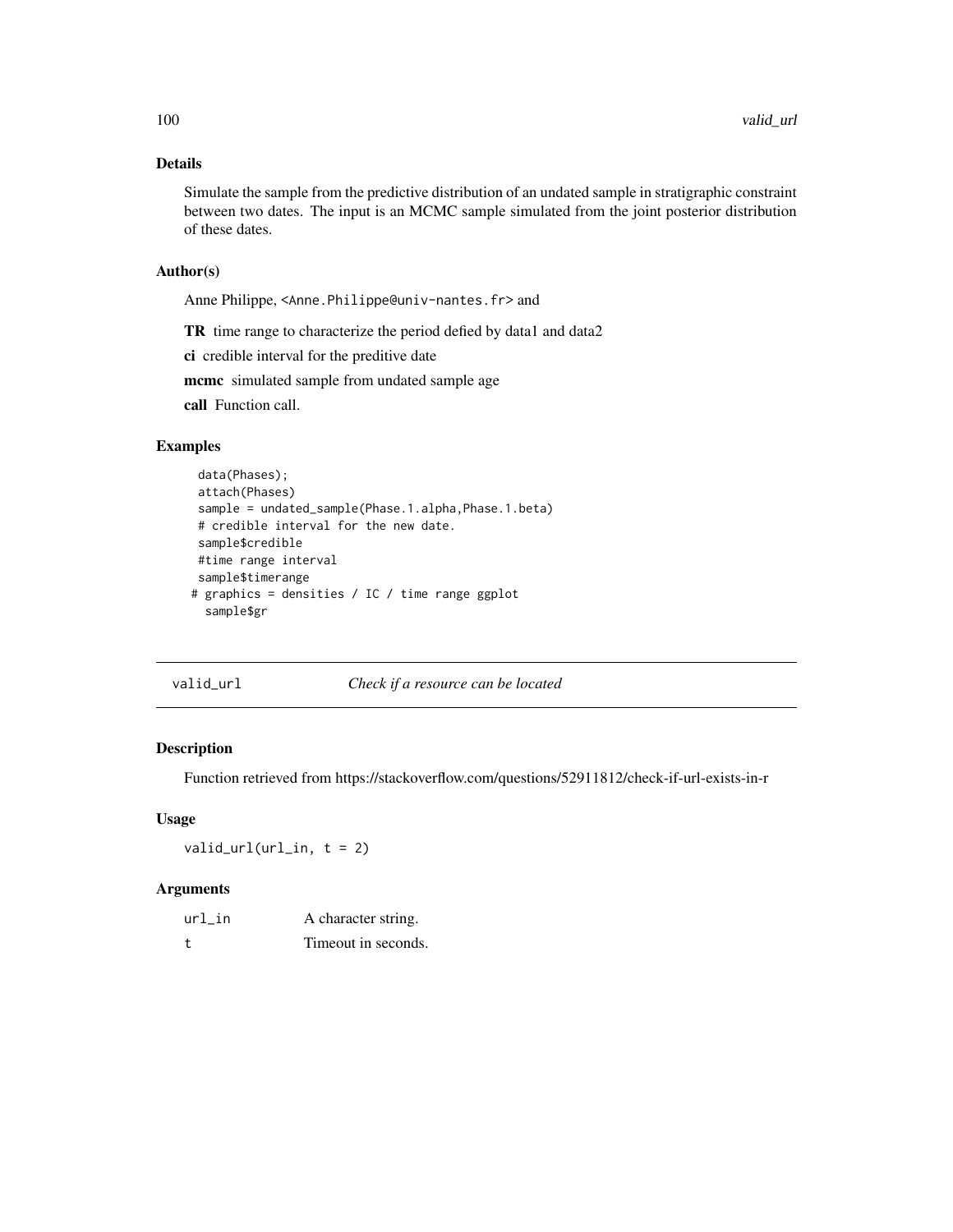## Details

Simulate the sample from the predictive distribution of an undated sample in stratigraphic constraint between two dates. The input is an MCMC sample simulated from the joint posterior distribution of these dates.

## Author(s)

Anne Philippe, <Anne.Philippe@univ-nantes.fr> and

**TR** time range to characterize the period defied by data1 and data2

**ci** credible interval for the preditive date

**mcmc** simulated sample from undated sample age

**call** Function call.

## Examples

```
  data(Phases);
  attach(Phases)
  sample = undated_sample(Phase.1.alpha,Phase.1.beta)
  # credible interval for the new date.
  sample$credible
  #time range interval
  sample$timerange
 # graphics = densities / IC / time range ggplot
   sample$gr
```

---

# valid_url *Check if a resource can be located*

---

## Description

Function retrieved from https://stackoverflow.com/questions/52911812/check-if-url-exists-in-r

## Usage

```
valid_url(url_in, t = 2)
```

## Arguments

| | |
|---|---|
| url_in | A character string. |
| t | Timeout in seconds. |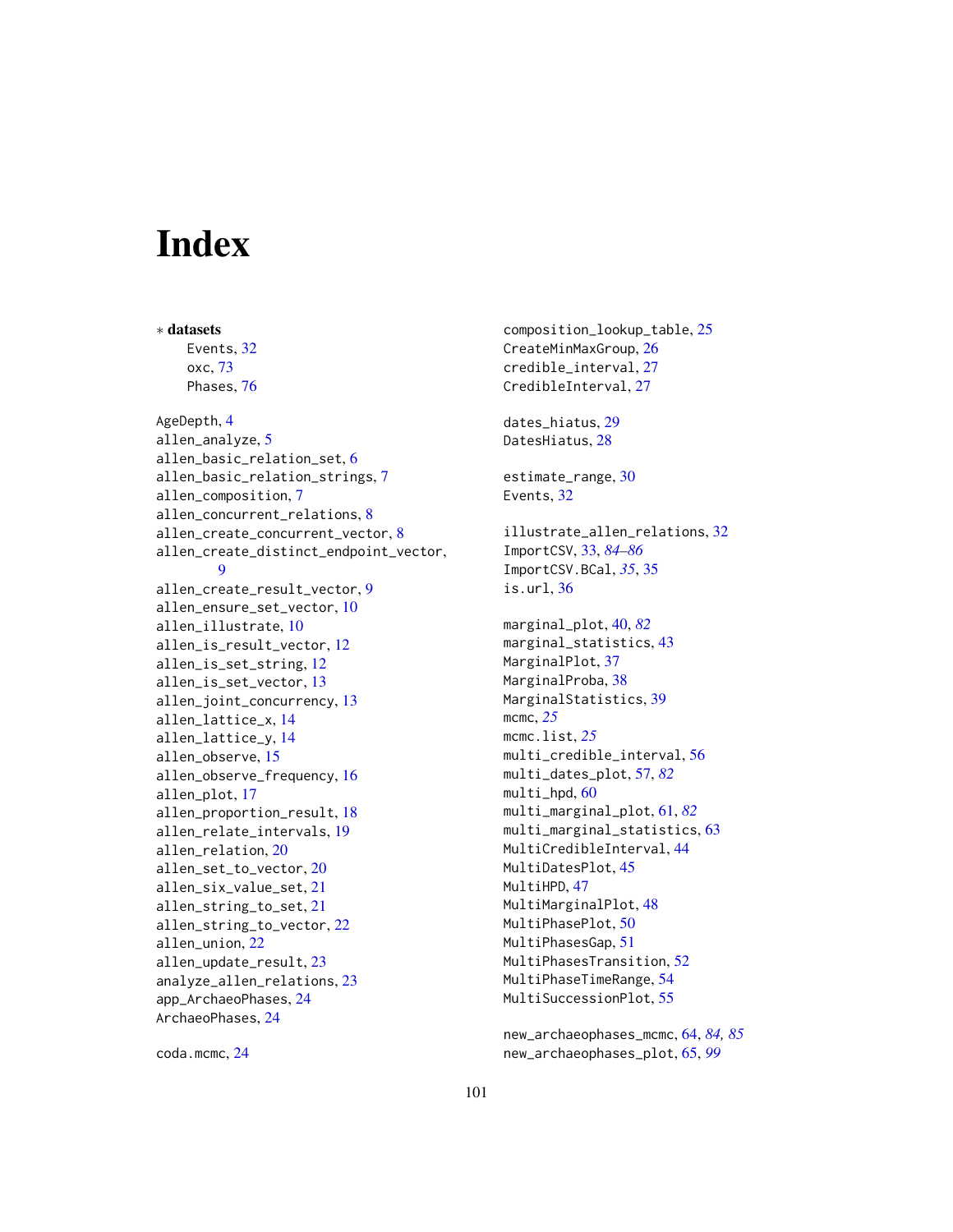# Index

∗ **datasets**

Events, 32
oxc, 73
Phases, 76

AgeDepth, 4
allen_analyze, 5
allen_basic_relation_set, 6
allen_basic_relation_strings, 7
allen_composition, 7
allen_concurrent_relations, 8
allen_create_concurrent_vector, 8
allen_create_distinct_endpoint_vector, 9
allen_create_result_vector, 9
allen_ensure_set_vector, 10
allen_illustrate, 10
allen_is_result_vector, 12
allen_is_set_string, 12
allen_is_set_vector, 13
allen_joint_concurrency, 13
allen_lattice_x, 14
allen_lattice_y, 14
allen_observe, 15
allen_observe_frequency, 16
allen_plot, 17
allen_proportion_result, 18
allen_relate_intervals, 19
allen_relation, 20
allen_set_to_vector, 20
allen_six_value_set, 21
allen_string_to_set, 21
allen_string_to_vector, 22
allen_union, 22
allen_update_result, 23
analyze_allen_relations, 23
app_ArchaeoPhases, 24
ArchaeoPhases, 24

coda.mcmc, 24
composition_lookup_table, 25
CreateMinMaxGroup, 26
credible_interval, 27
CredibleInterval, 27

dates_hiatus, 29
DatesHiatus, 28

estimate_range, 30
Events, 32

illustrate_allen_relations, 32
ImportCSV, 33, *84–86*
ImportCSV.BCal, *35*, 35
is.url, 36

marginal_plot, 40, *82*
marginal_statistics, 43
MarginalPlot, 37
MarginalProba, 38
MarginalStatistics, 39
mcmc, *25*
mcmc.list, *25*
multi_credible_interval, 56
multi_dates_plot, 57, *82*
multi_hpd, 60
multi_marginal_plot, 61, *82*
multi_marginal_statistics, 63
MultiCredibleInterval, 44
MultiDatesPlot, 45
MultiHPD, 47
MultiMarginalPlot, 48
MultiPhasePlot, 50
MultiPhasesGap, 51
MultiPhasesTransition, 52
MultiPhaseTimeRange, 54
MultiSuccessionPlot, 55

new_archaeophases_mcmc, 64, *84, 85*
new_archaeophases_plot, 65, *99*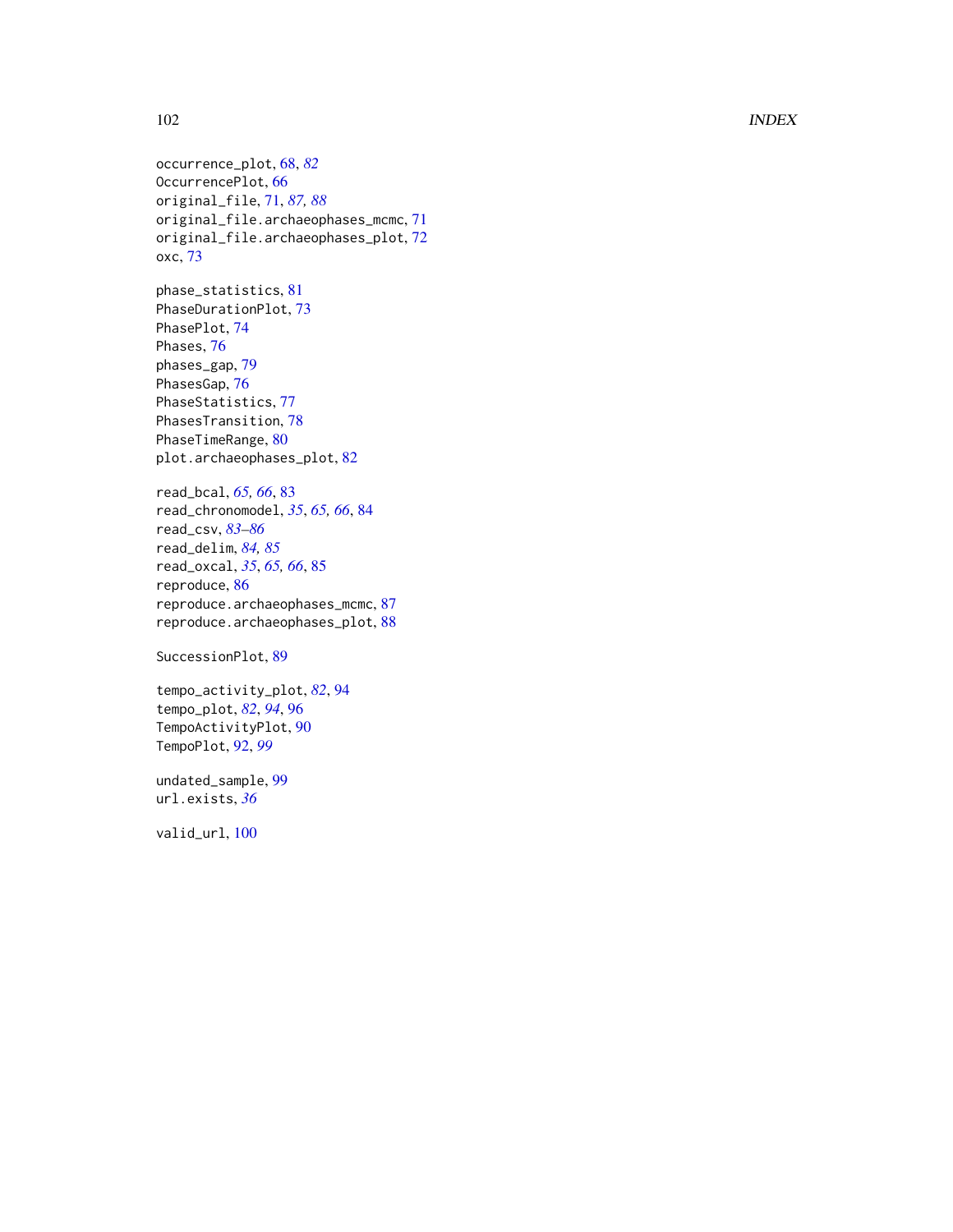occurrence_plot, 68, *82*
OccurrencePlot, 66
original_file, 71, *87, 88*
original_file.archaeophases_mcmc, 71
original_file.archaeophases_plot, 72
oxc, 73

phase_statistics, 81
PhaseDurationPlot, 73
PhasePlot, 74
Phases, 76
phases_gap, 79
PhasesGap, 76
PhaseStatistics, 77
PhasesTransition, 78
PhaseTimeRange, 80
plot.archaeophases_plot, 82

read_bcal, *65, 66*, 83
read_chronomodel, *35*, *65, 66*, 84
read_csv, *83–86*
read_delim, *84, 85*
read_oxcal, *35*, *65, 66*, 85
reproduce, 86
reproduce.archaeophases_mcmc, 87
reproduce.archaeophases_plot, 88

SuccessionPlot, 89

tempo_activity_plot, *82*, 94
tempo_plot, *82*, *94*, 96
TempoActivityPlot, 90
TempoPlot, 92, *99*

undated_sample, 99
url.exists, *36*

valid_url, 100